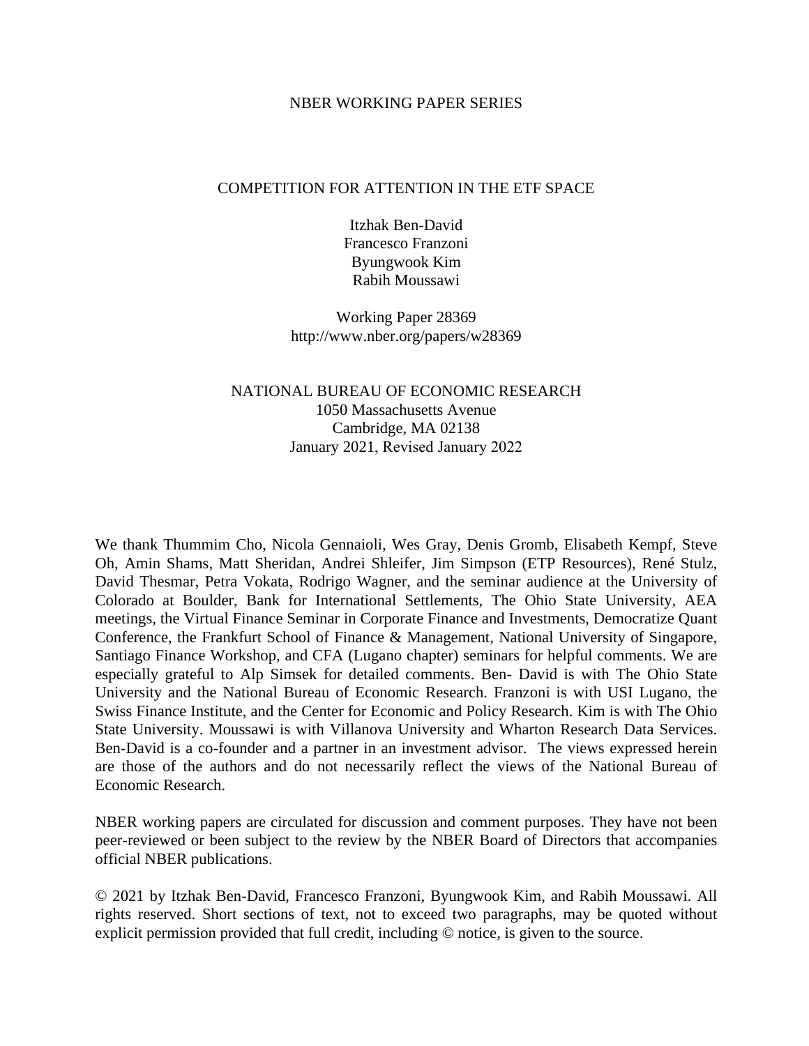NBER WORKING PAPER SERIES

# COMPETITION FOR ATTENTION IN THE ETF SPACE

Itzhak Ben-David
Francesco Franzoni
Byungwook Kim
Rabih Moussawi

Working Paper 28369
http://www.nber.org/papers/w28369

NATIONAL BUREAU OF ECONOMIC RESEARCH
1050 Massachusetts Avenue
Cambridge, MA 02138
January 2021, Revised January 2022

We thank Thummim Cho, Nicola Gennaioli, Wes Gray, Denis Gromb, Elisabeth Kempf, Steve Oh, Amin Shams, Matt Sheridan, Andrei Shleifer, Jim Simpson (ETP Resources), René Stulz, David Thesmar, Petra Vokata, Rodrigo Wagner, and the seminar audience at the University of Colorado at Boulder, Bank for International Settlements, The Ohio State University, AEA meetings, the Virtual Finance Seminar in Corporate Finance and Investments, Democratize Quant Conference, the Frankfurt School of Finance & Management, National University of Singapore, Santiago Finance Workshop, and CFA (Lugano chapter) seminars for helpful comments. We are especially grateful to Alp Simsek for detailed comments. Ben- David is with The Ohio State University and the National Bureau of Economic Research. Franzoni is with USI Lugano, the Swiss Finance Institute, and the Center for Economic and Policy Research. Kim is with The Ohio State University. Moussawi is with Villanova University and Wharton Research Data Services. Ben-David is a co-founder and a partner in an investment advisor. The views expressed herein are those of the authors and do not necessarily reflect the views of the National Bureau of Economic Research.

NBER working papers are circulated for discussion and comment purposes. They have not been peer-reviewed or been subject to the review by the NBER Board of Directors that accompanies official NBER publications.

© 2021 by Itzhak Ben-David, Francesco Franzoni, Byungwook Kim, and Rabih Moussawi. All rights reserved. Short sections of text, not to exceed two paragraphs, may be quoted without explicit permission provided that full credit, including © notice, is given to the source.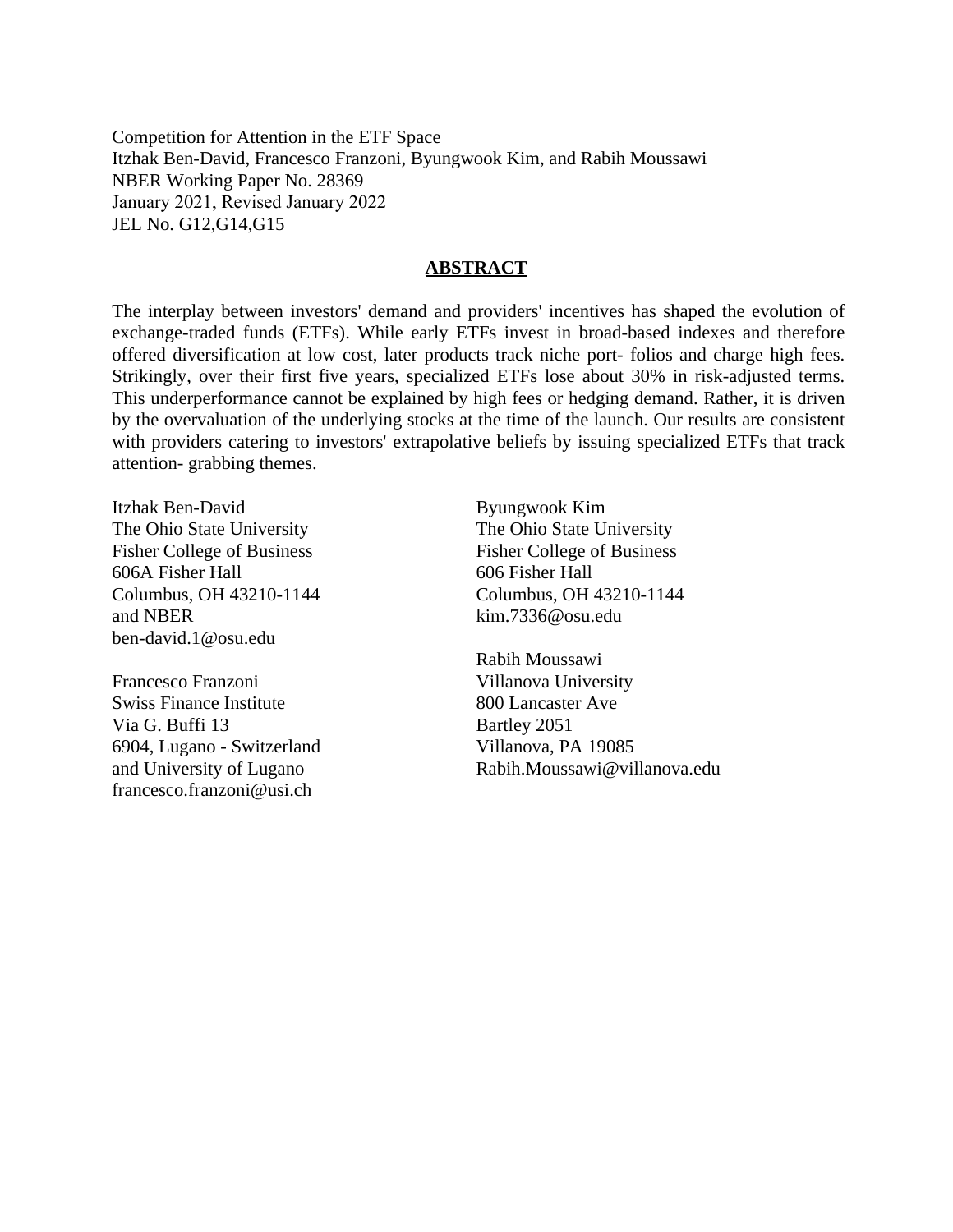Competition for Attention in the ETF Space
Itzhak Ben-David, Francesco Franzoni, Byungwook Kim, and Rabih Moussawi
NBER Working Paper No. 28369
January 2021, Revised January 2022
JEL No. G12,G14,G15

## ABSTRACT

The interplay between investors' demand and providers' incentives has shaped the evolution of exchange-traded funds (ETFs). While early ETFs invest in broad-based indexes and therefore offered diversification at low cost, later products track niche port- folios and charge high fees. Strikingly, over their first five years, specialized ETFs lose about 30% in risk-adjusted terms. This underperformance cannot be explained by high fees or hedging demand. Rather, it is driven by the overvaluation of the underlying stocks at the time of the launch. Our results are consistent with providers catering to investors' extrapolative beliefs by issuing specialized ETFs that track attention- grabbing themes.

Itzhak Ben-David
The Ohio State University
Fisher College of Business
606A Fisher Hall
Columbus, OH 43210-1144
and NBER
ben-david.1@osu.edu

Francesco Franzoni
Swiss Finance Institute
Via G. Buffi 13
6904, Lugano - Switzerland
and University of Lugano
francesco.franzoni@usi.ch

Byungwook Kim
The Ohio State University
Fisher College of Business
606 Fisher Hall
Columbus, OH 43210-1144
kim.7336@osu.edu

Rabih Moussawi
Villanova University
800 Lancaster Ave
Bartley 2051
Villanova, PA 19085
Rabih.Moussawi@villanova.edu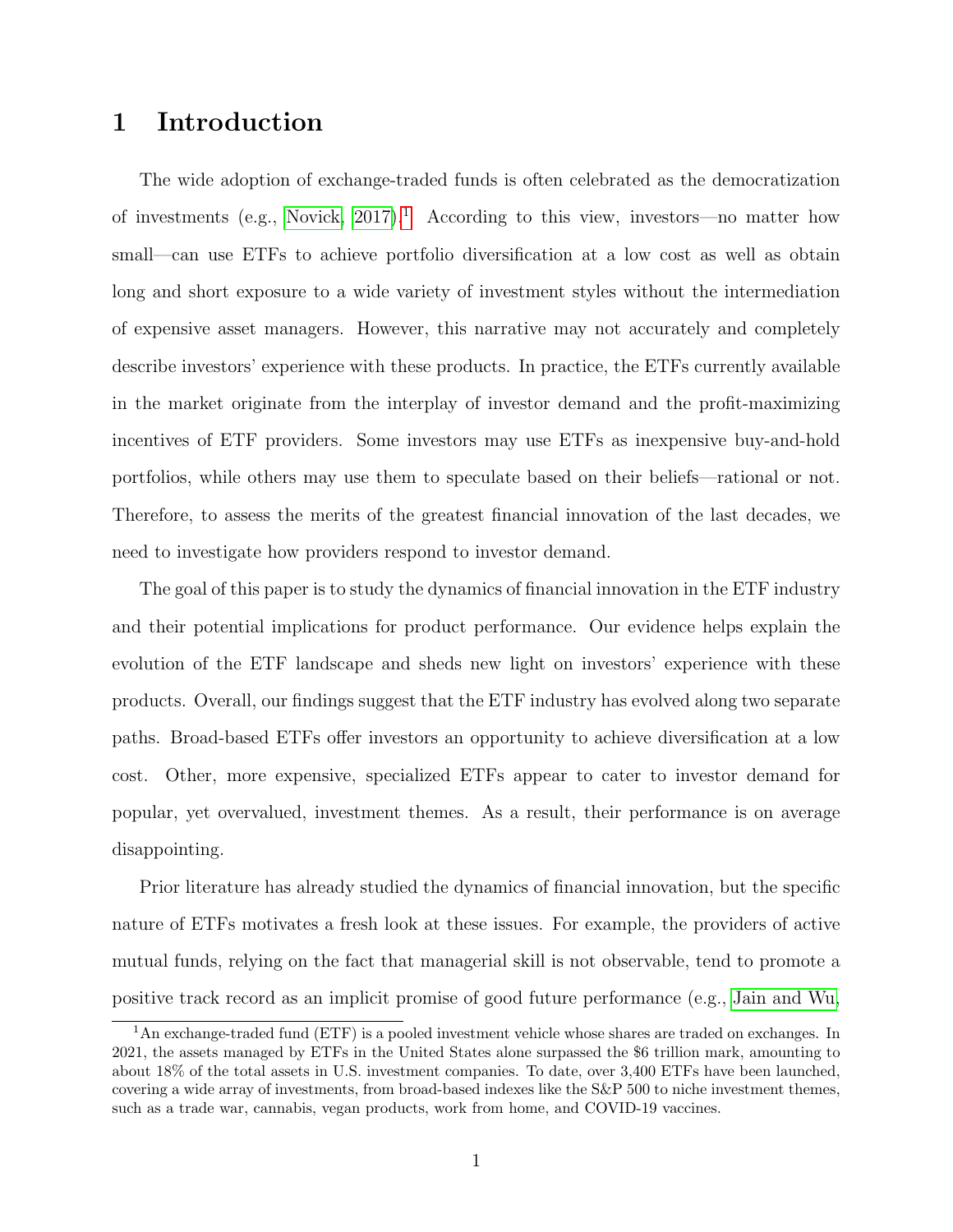# 1 Introduction

The wide adoption of exchange-traded funds is often celebrated as the democratization of investments (e.g., Novick, 2017).[1] According to this view, investors—no matter how small—can use ETFs to achieve portfolio diversification at a low cost as well as obtain long and short exposure to a wide variety of investment styles without the intermediation of expensive asset managers. However, this narrative may not accurately and completely describe investors' experience with these products. In practice, the ETFs currently available in the market originate from the interplay of investor demand and the profit-maximizing incentives of ETF providers. Some investors may use ETFs as inexpensive buy-and-hold portfolios, while others may use them to speculate based on their beliefs—rational or not. Therefore, to assess the merits of the greatest financial innovation of the last decades, we need to investigate how providers respond to investor demand.

The goal of this paper is to study the dynamics of financial innovation in the ETF industry and their potential implications for product performance. Our evidence helps explain the evolution of the ETF landscape and sheds new light on investors' experience with these products. Overall, our findings suggest that the ETF industry has evolved along two separate paths. Broad-based ETFs offer investors an opportunity to achieve diversification at a low cost. Other, more expensive, specialized ETFs appear to cater to investor demand for popular, yet overvalued, investment themes. As a result, their performance is on average disappointing.

Prior literature has already studied the dynamics of financial innovation, but the specific nature of ETFs motivates a fresh look at these issues. For example, the providers of active mutual funds, relying on the fact that managerial skill is not observable, tend to promote a positive track record as an implicit promise of good future performance (e.g., Jain and Wu,

[1] An exchange-traded fund (ETF) is a pooled investment vehicle whose shares are traded on exchanges. In 2021, the assets managed by ETFs in the United States alone surpassed the $6 trillion mark, amounting to about 18% of the total assets in U.S. investment companies. To date, over 3,400 ETFs have been launched, covering a wide array of investments, from broad-based indexes like the S&P 500 to niche investment themes, such as a trade war, cannabis, vegan products, work from home, and COVID-19 vaccines.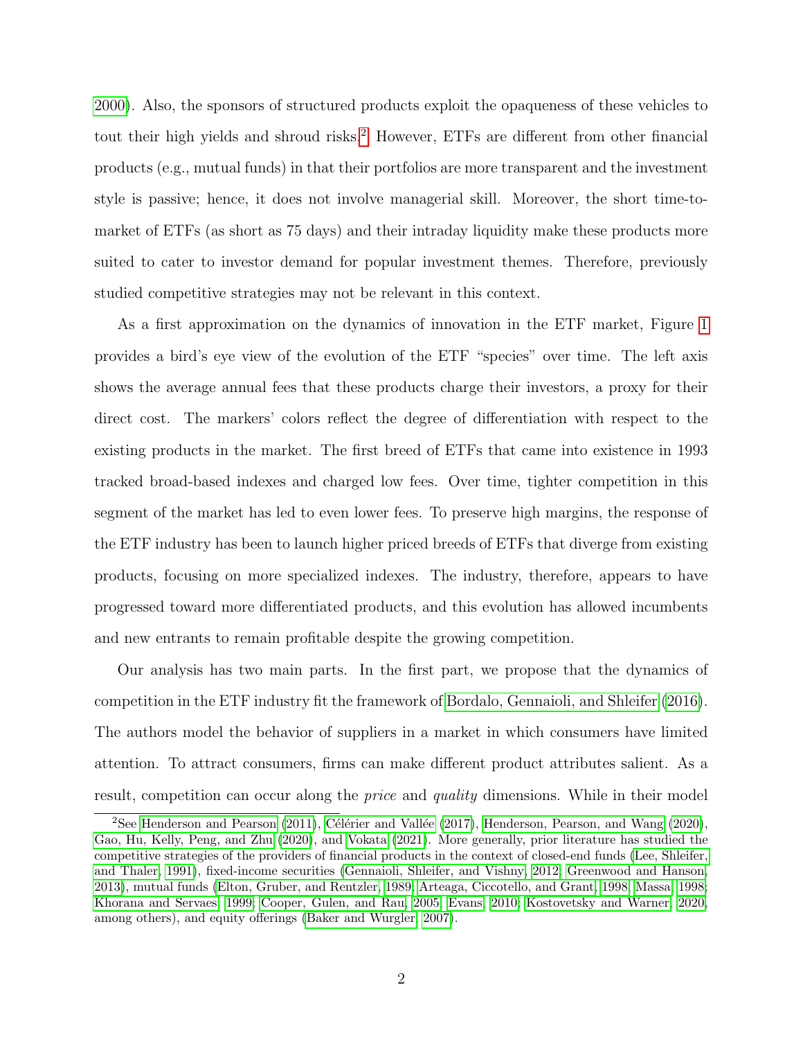2000). Also, the sponsors of structured products exploit the opaqueness of these vehicles to tout their high yields and shroud risks.[2] However, ETFs are different from other financial products (e.g., mutual funds) in that their portfolios are more transparent and the investment style is passive; hence, it does not involve managerial skill. Moreover, the short time-to-market of ETFs (as short as 75 days) and their intraday liquidity make these products more suited to cater to investor demand for popular investment themes. Therefore, previously studied competitive strategies may not be relevant in this context.

As a first approximation on the dynamics of innovation in the ETF market, Figure 1 provides a bird's eye view of the evolution of the ETF "species" over time. The left axis shows the average annual fees that these products charge their investors, a proxy for their direct cost. The markers' colors reflect the degree of differentiation with respect to the existing products in the market. The first breed of ETFs that came into existence in 1993 tracked broad-based indexes and charged low fees. Over time, tighter competition in this segment of the market has led to even lower fees. To preserve high margins, the response of the ETF industry has been to launch higher priced breeds of ETFs that diverge from existing products, focusing on more specialized indexes. The industry, therefore, appears to have progressed toward more differentiated products, and this evolution has allowed incumbents and new entrants to remain profitable despite the growing competition.

Our analysis has two main parts. In the first part, we propose that the dynamics of competition in the ETF industry fit the framework of Bordalo, Gennaioli, and Shleifer (2016). The authors model the behavior of suppliers in a market in which consumers have limited attention. To attract consumers, firms can make different product attributes salient. As a result, competition can occur along the *price* and *quality* dimensions. While in their model

[2] See Henderson and Pearson (2011), Célérier and Vallée (2017), Henderson, Pearson, and Wang (2020), Gao, Hu, Kelly, Peng, and Zhu (2020), and Vokata (2021). More generally, prior literature has studied the competitive strategies of the providers of financial products in the context of closed-end funds (Lee, Shleifer, and Thaler, 1991), fixed-income securities (Gennaioli, Shleifer, and Vishny, 2012; Greenwood and Hanson, 2013), mutual funds (Elton, Gruber, and Rentzler, 1989; Arteaga, Ciccotello, and Grant, 1998; Massa, 1998; Khorana and Servaes, 1999; Cooper, Gulen, and Rau, 2005; Evans, 2010; Kostovetsky and Warner, 2020, among others), and equity offerings (Baker and Wurgler, 2007).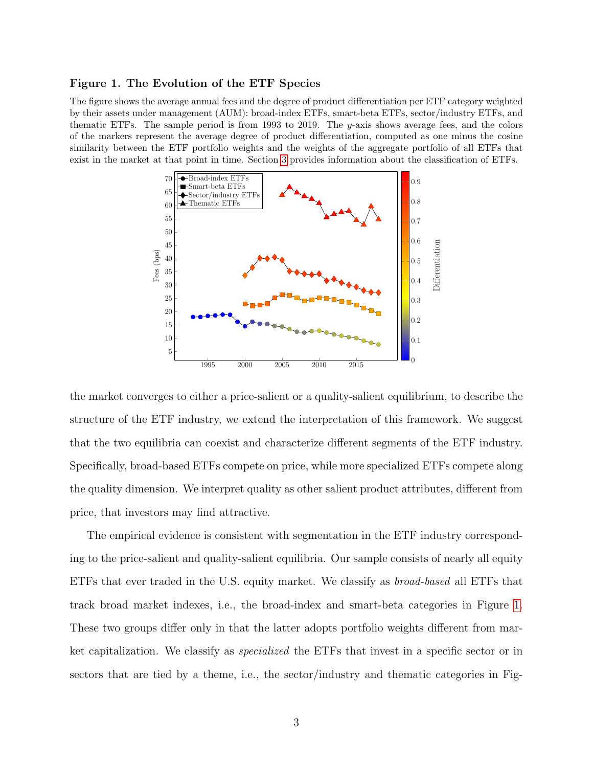**Figure 1. The Evolution of the ETF Species**

The figure shows the average annual fees and the degree of product differentiation per ETF category weighted by their assets under management (AUM): broad-index ETFs, smart-beta ETFs, sector/industry ETFs, and thematic ETFs. The sample period is from 1993 to 2019. The $y$-axis shows average fees, and the colors of the markers represent the average degree of product differentiation, computed as one minus the cosine similarity between the ETF portfolio weights and the weights of the aggregate portfolio of all ETFs that exist in the market at that point in time. Section 3 provides information about the classification of ETFs.

the market converges to either a price-salient or a quality-salient equilibrium, to describe the structure of the ETF industry, we extend the interpretation of this framework. We suggest that the two equilibria can coexist and characterize different segments of the ETF industry. Specifically, broad-based ETFs compete on price, while more specialized ETFs compete along the quality dimension. We interpret quality as other salient product attributes, different from price, that investors may find attractive.

The empirical evidence is consistent with segmentation in the ETF industry corresponding to the price-salient and quality-salient equilibria. Our sample consists of nearly all equity ETFs that ever traded in the U.S. equity market. We classify as *broad-based* all ETFs that track broad market indexes, i.e., the broad-index and smart-beta categories in Figure 1. These two groups differ only in that the latter adopts portfolio weights different from market capitalization. We classify as *specialized* the ETFs that invest in a specific sector or in sectors that are tied by a theme, i.e., the sector/industry and thematic categories in Fig-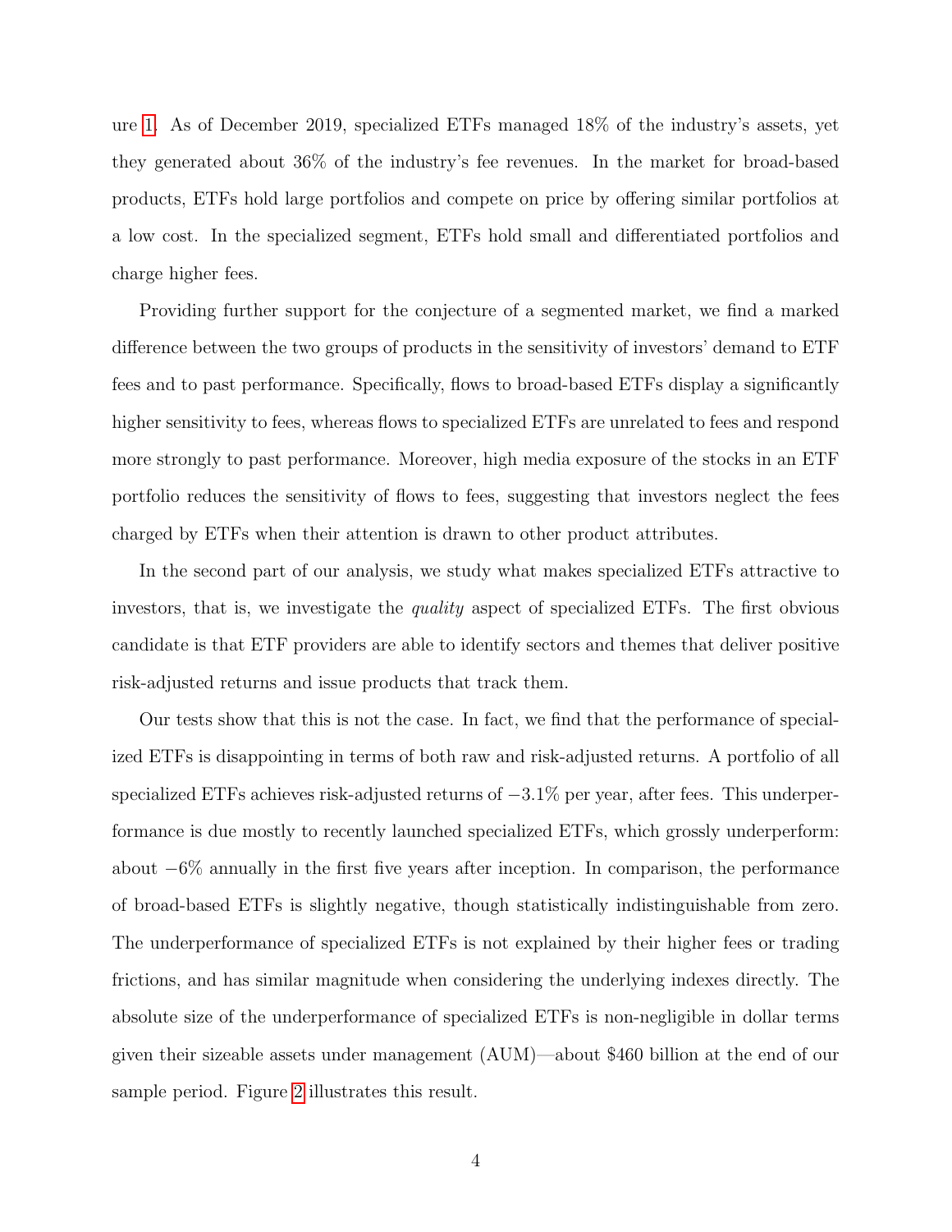ure 1. As of December 2019, specialized ETFs managed 18% of the industry's assets, yet they generated about 36% of the industry's fee revenues. In the market for broad-based products, ETFs hold large portfolios and compete on price by offering similar portfolios at a low cost. In the specialized segment, ETFs hold small and differentiated portfolios and charge higher fees.

Providing further support for the conjecture of a segmented market, we find a marked difference between the two groups of products in the sensitivity of investors' demand to ETF fees and to past performance. Specifically, flows to broad-based ETFs display a significantly higher sensitivity to fees, whereas flows to specialized ETFs are unrelated to fees and respond more strongly to past performance. Moreover, high media exposure of the stocks in an ETF portfolio reduces the sensitivity of flows to fees, suggesting that investors neglect the fees charged by ETFs when their attention is drawn to other product attributes.

In the second part of our analysis, we study what makes specialized ETFs attractive to investors, that is, we investigate the *quality* aspect of specialized ETFs. The first obvious candidate is that ETF providers are able to identify sectors and themes that deliver positive risk-adjusted returns and issue products that track them.

Our tests show that this is not the case. In fact, we find that the performance of specialized ETFs is disappointing in terms of both raw and risk-adjusted returns. A portfolio of all specialized ETFs achieves risk-adjusted returns of $-3.1\%$ per year, after fees. This underperformance is due mostly to recently launched specialized ETFs, which grossly underperform: about $-6\%$ annually in the first five years after inception. In comparison, the performance of broad-based ETFs is slightly negative, though statistically indistinguishable from zero. The underperformance of specialized ETFs is not explained by their higher fees or trading frictions, and has similar magnitude when considering the underlying indexes directly. The absolute size of the underperformance of specialized ETFs is non-negligible in dollar terms given their sizeable assets under management (AUM)—about $460 billion at the end of our sample period. Figure 2 illustrates this result.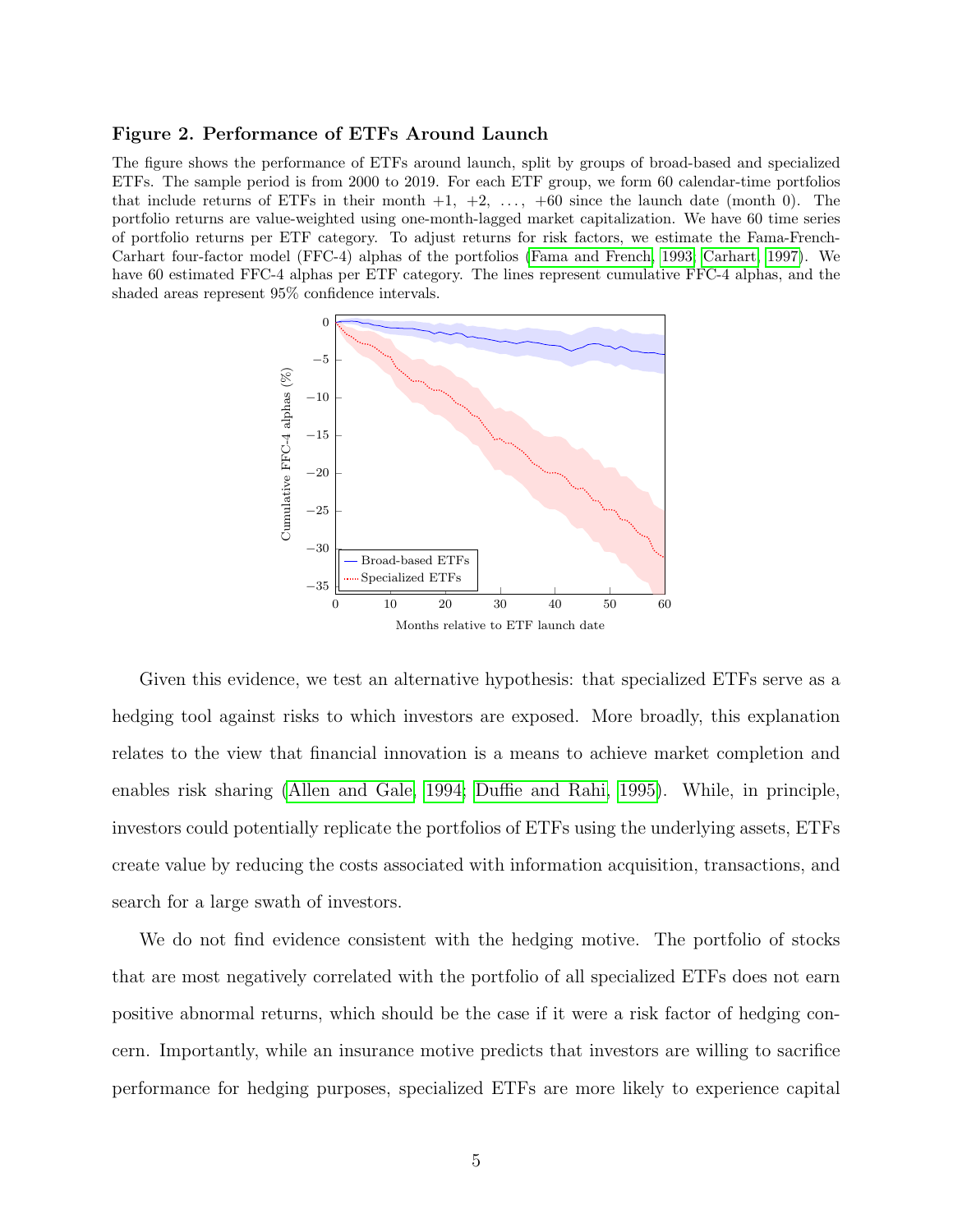**Figure 2. Performance of ETFs Around Launch**

The figure shows the performance of ETFs around launch, split by groups of broad-based and specialized ETFs. The sample period is from 2000 to 2019. For each ETF group, we form 60 calendar-time portfolios that include returns of ETFs in their month +1, +2, …, +60 since the launch date (month 0). The portfolio returns are value-weighted using one-month-lagged market capitalization. We have 60 time series of portfolio returns per ETF category. To adjust returns for risk factors, we estimate the Fama-French-Carhart four-factor model (FFC-4) alphas of the portfolios (Fama and French, 1993; Carhart, 1997). We have 60 estimated FFC-4 alphas per ETF category. The lines represent cumulative FFC-4 alphas, and the shaded areas represent 95% confidence intervals.

Given this evidence, we test an alternative hypothesis: that specialized ETFs serve as a hedging tool against risks to which investors are exposed. More broadly, this explanation relates to the view that financial innovation is a means to achieve market completion and enables risk sharing (Allen and Gale, 1994; Duffie and Rahi, 1995). While, in principle, investors could potentially replicate the portfolios of ETFs using the underlying assets, ETFs create value by reducing the costs associated with information acquisition, transactions, and search for a large swath of investors.

We do not find evidence consistent with the hedging motive. The portfolio of stocks that are most negatively correlated with the portfolio of all specialized ETFs does not earn positive abnormal returns, which should be the case if it were a risk factor of hedging concern. Importantly, while an insurance motive predicts that investors are willing to sacrifice performance for hedging purposes, specialized ETFs are more likely to experience capital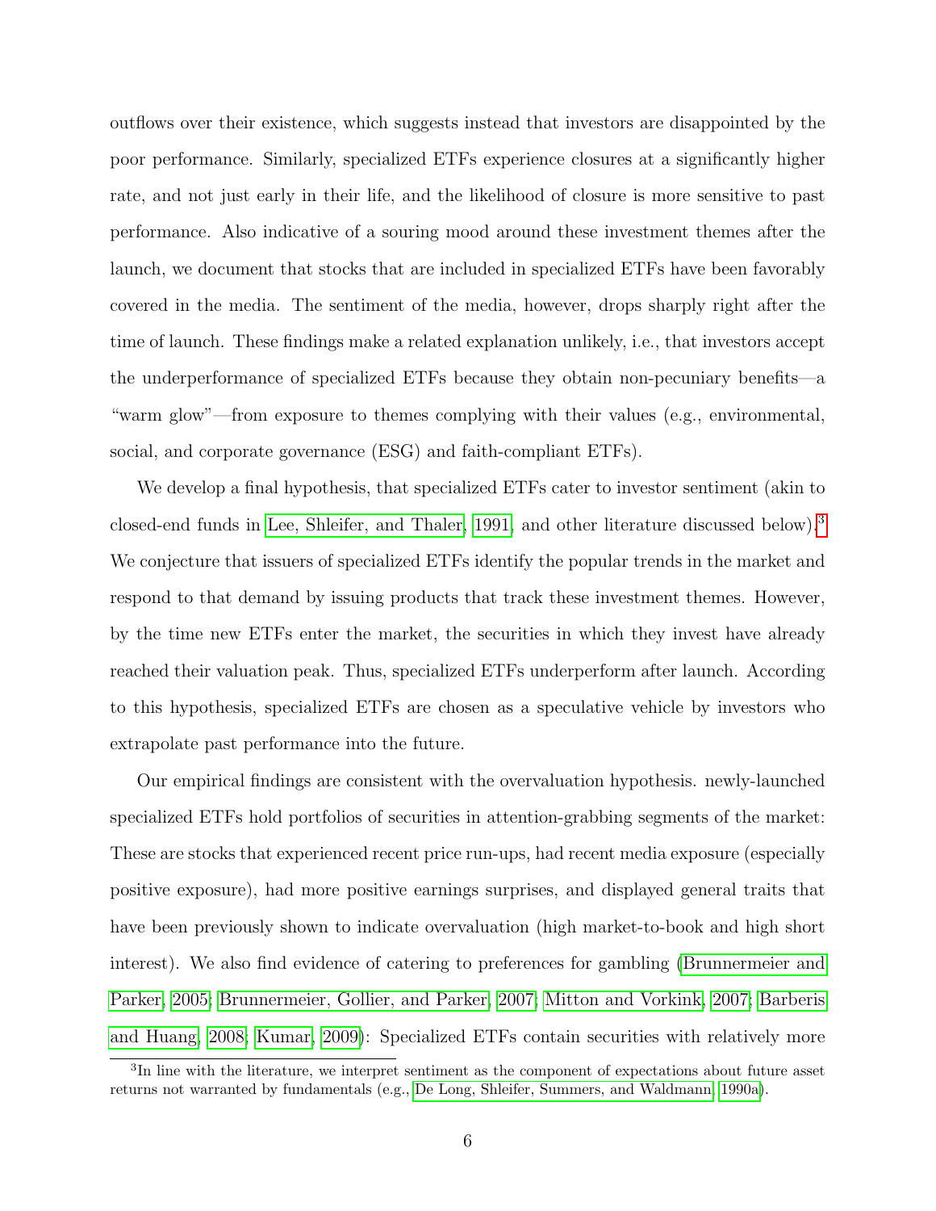outflows over their existence, which suggests instead that investors are disappointed by the poor performance. Similarly, specialized ETFs experience closures at a significantly higher rate, and not just early in their life, and the likelihood of closure is more sensitive to past performance. Also indicative of a souring mood around these investment themes after the launch, we document that stocks that are included in specialized ETFs have been favorably covered in the media. The sentiment of the media, however, drops sharply right after the time of launch. These findings make a related explanation unlikely, i.e., that investors accept the underperformance of specialized ETFs because they obtain non-pecuniary benefits—a "warm glow"—from exposure to themes complying with their values (e.g., environmental, social, and corporate governance (ESG) and faith-compliant ETFs).

We develop a final hypothesis, that specialized ETFs cater to investor sentiment (akin to closed-end funds in Lee, Shleifer, and Thaler, 1991, and other literature discussed below).[3] We conjecture that issuers of specialized ETFs identify the popular trends in the market and respond to that demand by issuing products that track these investment themes. However, by the time new ETFs enter the market, the securities in which they invest have already reached their valuation peak. Thus, specialized ETFs underperform after launch. According to this hypothesis, specialized ETFs are chosen as a speculative vehicle by investors who extrapolate past performance into the future.

Our empirical findings are consistent with the overvaluation hypothesis. newly-launched specialized ETFs hold portfolios of securities in attention-grabbing segments of the market: These are stocks that experienced recent price run-ups, had recent media exposure (especially positive exposure), had more positive earnings surprises, and displayed general traits that have been previously shown to indicate overvaluation (high market-to-book and high short interest). We also find evidence of catering to preferences for gambling (Brunnermeier and Parker, 2005; Brunnermeier, Gollier, and Parker, 2007; Mitton and Vorkink, 2007; Barberis and Huang, 2008; Kumar, 2009): Specialized ETFs contain securities with relatively more

[3] In line with the literature, we interpret sentiment as the component of expectations about future asset returns not warranted by fundamentals (e.g., De Long, Shleifer, Summers, and Waldmann, 1990a).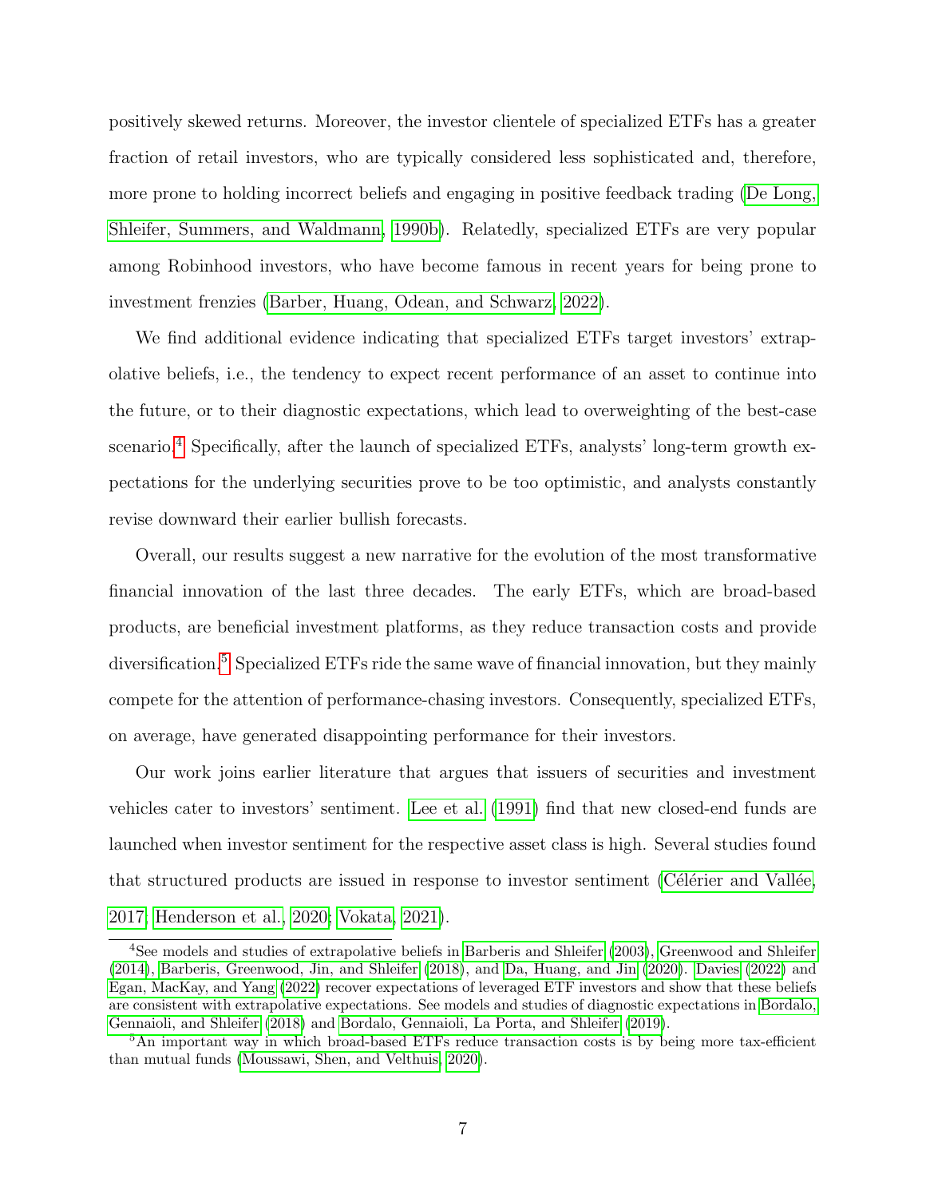positively skewed returns. Moreover, the investor clientele of specialized ETFs has a greater fraction of retail investors, who are typically considered less sophisticated and, therefore, more prone to holding incorrect beliefs and engaging in positive feedback trading (De Long, Shleifer, Summers, and Waldmann, 1990b). Relatedly, specialized ETFs are very popular among Robinhood investors, who have become famous in recent years for being prone to investment frenzies (Barber, Huang, Odean, and Schwarz, 2022).

We find additional evidence indicating that specialized ETFs target investors' extrapolative beliefs, i.e., the tendency to expect recent performance of an asset to continue into the future, or to their diagnostic expectations, which lead to overweighting of the best-case scenario.[4] Specifically, after the launch of specialized ETFs, analysts' long-term growth expectations for the underlying securities prove to be too optimistic, and analysts constantly revise downward their earlier bullish forecasts.

Overall, our results suggest a new narrative for the evolution of the most transformative financial innovation of the last three decades. The early ETFs, which are broad-based products, are beneficial investment platforms, as they reduce transaction costs and provide diversification.[5] Specialized ETFs ride the same wave of financial innovation, but they mainly compete for the attention of performance-chasing investors. Consequently, specialized ETFs, on average, have generated disappointing performance for their investors.

Our work joins earlier literature that argues that issuers of securities and investment vehicles cater to investors' sentiment. Lee et al. (1991) find that new closed-end funds are launched when investor sentiment for the respective asset class is high. Several studies found that structured products are issued in response to investor sentiment (Célérier and Vallée, 2017; Henderson et al., 2020; Vokata, 2021).

[4] See models and studies of extrapolative beliefs in Barberis and Shleifer (2003), Greenwood and Shleifer (2014), Barberis, Greenwood, Jin, and Shleifer (2018), and Da, Huang, and Jin (2020). Davies (2022) and Egan, MacKay, and Yang (2022) recover expectations of leveraged ETF investors and show that these beliefs are consistent with extrapolative expectations. See models and studies of diagnostic expectations in Bordalo, Gennaioli, and Shleifer (2018) and Bordalo, Gennaioli, La Porta, and Shleifer (2019).

[5] An important way in which broad-based ETFs reduce transaction costs is by being more tax-efficient than mutual funds (Moussawi, Shen, and Velthuis, 2020).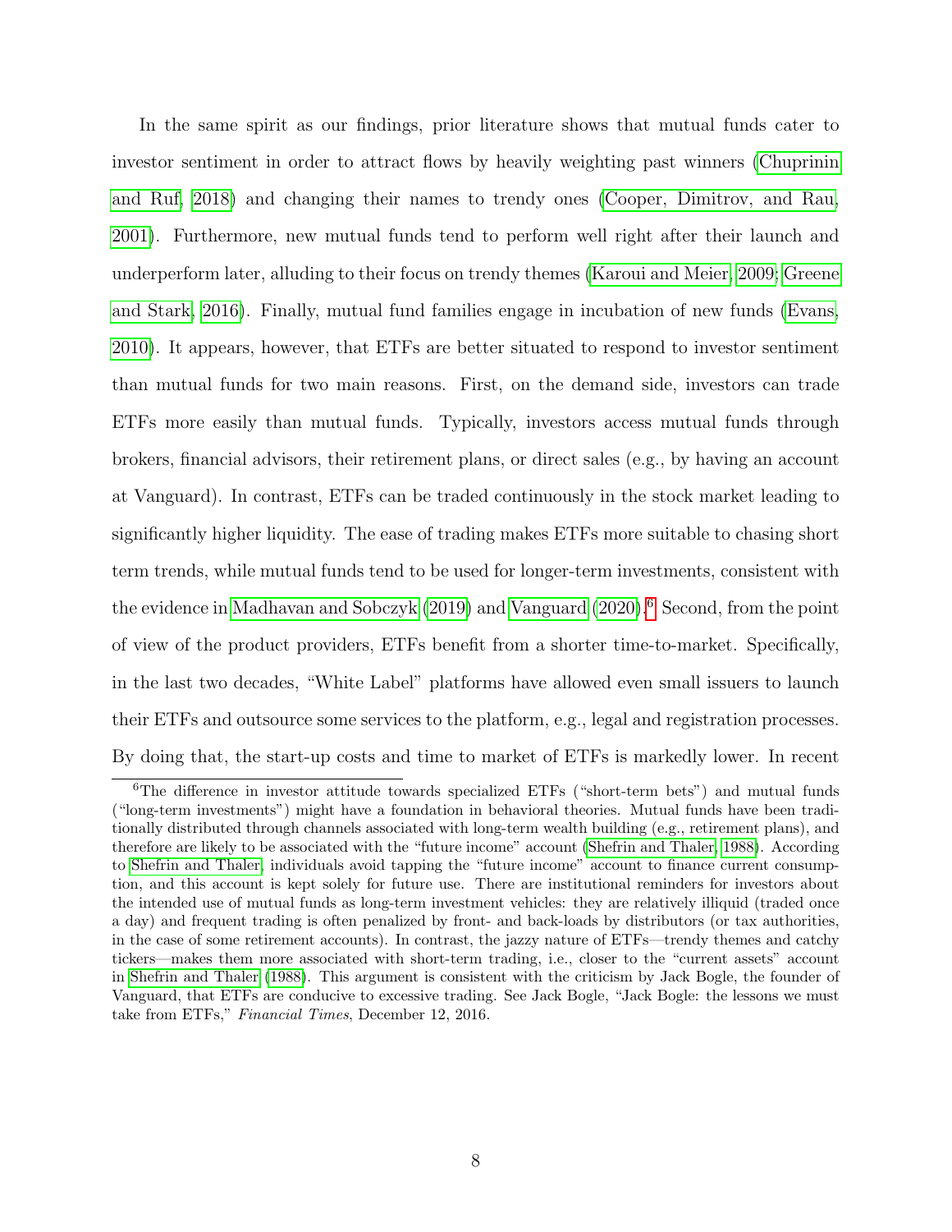In the same spirit as our findings, prior literature shows that mutual funds cater to investor sentiment in order to attract flows by heavily weighting past winners (Chuprinin and Ruf, 2018) and changing their names to trendy ones (Cooper, Dimitrov, and Rau, 2001). Furthermore, new mutual funds tend to perform well right after their launch and underperform later, alluding to their focus on trendy themes (Karoui and Meier, 2009; Greene and Stark, 2016). Finally, mutual fund families engage in incubation of new funds (Evans, 2010). It appears, however, that ETFs are better situated to respond to investor sentiment than mutual funds for two main reasons. First, on the demand side, investors can trade ETFs more easily than mutual funds. Typically, investors access mutual funds through brokers, financial advisors, their retirement plans, or direct sales (e.g., by having an account at Vanguard). In contrast, ETFs can be traded continuously in the stock market leading to significantly higher liquidity. The ease of trading makes ETFs more suitable to chasing short term trends, while mutual funds tend to be used for longer-term investments, consistent with the evidence in Madhavan and Sobczyk (2019) and Vanguard (2020).[6] Second, from the point of view of the product providers, ETFs benefit from a shorter time-to-market. Specifically, in the last two decades, "White Label" platforms have allowed even small issuers to launch their ETFs and outsource some services to the platform, e.g., legal and registration processes. By doing that, the start-up costs and time to market of ETFs is markedly lower. In recent

[6] The difference in investor attitude towards specialized ETFs ("short-term bets") and mutual funds ("long-term investments") might have a foundation in behavioral theories. Mutual funds have been traditionally distributed through channels associated with long-term wealth building (e.g., retirement plans), and therefore are likely to be associated with the "future income" account (Shefrin and Thaler, 1988). According to Shefrin and Thaler, individuals avoid tapping the "future income" account to finance current consumption, and this account is kept solely for future use. There are institutional reminders for investors about the intended use of mutual funds as long-term investment vehicles: they are relatively illiquid (traded once a day) and frequent trading is often penalized by front- and back-loads by distributors (or tax authorities, in the case of some retirement accounts). In contrast, the jazzy nature of ETFs—trendy themes and catchy tickers—makes them more associated with short-term trading, i.e., closer to the "current assets" account in Shefrin and Thaler (1988). This argument is consistent with the criticism by Jack Bogle, the founder of Vanguard, that ETFs are conducive to excessive trading. See Jack Bogle, "Jack Bogle: the lessons we must take from ETFs," *Financial Times*, December 12, 2016.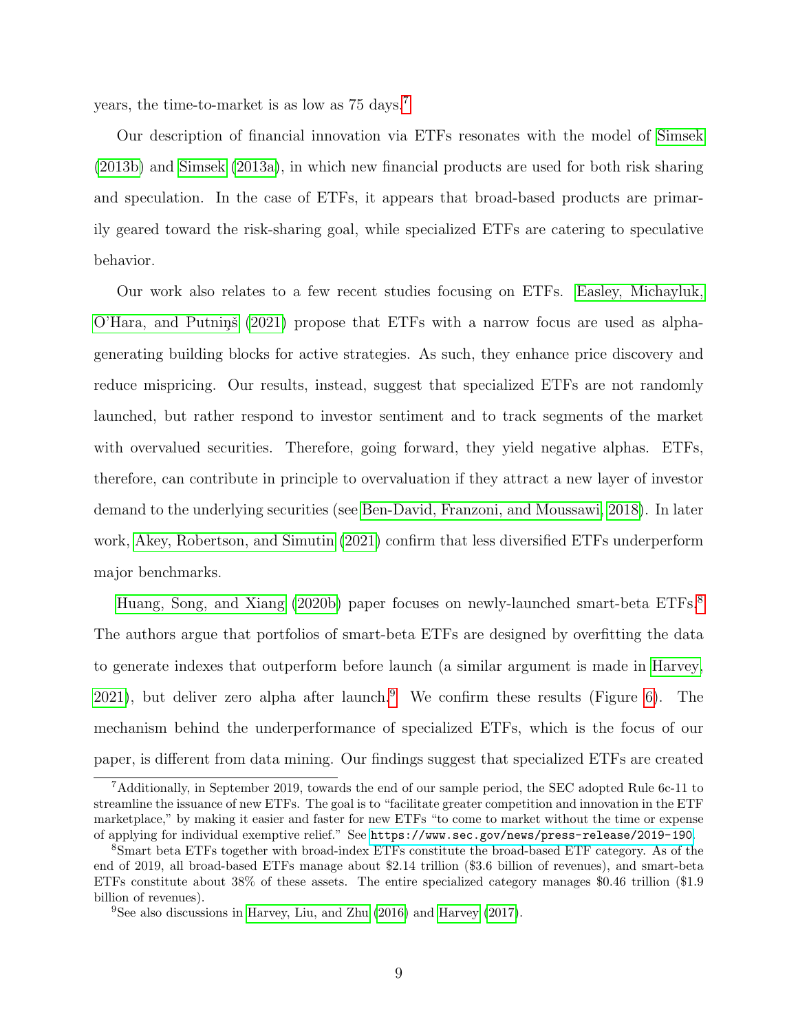years, the time-to-market is as low as 75 days.[7]

Our description of financial innovation via ETFs resonates with the model of Simsek (2013b) and Simsek (2013a), in which new financial products are used for both risk sharing and speculation. In the case of ETFs, it appears that broad-based products are primarily geared toward the risk-sharing goal, while specialized ETFs are catering to speculative behavior.

Our work also relates to a few recent studies focusing on ETFs. Easley, Michayluk, O'Hara, and Putniņš (2021) propose that ETFs with a narrow focus are used as alpha-generating building blocks for active strategies. As such, they enhance price discovery and reduce mispricing. Our results, instead, suggest that specialized ETFs are not randomly launched, but rather respond to investor sentiment and to track segments of the market with overvalued securities. Therefore, going forward, they yield negative alphas. ETFs, therefore, can contribute in principle to overvaluation if they attract a new layer of investor demand to the underlying securities (see Ben-David, Franzoni, and Moussawi, 2018). In later work, Akey, Robertson, and Simutin (2021) confirm that less diversified ETFs underperform major benchmarks.

Huang, Song, and Xiang (2020b) paper focuses on newly-launched smart-beta ETFs.[8] The authors argue that portfolios of smart-beta ETFs are designed by overfitting the data to generate indexes that outperform before launch (a similar argument is made in Harvey, 2021), but deliver zero alpha after launch.[9] We confirm these results (Figure 6). The mechanism behind the underperformance of specialized ETFs, which is the focus of our paper, is different from data mining. Our findings suggest that specialized ETFs are created

---

[7] Additionally, in September 2019, towards the end of our sample period, the SEC adopted Rule 6c-11 to streamline the issuance of new ETFs. The goal is to "facilitate greater competition and innovation in the ETF marketplace," by making it easier and faster for new ETFs "to come to market without the time or expense of applying for individual exemptive relief." See https://www.sec.gov/news/press-release/2019-190.

[8] Smart beta ETFs together with broad-index ETFs constitute the broad-based ETF category. As of the end of 2019, all broad-based ETFs manage about $2.14 trillion ($3.6 billion of revenues), and smart-beta ETFs constitute about 38% of these assets. The entire specialized category manages $0.46 trillion ($1.9 billion of revenues).

[9] See also discussions in Harvey, Liu, and Zhu (2016) and Harvey (2017).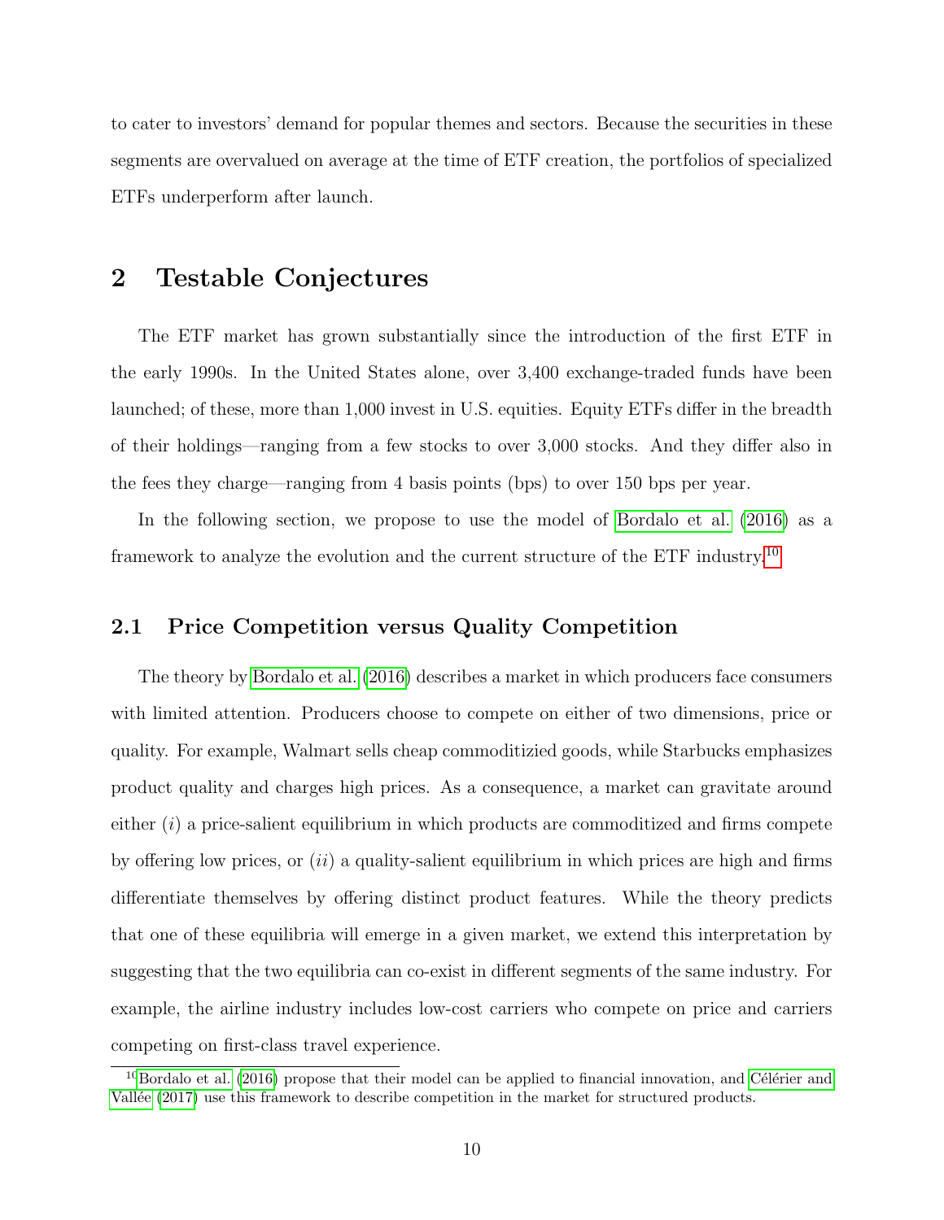to cater to investors' demand for popular themes and sectors. Because the securities in these segments are overvalued on average at the time of ETF creation, the portfolios of specialized ETFs underperform after launch.

# 2 Testable Conjectures

The ETF market has grown substantially since the introduction of the first ETF in the early 1990s. In the United States alone, over 3,400 exchange-traded funds have been launched; of these, more than 1,000 invest in U.S. equities. Equity ETFs differ in the breadth of their holdings—ranging from a few stocks to over 3,000 stocks. And they differ also in the fees they charge—ranging from 4 basis points (bps) to over 150 bps per year.

In the following section, we propose to use the model of Bordalo et al. (2016) as a framework to analyze the evolution and the current structure of the ETF industry.[10]

## 2.1 Price Competition versus Quality Competition

The theory by Bordalo et al. (2016) describes a market in which producers face consumers with limited attention. Producers choose to compete on either of two dimensions, price or quality. For example, Walmart sells cheap commoditizied goods, while Starbucks emphasizes product quality and charges high prices. As a consequence, a market can gravitate around either (*i*) a price-salient equilibrium in which products are commoditized and firms compete by offering low prices, or (*ii*) a quality-salient equilibrium in which prices are high and firms differentiate themselves by offering distinct product features. While the theory predicts that one of these equilibria will emerge in a given market, we extend this interpretation by suggesting that the two equilibria can co-exist in different segments of the same industry. For example, the airline industry includes low-cost carriers who compete on price and carriers competing on first-class travel experience.

[10] Bordalo et al. (2016) propose that their model can be applied to financial innovation, and Célérier and Vallée (2017) use this framework to describe competition in the market for structured products.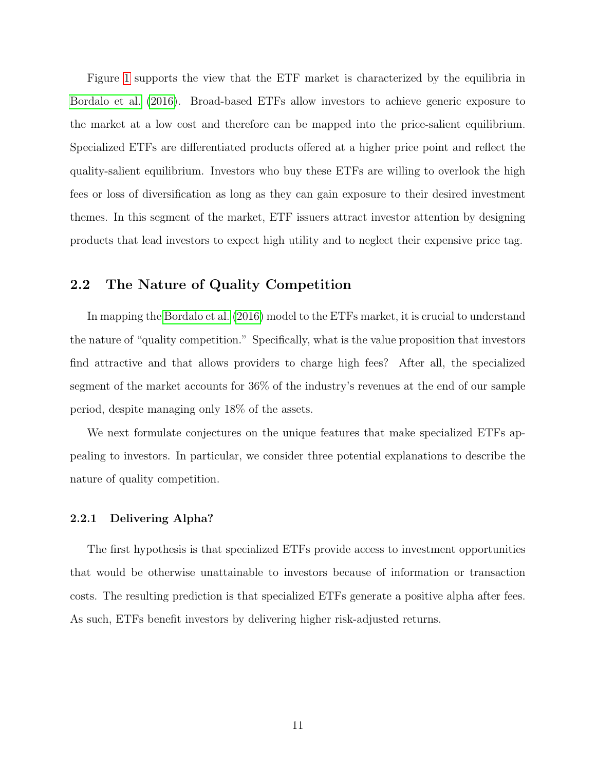Figure 1 supports the view that the ETF market is characterized by the equilibria in Bordalo et al. (2016). Broad-based ETFs allow investors to achieve generic exposure to the market at a low cost and therefore can be mapped into the price-salient equilibrium. Specialized ETFs are differentiated products offered at a higher price point and reflect the quality-salient equilibrium. Investors who buy these ETFs are willing to overlook the high fees or loss of diversification as long as they can gain exposure to their desired investment themes. In this segment of the market, ETF issuers attract investor attention by designing products that lead investors to expect high utility and to neglect their expensive price tag.

## 2.2 The Nature of Quality Competition

In mapping the Bordalo et al. (2016) model to the ETFs market, it is crucial to understand the nature of "quality competition." Specifically, what is the value proposition that investors find attractive and that allows providers to charge high fees? After all, the specialized segment of the market accounts for 36% of the industry's revenues at the end of our sample period, despite managing only 18% of the assets.

We next formulate conjectures on the unique features that make specialized ETFs appealing to investors. In particular, we consider three potential explanations to describe the nature of quality competition.

### 2.2.1 Delivering Alpha?

The first hypothesis is that specialized ETFs provide access to investment opportunities that would be otherwise unattainable to investors because of information or transaction costs. The resulting prediction is that specialized ETFs generate a positive alpha after fees. As such, ETFs benefit investors by delivering higher risk-adjusted returns.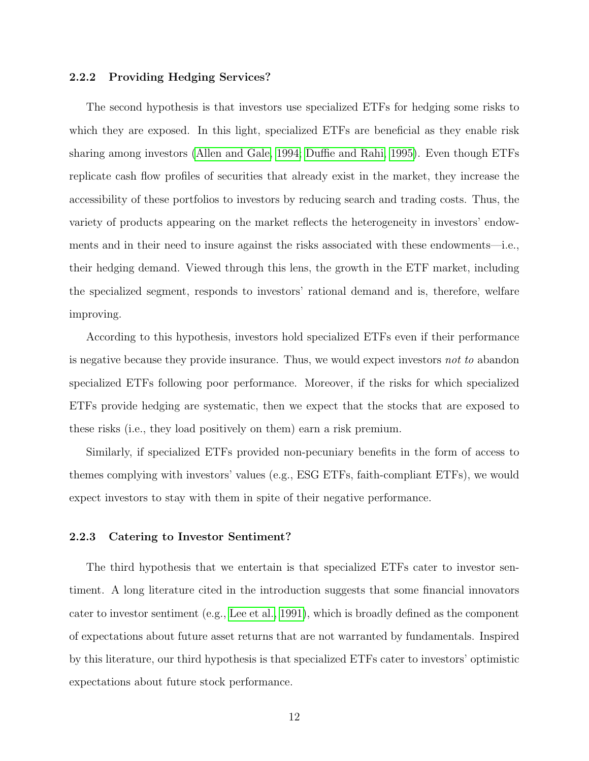### 2.2.2 Providing Hedging Services?

The second hypothesis is that investors use specialized ETFs for hedging some risks to which they are exposed. In this light, specialized ETFs are beneficial as they enable risk sharing among investors (Allen and Gale, 1994; Duffie and Rahi, 1995). Even though ETFs replicate cash flow profiles of securities that already exist in the market, they increase the accessibility of these portfolios to investors by reducing search and trading costs. Thus, the variety of products appearing on the market reflects the heterogeneity in investors' endowments and in their need to insure against the risks associated with these endowments—i.e., their hedging demand. Viewed through this lens, the growth in the ETF market, including the specialized segment, responds to investors' rational demand and is, therefore, welfare improving.

According to this hypothesis, investors hold specialized ETFs even if their performance is negative because they provide insurance. Thus, we would expect investors *not to* abandon specialized ETFs following poor performance. Moreover, if the risks for which specialized ETFs provide hedging are systematic, then we expect that the stocks that are exposed to these risks (i.e., they load positively on them) earn a risk premium.

Similarly, if specialized ETFs provided non-pecuniary benefits in the form of access to themes complying with investors' values (e.g., ESG ETFs, faith-compliant ETFs), we would expect investors to stay with them in spite of their negative performance.

### 2.2.3 Catering to Investor Sentiment?

The third hypothesis that we entertain is that specialized ETFs cater to investor sentiment. A long literature cited in the introduction suggests that some financial innovators cater to investor sentiment (e.g., Lee et al., 1991), which is broadly defined as the component of expectations about future asset returns that are not warranted by fundamentals. Inspired by this literature, our third hypothesis is that specialized ETFs cater to investors' optimistic expectations about future stock performance.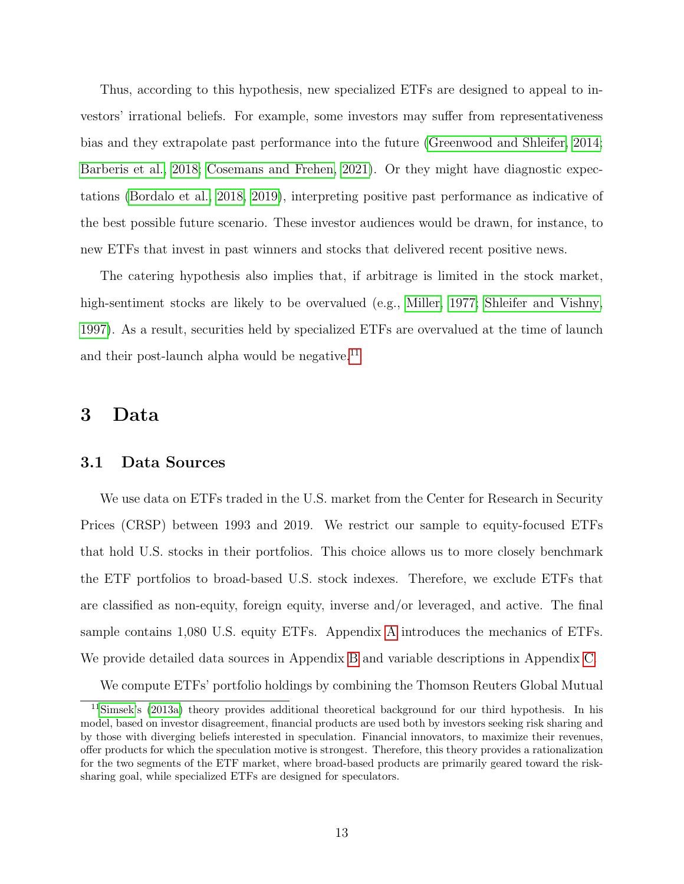Thus, according to this hypothesis, new specialized ETFs are designed to appeal to investors' irrational beliefs. For example, some investors may suffer from representativeness bias and they extrapolate past performance into the future (Greenwood and Shleifer, 2014; Barberis et al., 2018; Cosemans and Frehen, 2021). Or they might have diagnostic expectations (Bordalo et al., 2018, 2019), interpreting positive past performance as indicative of the best possible future scenario. These investor audiences would be drawn, for instance, to new ETFs that invest in past winners and stocks that delivered recent positive news.

The catering hypothesis also implies that, if arbitrage is limited in the stock market, high-sentiment stocks are likely to be overvalued (e.g., Miller, 1977; Shleifer and Vishny, 1997). As a result, securities held by specialized ETFs are overvalued at the time of launch and their post-launch alpha would be negative.[11]

# 3 Data

## 3.1 Data Sources

We use data on ETFs traded in the U.S. market from the Center for Research in Security Prices (CRSP) between 1993 and 2019. We restrict our sample to equity-focused ETFs that hold U.S. stocks in their portfolios. This choice allows us to more closely benchmark the ETF portfolios to broad-based U.S. stock indexes. Therefore, we exclude ETFs that are classified as non-equity, foreign equity, inverse and/or leveraged, and active. The final sample contains 1,080 U.S. equity ETFs. Appendix A introduces the mechanics of ETFs. We provide detailed data sources in Appendix B and variable descriptions in Appendix C.

We compute ETFs' portfolio holdings by combining the Thomson Reuters Global Mutual

[11] Simsek's (2013a) theory provides additional theoretical background for our third hypothesis. In his model, based on investor disagreement, financial products are used both by investors seeking risk sharing and by those with diverging beliefs interested in speculation. Financial innovators, to maximize their revenues, offer products for which the speculation motive is strongest. Therefore, this theory provides a rationalization for the two segments of the ETF market, where broad-based products are primarily geared toward the risk-sharing goal, while specialized ETFs are designed for speculators.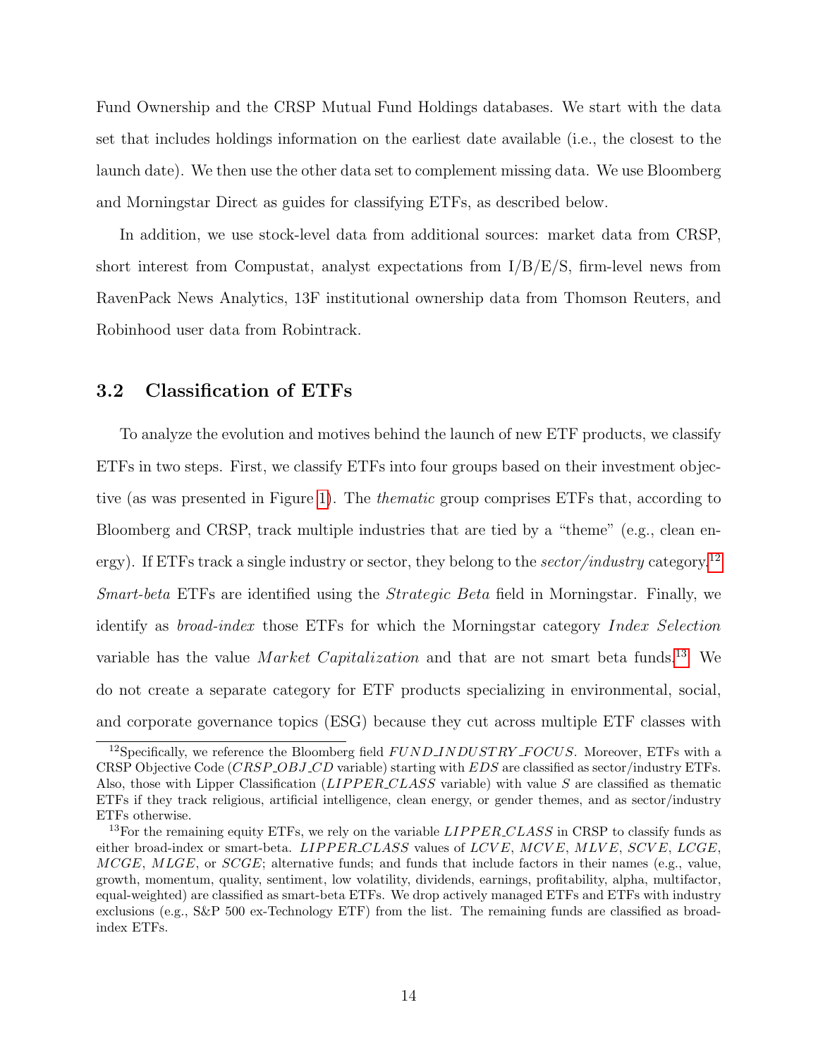Fund Ownership and the CRSP Mutual Fund Holdings databases. We start with the data set that includes holdings information on the earliest date available (i.e., the closest to the launch date). We then use the other data set to complement missing data. We use Bloomberg and Morningstar Direct as guides for classifying ETFs, as described below.

In addition, we use stock-level data from additional sources: market data from CRSP, short interest from Compustat, analyst expectations from I/B/E/S, firm-level news from RavenPack News Analytics, 13F institutional ownership data from Thomson Reuters, and Robinhood user data from Robintrack.

## 3.2 Classification of ETFs

To analyze the evolution and motives behind the launch of new ETF products, we classify ETFs in two steps. First, we classify ETFs into four groups based on their investment objective (as was presented in Figure 1). The *thematic* group comprises ETFs that, according to Bloomberg and CRSP, track multiple industries that are tied by a "theme" (e.g., clean energy). If ETFs track a single industry or sector, they belong to the *sector/industry* category.[12] *Smart-beta* ETFs are identified using the *Strategic Beta* field in Morningstar. Finally, we identify as *broad-index* those ETFs for which the Morningstar category *Index Selection* variable has the value *Market Capitalization* and that are not smart beta funds.[13] We do not create a separate category for ETF products specializing in environmental, social, and corporate governance topics (ESG) because they cut across multiple ETF classes with

[12] Specifically, we reference the Bloomberg field *FUND_INDUSTRY_FOCUS*. Moreover, ETFs with a CRSP Objective Code (*CRSP_OBJ_CD* variable) starting with *EDS* are classified as sector/industry ETFs. Also, those with Lipper Classification (*LIPPER_CLASS* variable) with value *S* are classified as thematic ETFs if they track religious, artificial intelligence, clean energy, or gender themes, and as sector/industry ETFs otherwise.

[13] For the remaining equity ETFs, we rely on the variable *LIPPER_CLASS* in CRSP to classify funds as either broad-index or smart-beta. *LIPPER_CLASS* values of *LCVE*, *MCVE*, *MLVE*, *SCVE*, *LCGE*, *MCGE*, *MLGE*, or *SCGE*; alternative funds; and funds that include factors in their names (e.g., value, growth, momentum, quality, sentiment, low volatility, dividends, earnings, profitability, alpha, multifactor, equal-weighted) are classified as smart-beta ETFs. We drop actively managed ETFs and ETFs with industry exclusions (e.g., S&P 500 ex-Technology ETF) from the list. The remaining funds are classified as broad-index ETFs.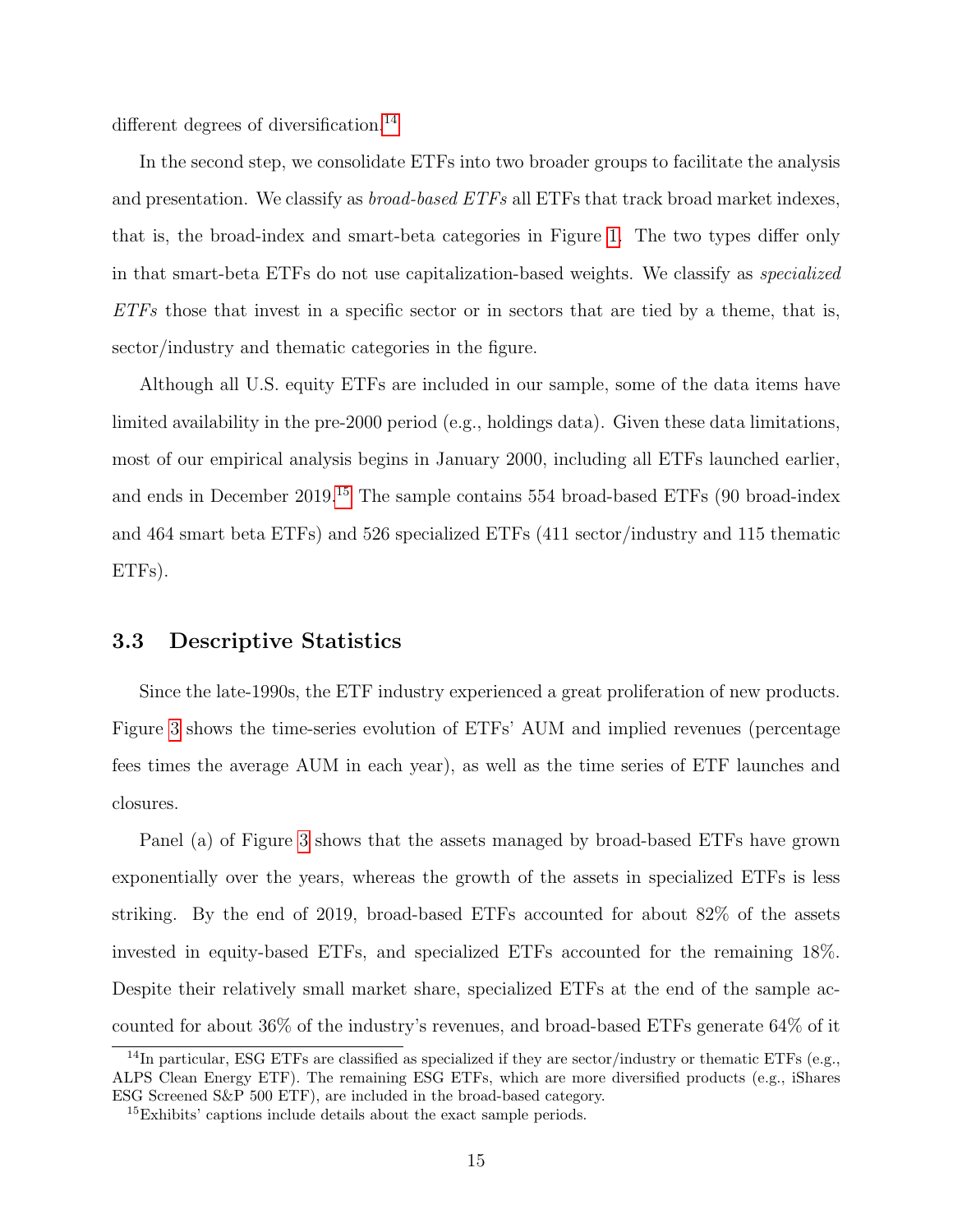different degrees of diversification.[14]

In the second step, we consolidate ETFs into two broader groups to facilitate the analysis and presentation. We classify as *broad-based ETFs* all ETFs that track broad market indexes, that is, the broad-index and smart-beta categories in Figure 1. The two types differ only in that smart-beta ETFs do not use capitalization-based weights. We classify as *specialized ETFs* those that invest in a specific sector or in sectors that are tied by a theme, that is, sector/industry and thematic categories in the figure.

Although all U.S. equity ETFs are included in our sample, some of the data items have limited availability in the pre-2000 period (e.g., holdings data). Given these data limitations, most of our empirical analysis begins in January 2000, including all ETFs launched earlier, and ends in December 2019.[15] The sample contains 554 broad-based ETFs (90 broad-index and 464 smart beta ETFs) and 526 specialized ETFs (411 sector/industry and 115 thematic ETFs).

### 3.3 Descriptive Statistics

Since the late-1990s, the ETF industry experienced a great proliferation of new products. Figure 3 shows the time-series evolution of ETFs' AUM and implied revenues (percentage fees times the average AUM in each year), as well as the time series of ETF launches and closures.

Panel (a) of Figure 3 shows that the assets managed by broad-based ETFs have grown exponentially over the years, whereas the growth of the assets in specialized ETFs is less striking. By the end of 2019, broad-based ETFs accounted for about 82% of the assets invested in equity-based ETFs, and specialized ETFs accounted for the remaining 18%. Despite their relatively small market share, specialized ETFs at the end of the sample accounted for about 36% of the industry's revenues, and broad-based ETFs generate 64% of it

[14] In particular, ESG ETFs are classified as specialized if they are sector/industry or thematic ETFs (e.g., ALPS Clean Energy ETF). The remaining ESG ETFs, which are more diversified products (e.g., iShares ESG Screened S&P 500 ETF), are included in the broad-based category.

[15] Exhibits' captions include details about the exact sample periods.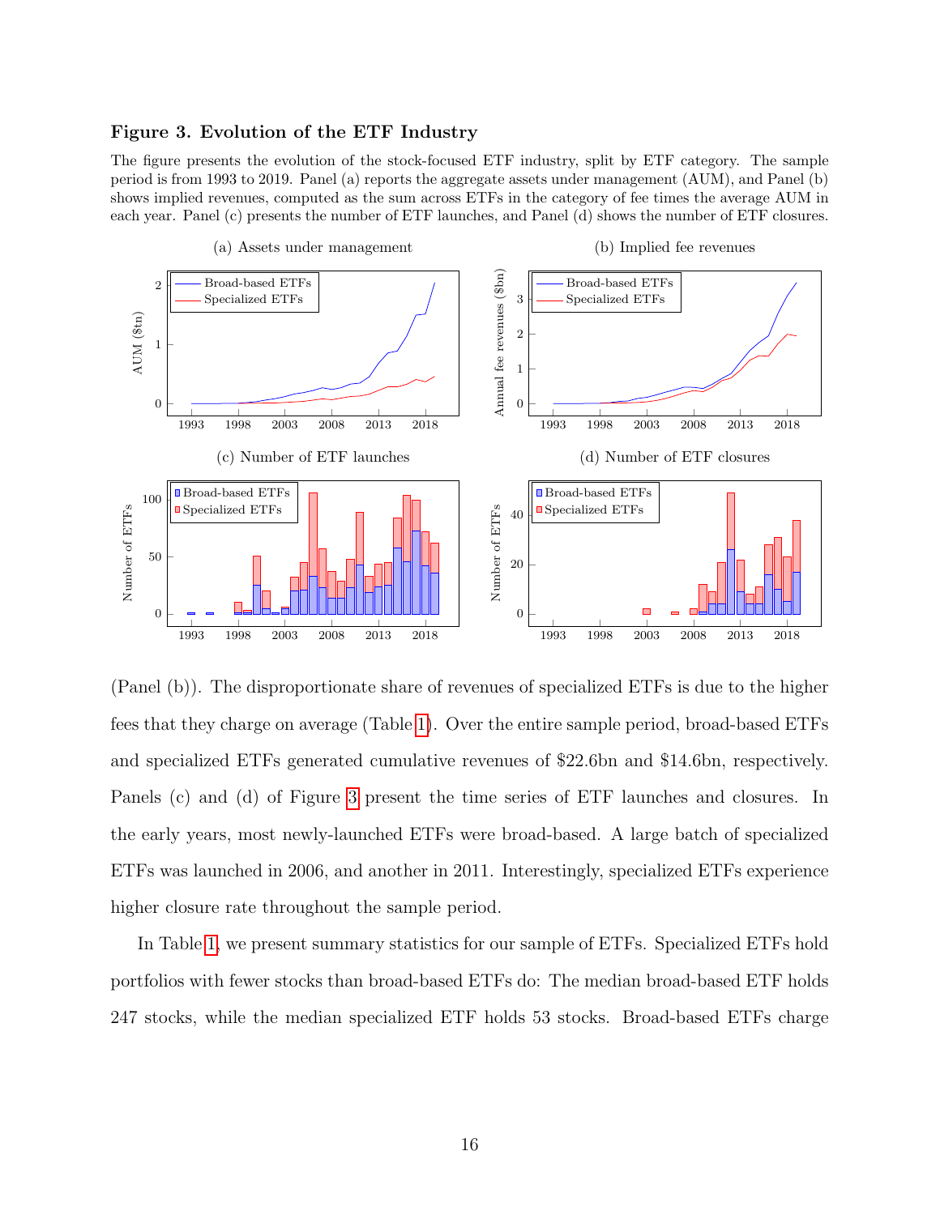**Figure 3. Evolution of the ETF Industry**

The figure presents the evolution of the stock-focused ETF industry, split by ETF category. The sample period is from 1993 to 2019. Panel (a) reports the aggregate assets under management (AUM), and Panel (b) shows implied revenues, computed as the sum across ETFs in the category of fee times the average AUM in each year. Panel (c) presents the number of ETF launches, and Panel (d) shows the number of ETF closures.

(a) Assets under management

(b) Implied fee revenues

(c) Number of ETF launches

(d) Number of ETF closures

(Panel (b)). The disproportionate share of revenues of specialized ETFs is due to the higher fees that they charge on average (Table 1). Over the entire sample period, broad-based ETFs and specialized ETFs generated cumulative revenues of \$22.6bn and \$14.6bn, respectively. Panels (c) and (d) of Figure 3 present the time series of ETF launches and closures. In the early years, most newly-launched ETFs were broad-based. A large batch of specialized ETFs was launched in 2006, and another in 2011. Interestingly, specialized ETFs experience higher closure rate throughout the sample period.

In Table 1, we present summary statistics for our sample of ETFs. Specialized ETFs hold portfolios with fewer stocks than broad-based ETFs do: The median broad-based ETF holds 247 stocks, while the median specialized ETF holds 53 stocks. Broad-based ETFs charge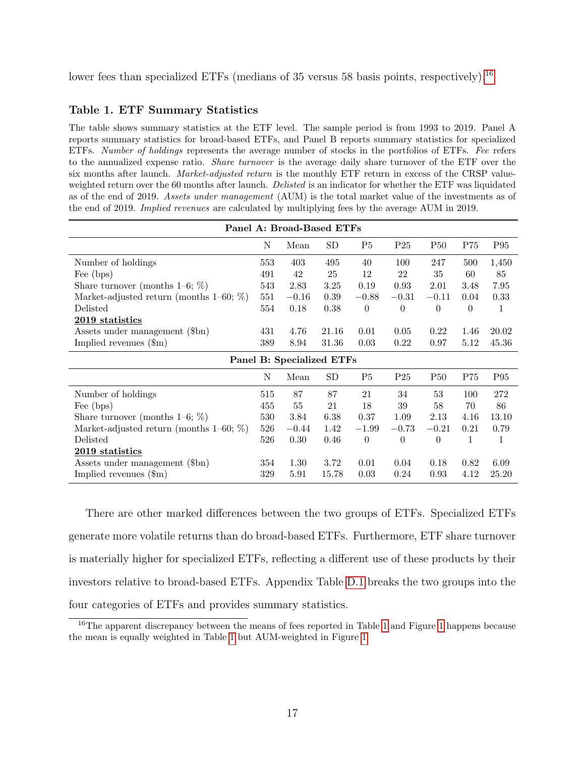lower fees than specialized ETFs (medians of 35 versus 58 basis points, respectively).[16]

### Table 1. ETF Summary Statistics

The table shows summary statistics at the ETF level. The sample period is from 1993 to 2019. Panel A reports summary statistics for broad-based ETFs, and Panel B reports summary statistics for specialized ETFs. *Number of holdings* represents the average number of stocks in the portfolios of ETFs. *Fee* refers to the annualized expense ratio. *Share turnover* is the average daily share turnover of the ETF over the six months after launch. *Market-adjusted return* is the monthly ETF return in excess of the CRSP value-weighted return over the 60 months after launch. *Delisted* is an indicator for whether the ETF was liquidated as of the end of 2019. *Assets under management* (AUM) is the total market value of the investments as of the end of 2019. *Implied revenues* are calculated by multiplying fees by the average AUM in 2019.

| **Panel A: Broad-Based ETFs** | | | | | | | | |
|---|---|---|---|---|---|---|---|---|
| | N | Mean | SD | P5 | P25 | P50 | P75 | P95 |
| Number of holdings | 553 | 403 | 495 | 40 | 100 | 247 | 500 | 1,450 |
| Fee (bps) | 491 | 42 | 25 | 12 | 22 | 35 | 60 | 85 |
| Share turnover (months 1–6; %) | 543 | 2.83 | 3.25 | 0.19 | 0.93 | 2.01 | 3.48 | 7.95 |
| Market-adjusted return (months 1–60; %) | 551 | −0.16 | 0.39 | −0.88 | −0.31 | −0.11 | 0.04 | 0.33 |
| Delisted | 554 | 0.18 | 0.38 | 0 | 0 | 0 | 0 | 1 |
| **2019 statistics** | | | | | | | | |
| Assets under management ($bn) | 431 | 4.76 | 21.16 | 0.01 | 0.05 | 0.22 | 1.46 | 20.02 |
| Implied revenues ($m) | 389 | 8.94 | 31.36 | 0.03 | 0.22 | 0.97 | 5.12 | 45.36 |
| **Panel B: Specialized ETFs** | | | | | | | | |
| | N | Mean | SD | P5 | P25 | P50 | P75 | P95 |
| Number of holdings | 515 | 87 | 87 | 21 | 34 | 53 | 100 | 272 |
| Fee (bps) | 455 | 55 | 21 | 18 | 39 | 58 | 70 | 86 |
| Share turnover (months 1–6; %) | 530 | 3.84 | 6.38 | 0.37 | 1.09 | 2.13 | 4.16 | 13.10 |
| Market-adjusted return (months 1–60; %) | 526 | −0.44 | 1.42 | −1.99 | −0.73 | −0.21 | 0.21 | 0.79 |
| Delisted | 526 | 0.30 | 0.46 | 0 | 0 | 0 | 1 | 1 |
| **2019 statistics** | | | | | | | | |
| Assets under management ($bn) | 354 | 1.30 | 3.72 | 0.01 | 0.04 | 0.18 | 0.82 | 6.09 |
| Implied revenues ($m) | 329 | 5.91 | 15.78 | 0.03 | 0.24 | 0.93 | 4.12 | 25.20 |

There are other marked differences between the two groups of ETFs. Specialized ETFs generate more volatile returns than do broad-based ETFs. Furthermore, ETF share turnover is materially higher for specialized ETFs, reflecting a different use of these products by their investors relative to broad-based ETFs. Appendix Table D.1 breaks the two groups into the four categories of ETFs and provides summary statistics.

[16] The apparent discrepancy between the means of fees reported in Table 1 and Figure 1 happens because the mean is equally weighted in Table 1 but AUM-weighted in Figure 1.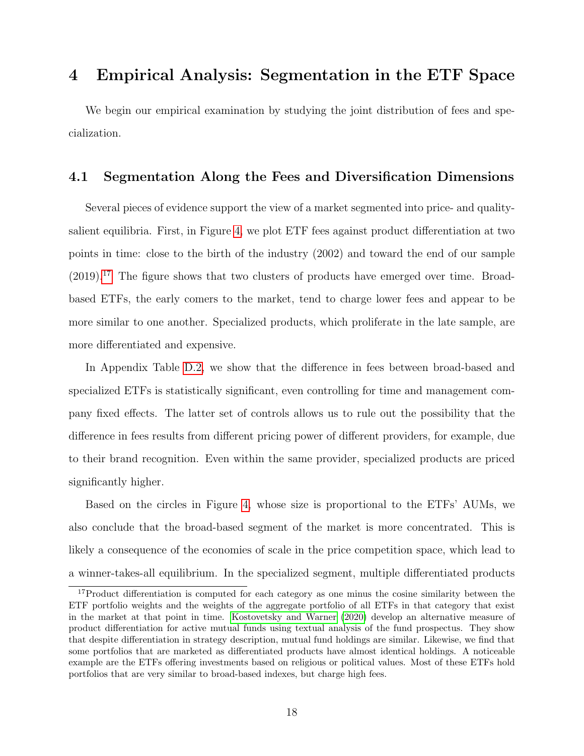# 4 Empirical Analysis: Segmentation in the ETF Space

We begin our empirical examination by studying the joint distribution of fees and specialization.

## 4.1 Segmentation Along the Fees and Diversification Dimensions

Several pieces of evidence support the view of a market segmented into price- and quality-salient equilibria. First, in Figure 4, we plot ETF fees against product differentiation at two points in time: close to the birth of the industry (2002) and toward the end of our sample (2019).[17] The figure shows that two clusters of products have emerged over time. Broad-based ETFs, the early comers to the market, tend to charge lower fees and appear to be more similar to one another. Specialized products, which proliferate in the late sample, are more differentiated and expensive.

In Appendix Table D.2, we show that the difference in fees between broad-based and specialized ETFs is statistically significant, even controlling for time and management company fixed effects. The latter set of controls allows us to rule out the possibility that the difference in fees results from different pricing power of different providers, for example, due to their brand recognition. Even within the same provider, specialized products are priced significantly higher.

Based on the circles in Figure 4, whose size is proportional to the ETFs' AUMs, we also conclude that the broad-based segment of the market is more concentrated. This is likely a consequence of the economies of scale in the price competition space, which lead to a winner-takes-all equilibrium. In the specialized segment, multiple differentiated products

---

[17] Product differentiation is computed for each category as one minus the cosine similarity between the ETF portfolio weights and the weights of the aggregate portfolio of all ETFs in that category that exist in the market at that point in time. Kostovetsky and Warner (2020) develop an alternative measure of product differentiation for active mutual funds using textual analysis of the fund prospectus. They show that despite differentiation in strategy description, mutual fund holdings are similar. Likewise, we find that some portfolios that are marketed as differentiated products have almost identical holdings. A noticeable example are the ETFs offering investments based on religious or political values. Most of these ETFs hold portfolios that are very similar to broad-based indexes, but charge high fees.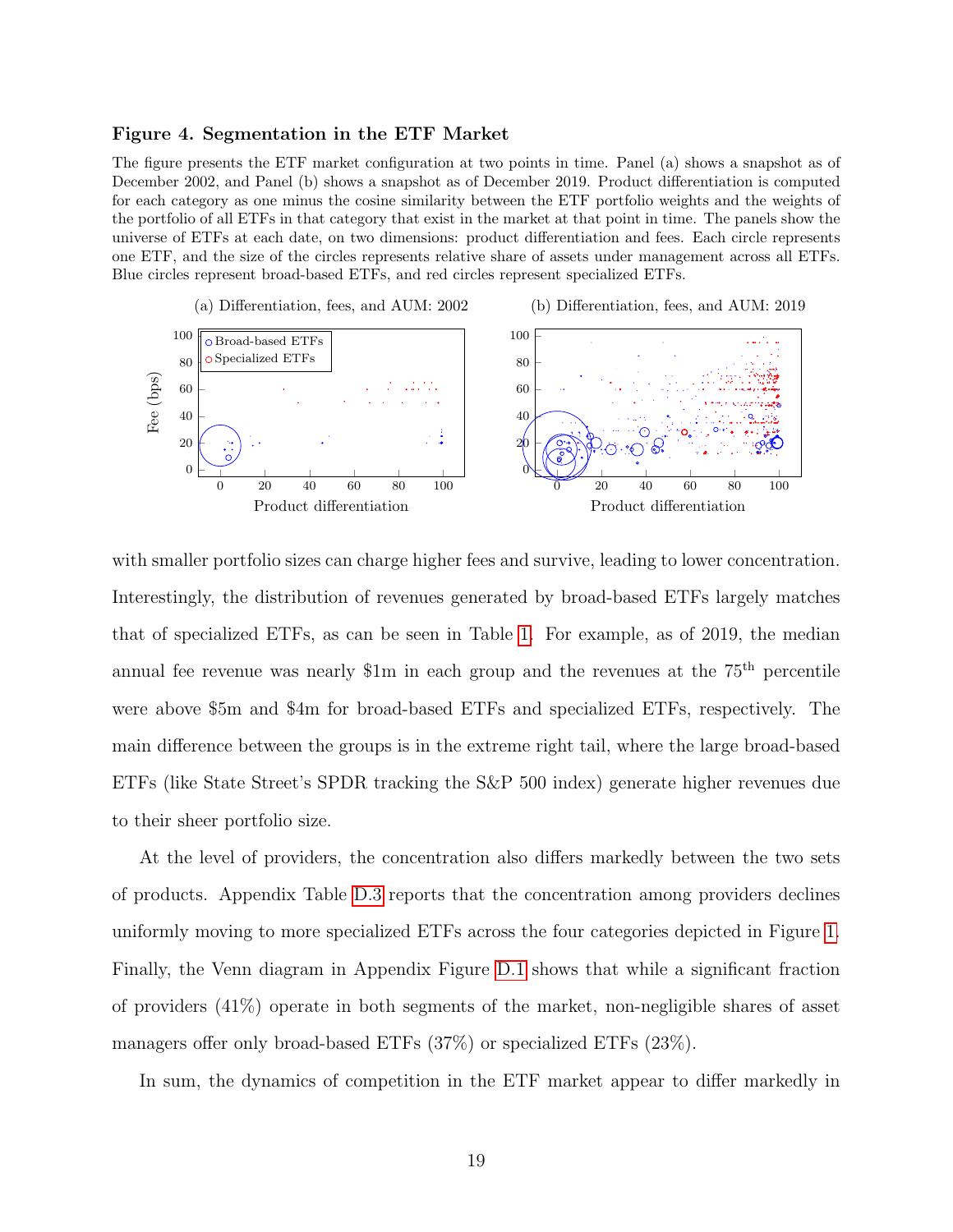**Figure 4. Segmentation in the ETF Market**

The figure presents the ETF market configuration at two points in time. Panel (a) shows a snapshot as of December 2002, and Panel (b) shows a snapshot as of December 2019. Product differentiation is computed for each category as one minus the cosine similarity between the ETF portfolio weights and the weights of the portfolio of all ETFs in that category that exist in the market at that point in time. The panels show the universe of ETFs at each date, on two dimensions: product differentiation and fees. Each circle represents one ETF, and the size of the circles represents relative share of assets under management across all ETFs. Blue circles represent broad-based ETFs, and red circles represent specialized ETFs.

(a) Differentiation, fees, and AUM: 2002

(b) Differentiation, fees, and AUM: 2019

with smaller portfolio sizes can charge higher fees and survive, leading to lower concentration. Interestingly, the distribution of revenues generated by broad-based ETFs largely matches that of specialized ETFs, as can be seen in Table 1. For example, as of 2019, the median annual fee revenue was nearly \$1m in each group and the revenues at the 75th percentile were above \$5m and \$4m for broad-based ETFs and specialized ETFs, respectively. The main difference between the groups is in the extreme right tail, where the large broad-based ETFs (like State Street's SPDR tracking the S&P 500 index) generate higher revenues due to their sheer portfolio size.

At the level of providers, the concentration also differs markedly between the two sets of products. Appendix Table D.3 reports that the concentration among providers declines uniformly moving to more specialized ETFs across the four categories depicted in Figure 1. Finally, the Venn diagram in Appendix Figure D.1 shows that while a significant fraction of providers (41%) operate in both segments of the market, non-negligible shares of asset managers offer only broad-based ETFs (37%) or specialized ETFs (23%).

In sum, the dynamics of competition in the ETF market appear to differ markedly in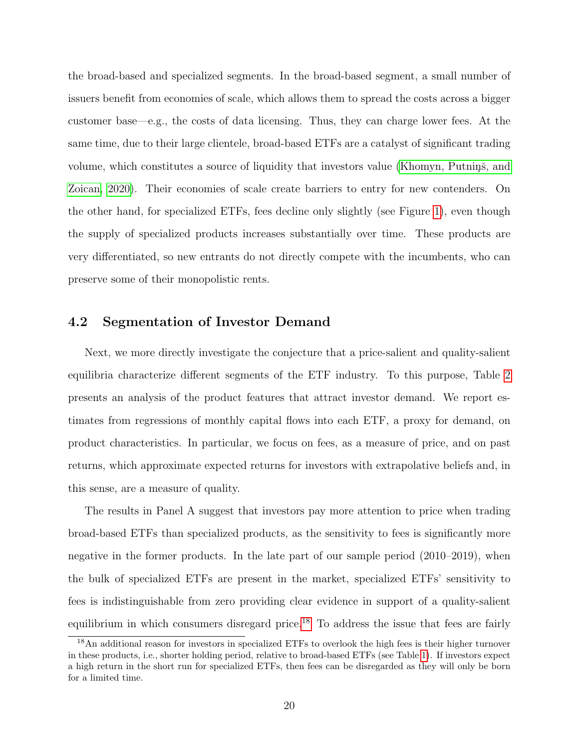the broad-based and specialized segments. In the broad-based segment, a small number of issuers benefit from economies of scale, which allows them to spread the costs across a bigger customer base—e.g., the costs of data licensing. Thus, they can charge lower fees. At the same time, due to their large clientele, broad-based ETFs are a catalyst of significant trading volume, which constitutes a source of liquidity that investors value (Khomyn, Putniņš, and Zoican, 2020). Their economies of scale create barriers to entry for new contenders. On the other hand, for specialized ETFs, fees decline only slightly (see Figure 1), even though the supply of specialized products increases substantially over time. These products are very differentiated, so new entrants do not directly compete with the incumbents, who can preserve some of their monopolistic rents.

## 4.2 Segmentation of Investor Demand

Next, we more directly investigate the conjecture that a price-salient and quality-salient equilibria characterize different segments of the ETF industry. To this purpose, Table 2 presents an analysis of the product features that attract investor demand. We report estimates from regressions of monthly capital flows into each ETF, a proxy for demand, on product characteristics. In particular, we focus on fees, as a measure of price, and on past returns, which approximate expected returns for investors with extrapolative beliefs and, in this sense, are a measure of quality.

The results in Panel A suggest that investors pay more attention to price when trading broad-based ETFs than specialized products, as the sensitivity to fees is significantly more negative in the former products. In the late part of our sample period (2010–2019), when the bulk of specialized ETFs are present in the market, specialized ETFs' sensitivity to fees is indistinguishable from zero providing clear evidence in support of a quality-salient equilibrium in which consumers disregard price.[18] To address the issue that fees are fairly

[18] An additional reason for investors in specialized ETFs to overlook the high fees is their higher turnover in these products, i.e., shorter holding period, relative to broad-based ETFs (see Table 1). If investors expect a high return in the short run for specialized ETFs, then fees can be disregarded as they will only be born for a limited time.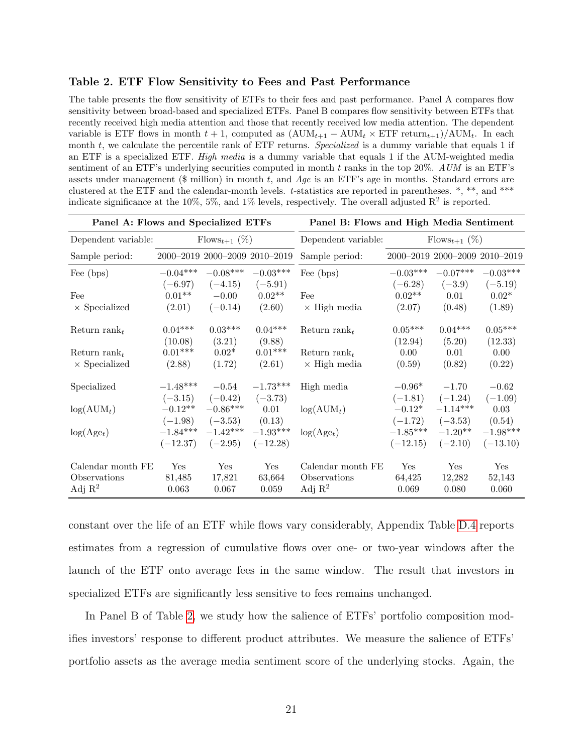### Table 2. ETF Flow Sensitivity to Fees and Past Performance

The table presents the flow sensitivity of ETFs to their fees and past performance. Panel A compares flow sensitivity between broad-based and specialized ETFs. Panel B compares flow sensitivity between ETFs that recently received high media attention and those that recently received low media attention. The dependent variable is ETF flows in month $t+1$, computed as $(\text{AUM}_{t+1} - \text{AUM}_t \times \text{ETF return}_{t+1})/\text{AUM}_t$. In each month $t$, we calculate the percentile rank of ETF returns. *Specialized* is a dummy variable that equals 1 if an ETF is a specialized ETF. *High media* is a dummy variable that equals 1 if the AUM-weighted media sentiment of an ETF's underlying securities computed in month $t$ ranks in the top 20%. *AUM* is an ETF's assets under management ($ million) in month $t$, and *Age* is an ETF's age in months. Standard errors are clustered at the ETF and the calendar-month levels. $t$-statistics are reported in parentheses. *, **, and *** indicate significance at the 10%, 5%, and 1% levels, respectively. The overall adjusted $R^2$ is reported.

| **Panel A: Flows and Specialized ETFs** | | | | **Panel B: Flows and High Media Sentiment** | | | |
|---|---|---|---|---|---|---|---|
| Dependent variable: | Flows$_{t+1}$ (%) | | | Dependent variable: | Flows$_{t+1}$ (%) | | |
| Sample period: | 2000–2019 | 2000–2009 | 2010–2019 | Sample period: | 2000–2019 | 2000–2009 | 2010–2019 |
| Fee (bps) | −0.04*** | −0.08*** | −0.03*** | Fee (bps) | −0.03*** | −0.07*** | −0.03*** |
| | (−6.97) | (−4.15) | (−5.91) | | (−6.28) | (−3.9) | (−5.19) |
| Fee × Specialized | 0.01** | −0.00 | 0.02** | Fee × High media | 0.02** | 0.01 | 0.02* |
| | (2.01) | (−0.14) | (2.60) | | (2.07) | (0.48) | (1.89) |
| Return rank$_t$ | 0.04*** | 0.03*** | 0.04*** | Return rank$_t$ | 0.05*** | 0.04*** | 0.05*** |
| | (10.08) | (3.21) | (9.88) | | (12.94) | (5.20) | (12.33) |
| Return rank$_t$ × Specialized | 0.01*** | 0.02* | 0.01*** | Return rank$_t$ × High media | 0.00 | 0.01 | 0.00 |
| | (2.88) | (1.72) | (2.61) | | (0.59) | (0.82) | (0.22) |
| Specialized | −1.48*** | −0.54 | −1.73*** | High media | −0.96* | −1.70 | −0.62 |
| | (−3.15) | (−0.42) | (−3.73) | | (−1.81) | (−1.24) | (−1.09) |
| log(AUM$_t$) | −0.12** | −0.86*** | 0.01 | log(AUM$_t$) | −0.12* | −1.14*** | 0.03 |
| | (−1.98) | (−3.53) | (0.13) | | (−1.72) | (−3.53) | (0.54) |
| log(Age$_t$) | −1.84*** | −1.42*** | −1.93*** | log(Age$_t$) | −1.85*** | −1.20** | −1.98*** |
| | (−12.37) | (−2.95) | (−12.28) | | (−12.15) | (−2.10) | (−13.10) |
| Calendar month FE | Yes | Yes | Yes | Calendar month FE | Yes | Yes | Yes |
| Observations | 81,485 | 17,821 | 63,664 | Observations | 64,425 | 12,282 | 52,143 |
| Adj $R^2$ | 0.063 | 0.067 | 0.059 | Adj $R^2$ | 0.069 | 0.080 | 0.060 |

constant over the life of an ETF while flows vary considerably, Appendix Table D.4 reports estimates from a regression of cumulative flows over one- or two-year windows after the launch of the ETF onto average fees in the same window. The result that investors in specialized ETFs are significantly less sensitive to fees remains unchanged.

In Panel B of Table 2, we study how the salience of ETFs' portfolio composition modifies investors' response to different product attributes. We measure the salience of ETFs' portfolio assets as the average media sentiment score of the underlying stocks. Again, the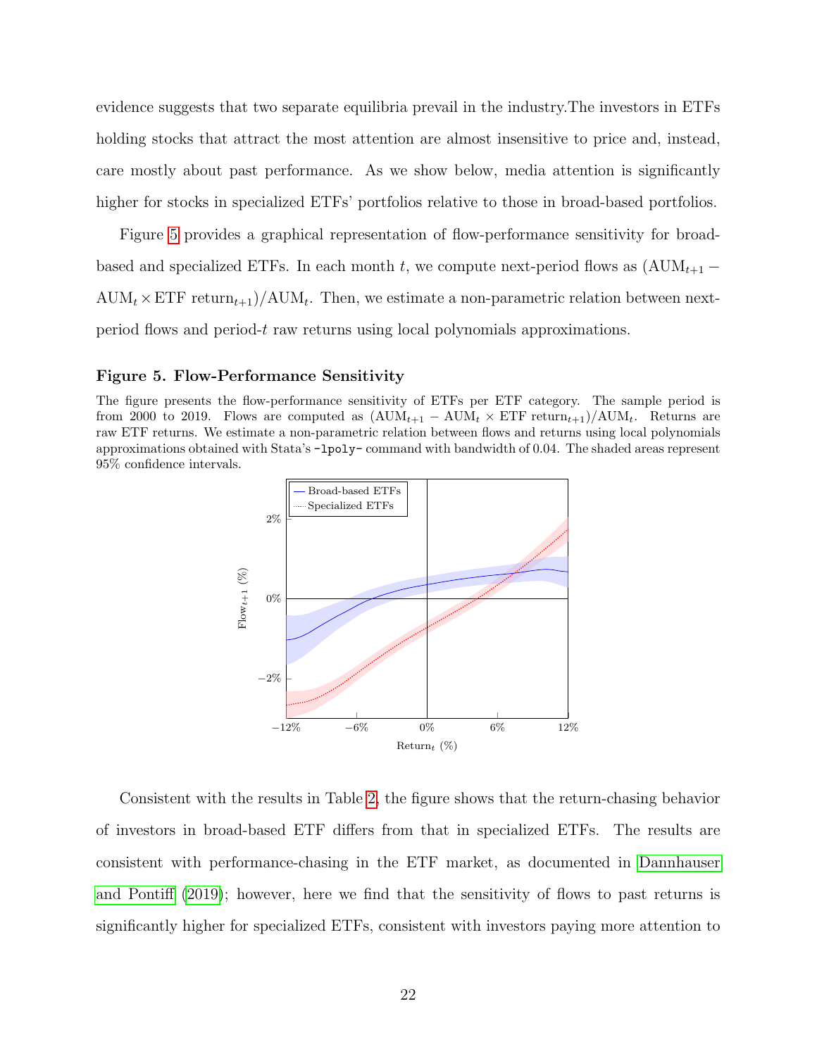evidence suggests that two separate equilibria prevail in the industry.The investors in ETFs holding stocks that attract the most attention are almost insensitive to price and, instead, care mostly about past performance. As we show below, media attention is significantly higher for stocks in specialized ETFs' portfolios relative to those in broad-based portfolios.

Figure 5 provides a graphical representation of flow-performance sensitivity for broad-based and specialized ETFs. In each month $t$, we compute next-period flows as $(\text{AUM}_{t+1} - \text{AUM}_t \times \text{ETF return}_{t+1})/\text{AUM}_t$. Then, we estimate a non-parametric relation between next-period flows and period-$t$ raw returns using local polynomials approximations.

**Figure 5. Flow-Performance Sensitivity**

The figure presents the flow-performance sensitivity of ETFs per ETF category. The sample period is from 2000 to 2019. Flows are computed as $(\text{AUM}_{t+1} - \text{AUM}_t \times \text{ETF return}_{t+1})/\text{AUM}_t$. Returns are raw ETF returns. We estimate a non-parametric relation between flows and returns using local polynomials approximations obtained with Stata's `-lpoly-` command with bandwidth of 0.04. The shaded areas represent 95% confidence intervals.

Consistent with the results in Table 2, the figure shows that the return-chasing behavior of investors in broad-based ETF differs from that in specialized ETFs. The results are consistent with performance-chasing in the ETF market, as documented in Dannhauser and Pontiff (2019); however, here we find that the sensitivity of flows to past returns is significantly higher for specialized ETFs, consistent with investors paying more attention to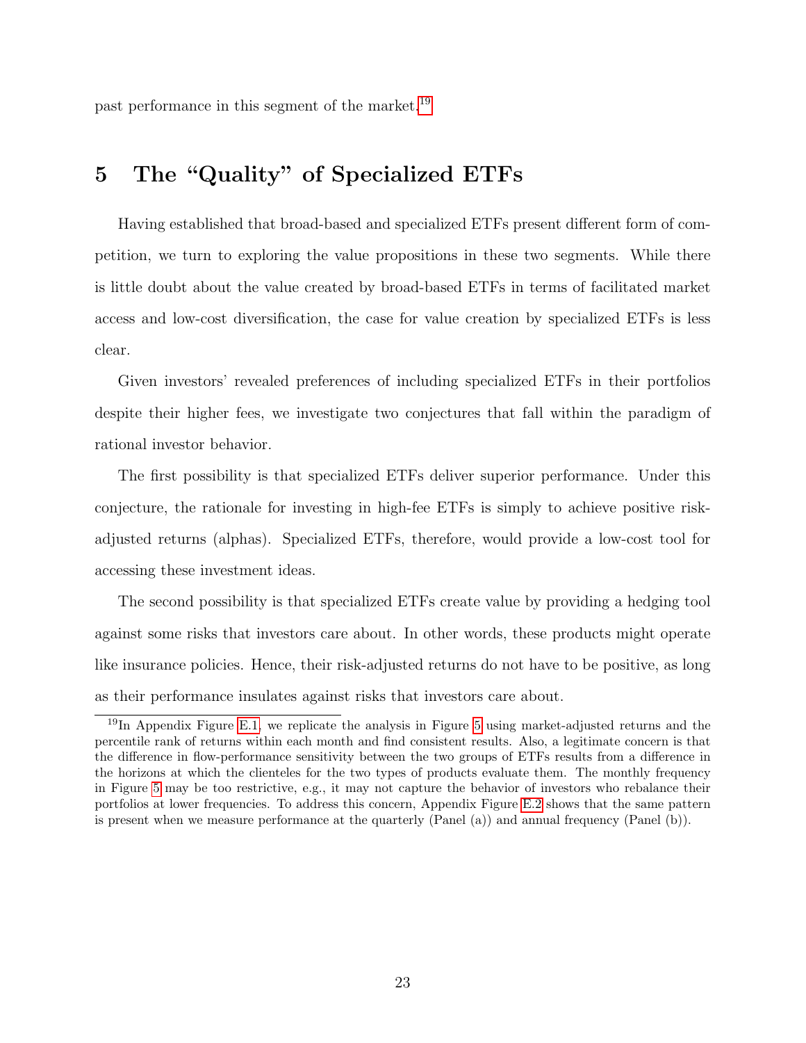past performance in this segment of the market.[19]

# 5 The "Quality" of Specialized ETFs

Having established that broad-based and specialized ETFs present different form of competition, we turn to exploring the value propositions in these two segments. While there is little doubt about the value created by broad-based ETFs in terms of facilitated market access and low-cost diversification, the case for value creation by specialized ETFs is less clear.

Given investors' revealed preferences of including specialized ETFs in their portfolios despite their higher fees, we investigate two conjectures that fall within the paradigm of rational investor behavior.

The first possibility is that specialized ETFs deliver superior performance. Under this conjecture, the rationale for investing in high-fee ETFs is simply to achieve positive risk-adjusted returns (alphas). Specialized ETFs, therefore, would provide a low-cost tool for accessing these investment ideas.

The second possibility is that specialized ETFs create value by providing a hedging tool against some risks that investors care about. In other words, these products might operate like insurance policies. Hence, their risk-adjusted returns do not have to be positive, as long as their performance insulates against risks that investors care about.

[19] In Appendix Figure E.1, we replicate the analysis in Figure 5 using market-adjusted returns and the percentile rank of returns within each month and find consistent results. Also, a legitimate concern is that the difference in flow-performance sensitivity between the two groups of ETFs results from a difference in the horizons at which the clienteles for the two types of products evaluate them. The monthly frequency in Figure 5 may be too restrictive, e.g., it may not capture the behavior of investors who rebalance their portfolios at lower frequencies. To address this concern, Appendix Figure E.2 shows that the same pattern is present when we measure performance at the quarterly (Panel (a)) and annual frequency (Panel (b)).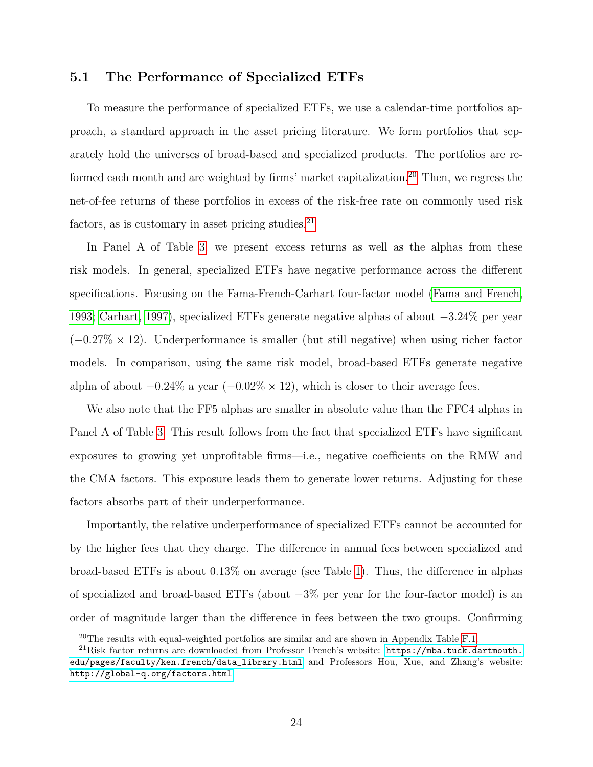### 5.1 The Performance of Specialized ETFs

To measure the performance of specialized ETFs, we use a calendar-time portfolios approach, a standard approach in the asset pricing literature. We form portfolios that separately hold the universes of broad-based and specialized products. The portfolios are reformed each month and are weighted by firms' market capitalization.[20] Then, we regress the net-of-fee returns of these portfolios in excess of the risk-free rate on commonly used risk factors, as is customary in asset pricing studies.[21]

In Panel A of Table 3, we present excess returns as well as the alphas from these risk models. In general, specialized ETFs have negative performance across the different specifications. Focusing on the Fama-French-Carhart four-factor model (Fama and French, 1993; Carhart, 1997), specialized ETFs generate negative alphas of about $-3.24\%$ per year ($-0.27\% \times 12$). Underperformance is smaller (but still negative) when using richer factor models. In comparison, using the same risk model, broad-based ETFs generate negative alpha of about $-0.24\%$ a year ($-0.02\% \times 12$), which is closer to their average fees.

We also note that the FF5 alphas are smaller in absolute value than the FFC4 alphas in Panel A of Table 3. This result follows from the fact that specialized ETFs have significant exposures to growing yet unprofitable firms—i.e., negative coefficients on the RMW and the CMA factors. This exposure leads them to generate lower returns. Adjusting for these factors absorbs part of their underperformance.

Importantly, the relative underperformance of specialized ETFs cannot be accounted for by the higher fees that they charge. The difference in annual fees between specialized and broad-based ETFs is about 0.13% on average (see Table 1). Thus, the difference in alphas of specialized and broad-based ETFs (about $-3\%$ per year for the four-factor model) is an order of magnitude larger than the difference in fees between the two groups. Confirming

[20] The results with equal-weighted portfolios are similar and are shown in Appendix Table F.1.

[21] Risk factor returns are downloaded from Professor French's website: https://mba.tuck.dartmouth.edu/pages/faculty/ken.french/data_library.html and Professors Hou, Xue, and Zhang's website: http://global-q.org/factors.html.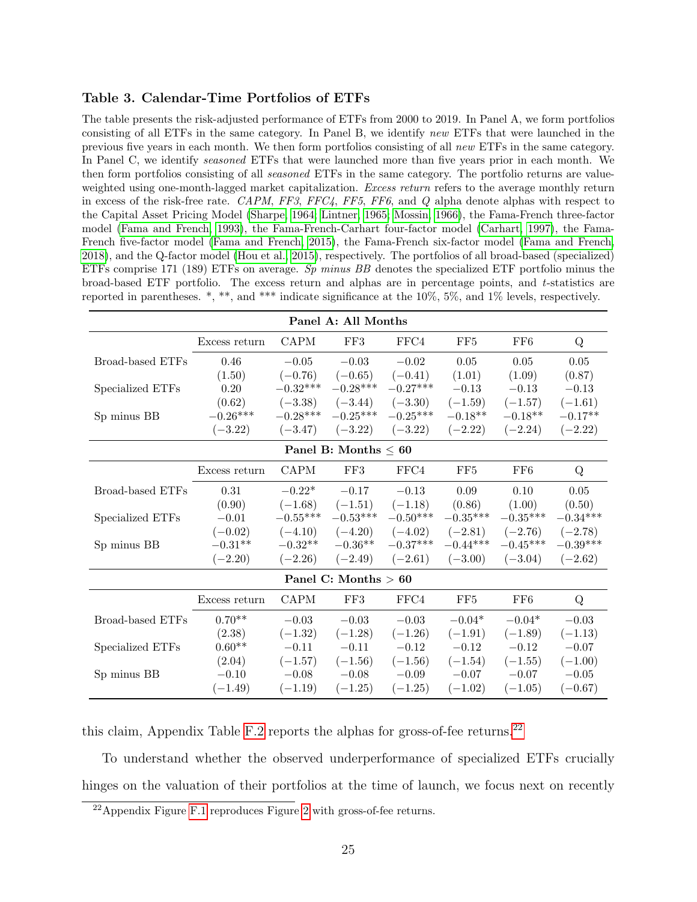### Table 3. Calendar-Time Portfolios of ETFs

The table presents the risk-adjusted performance of ETFs from 2000 to 2019. In Panel A, we form portfolios consisting of all ETFs in the same category. In Panel B, we identify *new* ETFs that were launched in the previous five years in each month. We then form portfolios consisting of all *new* ETFs in the same category. In Panel C, we identify *seasoned* ETFs that were launched more than five years prior in each month. We then form portfolios consisting of all *seasoned* ETFs in the same category. The portfolio returns are value-weighted using one-month-lagged market capitalization. *Excess return* refers to the average monthly return in excess of the risk-free rate. *CAPM*, *FF3*, *FFC4*, *FF5*, *FF6*, and *Q* alpha denote alphas with respect to the Capital Asset Pricing Model (Sharpe, 1964; Lintner, 1965; Mossin, 1966), the Fama-French three-factor model (Fama and French, 1993), the Fama-French-Carhart four-factor model (Carhart, 1997), the Fama-French five-factor model (Fama and French, 2015), the Fama-French six-factor model (Fama and French, 2018), and the Q-factor model (Hou et al., 2015), respectively. The portfolios of all broad-based (specialized) ETFs comprise 171 (189) ETFs on average. *Sp minus BB* denotes the specialized ETF portfolio minus the broad-based ETF portfolio. The excess return and alphas are in percentage points, and $t$-statistics are reported in parentheses. *, **, and *** indicate significance at the 10%, 5%, and 1% levels, respectively.

| | Excess return | CAPM | FF3 | FFC4 | FF5 | FF6 | Q |
|---|---|---|---|---|---|---|---|
| **Panel A: All Months** | | | | | | | |
| Broad-based ETFs | 0.46 | −0.05 | −0.03 | −0.02 | 0.05 | 0.05 | 0.05 |
| | (1.50) | (−0.76) | (−0.65) | (−0.41) | (1.01) | (1.09) | (0.87) |
| Specialized ETFs | 0.20 | −0.32*** | −0.28*** | −0.27*** | −0.13 | −0.13 | −0.13 |
| | (0.62) | (−3.38) | (−3.44) | (−3.30) | (−1.59) | (−1.57) | (−1.61) |
| Sp minus BB | −0.26*** | −0.28*** | −0.25*** | −0.25*** | −0.18** | −0.18** | −0.17** |
| | (−3.22) | (−3.47) | (−3.22) | (−3.22) | (−2.22) | (−2.24) | (−2.22) |
| **Panel B: Months ≤ 60** | | | | | | | |
| Broad-based ETFs | 0.31 | −0.22* | −0.17 | −0.13 | 0.09 | 0.10 | 0.05 |
| | (0.90) | (−1.68) | (−1.51) | (−1.18) | (0.86) | (1.00) | (0.50) |
| Specialized ETFs | −0.01 | −0.55*** | −0.53*** | −0.50*** | −0.35*** | −0.35*** | −0.34*** |
| | (−0.02) | (−4.10) | (−4.20) | (−4.02) | (−2.81) | (−2.76) | (−2.78) |
| Sp minus BB | −0.31** | −0.32** | −0.36** | −0.37*** | −0.44*** | −0.45*** | −0.39*** |
| | (−2.20) | (−2.26) | (−2.49) | (−2.61) | (−3.00) | (−3.04) | (−2.62) |
| **Panel C: Months > 60** | | | | | | | |
| Broad-based ETFs | 0.70** | −0.03 | −0.03 | −0.03 | −0.04* | −0.04* | −0.03 |
| | (2.38) | (−1.32) | (−1.28) | (−1.26) | (−1.91) | (−1.89) | (−1.13) |
| Specialized ETFs | 0.60** | −0.11 | −0.11 | −0.12 | −0.12 | −0.12 | −0.07 |
| | (2.04) | (−1.57) | (−1.56) | (−1.56) | (−1.54) | (−1.55) | (−1.00) |
| Sp minus BB | −0.10 | −0.08 | −0.08 | −0.09 | −0.07 | −0.07 | −0.05 |
| | (−1.49) | (−1.19) | (−1.25) | (−1.25) | (−1.02) | (−1.05) | (−0.67) |

this claim, Appendix Table F.2 reports the alphas for gross-of-fee returns.[22]

To understand whether the observed underperformance of specialized ETFs crucially hinges on the valuation of their portfolios at the time of launch, we focus next on recently

[22] Appendix Figure F.1 reproduces Figure 2 with gross-of-fee returns.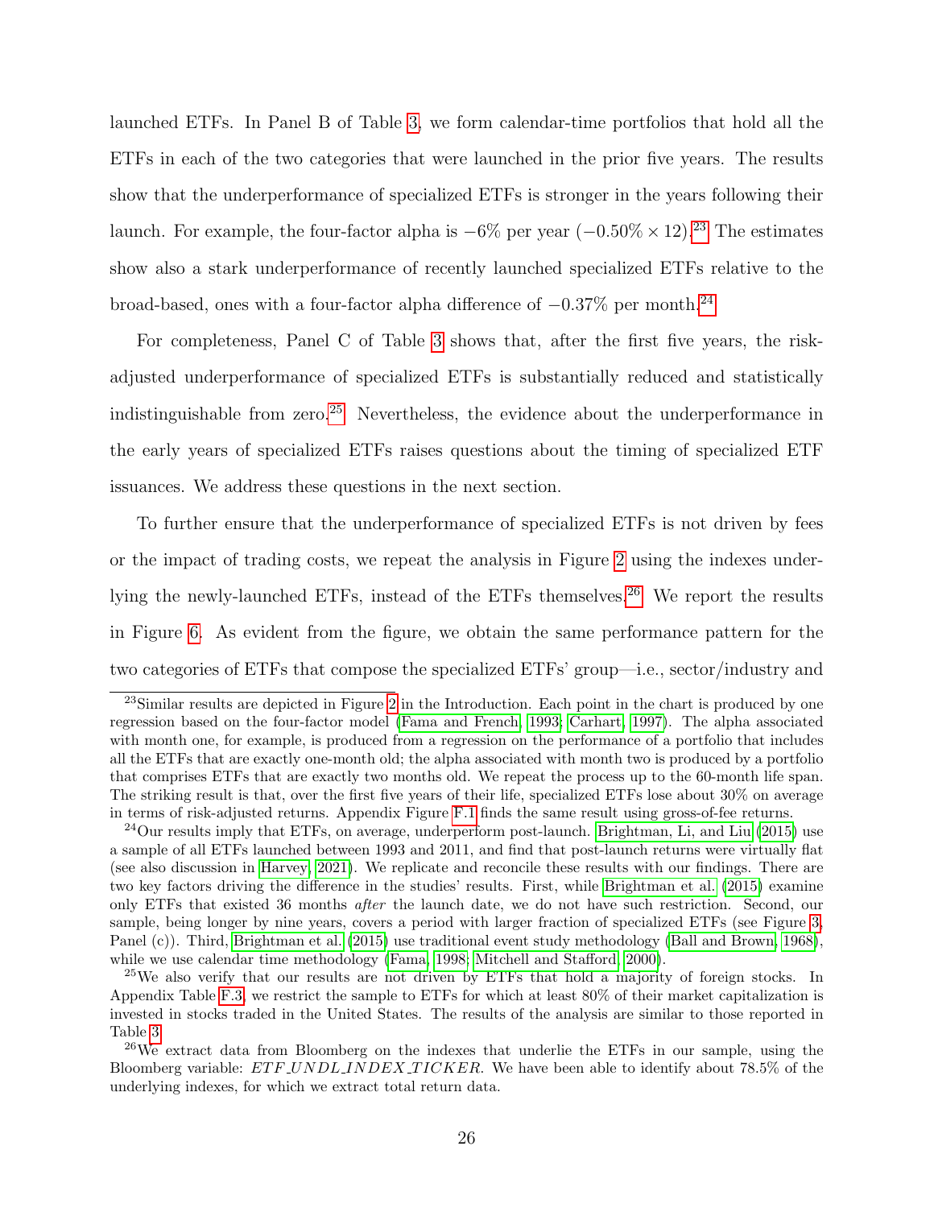launched ETFs. In Panel B of Table 3, we form calendar-time portfolios that hold all the ETFs in each of the two categories that were launched in the prior five years. The results show that the underperformance of specialized ETFs is stronger in the years following their launch. For example, the four-factor alpha is $-6\%$ per year ($-0.50\% \times 12$).[23] The estimates show also a stark underperformance of recently launched specialized ETFs relative to the broad-based, ones with a four-factor alpha difference of $-0.37\%$ per month.[24]

For completeness, Panel C of Table 3 shows that, after the first five years, the risk-adjusted underperformance of specialized ETFs is substantially reduced and statistically indistinguishable from zero.[25] Nevertheless, the evidence about the underperformance in the early years of specialized ETFs raises questions about the timing of specialized ETF issuances. We address these questions in the next section.

To further ensure that the underperformance of specialized ETFs is not driven by fees or the impact of trading costs, we repeat the analysis in Figure 2 using the indexes underlying the newly-launched ETFs, instead of the ETFs themselves.[26] We report the results in Figure 6. As evident from the figure, we obtain the same performance pattern for the two categories of ETFs that compose the specialized ETFs' group—i.e., sector/industry and

---

[23] Similar results are depicted in Figure 2 in the Introduction. Each point in the chart is produced by one regression based on the four-factor model (Fama and French, 1993; Carhart, 1997). The alpha associated with month one, for example, is produced from a regression on the performance of a portfolio that includes all the ETFs that are exactly one-month old; the alpha associated with month two is produced by a portfolio that comprises ETFs that are exactly two months old. We repeat the process up to the 60-month life span. The striking result is that, over the first five years of their life, specialized ETFs lose about 30% on average in terms of risk-adjusted returns. Appendix Figure F.1 finds the same result using gross-of-fee returns.

[24] Our results imply that ETFs, on average, underperform post-launch. Brightman, Li, and Liu (2015) use a sample of all ETFs launched between 1993 and 2011, and find that post-launch returns were virtually flat (see also discussion in Harvey, 2021). We replicate and reconcile these results with our findings. There are two key factors driving the difference in the studies' results. First, while Brightman et al. (2015) examine only ETFs that existed 36 months *after* the launch date, we do not have such restriction. Second, our sample, being longer by nine years, covers a period with larger fraction of specialized ETFs (see Figure 3, Panel (c)). Third, Brightman et al. (2015) use traditional event study methodology (Ball and Brown, 1968), while we use calendar time methodology (Fama, 1998; Mitchell and Stafford, 2000).

[25] We also verify that our results are not driven by ETFs that hold a majority of foreign stocks. In Appendix Table F.3, we restrict the sample to ETFs for which at least 80% of their market capitalization is invested in stocks traded in the United States. The results of the analysis are similar to those reported in Table 3.

[26] We extract data from Bloomberg on the indexes that underlie the ETFs in our sample, using the Bloomberg variable: *ETF_UNDL_INDEX_TICKER*. We have been able to identify about 78.5% of the underlying indexes, for which we extract total return data.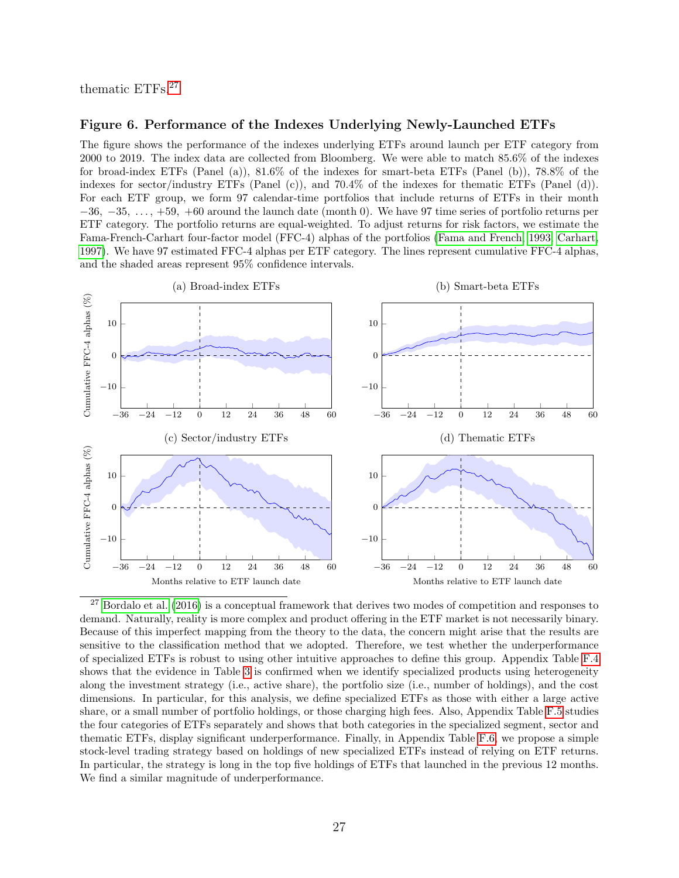thematic ETFs.[27]

### Figure 6. Performance of the Indexes Underlying Newly-Launched ETFs

The figure shows the performance of the indexes underlying ETFs around launch per ETF category from 2000 to 2019. The index data are collected from Bloomberg. We were able to match 85.6% of the indexes for broad-index ETFs (Panel (a)), 81.6% of the indexes for smart-beta ETFs (Panel (b)), 78.8% of the indexes for sector/industry ETFs (Panel (c)), and 70.4% of the indexes for thematic ETFs (Panel (d)). For each ETF group, we form 97 calendar-time portfolios that include returns of ETFs in their month $-36$, $-35$, ..., $+59$, $+60$ around the launch date (month 0). We have 97 time series of portfolio returns per ETF category. The portfolio returns are equal-weighted. To adjust returns for risk factors, we estimate the Fama-French-Carhart four-factor model (FFC-4) alphas of the portfolios (Fama and French, 1993; Carhart, 1997). We have 97 estimated FFC-4 alphas per ETF category. The lines represent cumulative FFC-4 alphas, and the shaded areas represent 95% confidence intervals.

(a) Broad-index ETFs

(b) Smart-beta ETFs

(c) Sector/industry ETFs

(d) Thematic ETFs

Cumulative FFC-4 alphas (%)

Months relative to ETF launch date

---

[27] Bordalo et al. (2016) is a conceptual framework that derives two modes of competition and responses to demand. Naturally, reality is more complex and product offering in the ETF market is not necessarily binary. Because of this imperfect mapping from the theory to the data, the concern might arise that the results are sensitive to the classification method that we adopted. Therefore, we test whether the underperformance of specialized ETFs is robust to using other intuitive approaches to define this group. Appendix Table F.4 shows that the evidence in Table 3 is confirmed when we identify specialized products using heterogeneity along the investment strategy (i.e., active share), the portfolio size (i.e., number of holdings), and the cost dimensions. In particular, for this analysis, we define specialized ETFs as those with either a large active share, or a small number of portfolio holdings, or those charging high fees. Also, Appendix Table F.5 studies the four categories of ETFs separately and shows that both categories in the specialized segment, sector and thematic ETFs, display significant underperformance. Finally, in Appendix Table F.6, we propose a simple stock-level trading strategy based on holdings of new specialized ETFs instead of relying on ETF returns. In particular, the strategy is long in the top five holdings of ETFs that launched in the previous 12 months. We find a similar magnitude of underperformance.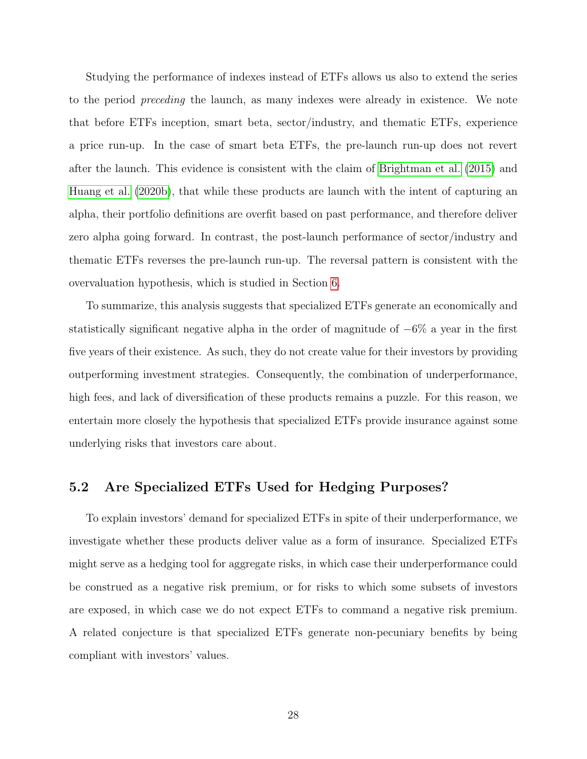Studying the performance of indexes instead of ETFs allows us also to extend the series to the period *preceding* the launch, as many indexes were already in existence. We note that before ETFs inception, smart beta, sector/industry, and thematic ETFs, experience a price run-up. In the case of smart beta ETFs, the pre-launch run-up does not revert after the launch. This evidence is consistent with the claim of Brightman et al. (2015) and Huang et al. (2020b), that while these products are launch with the intent of capturing an alpha, their portfolio definitions are overfit based on past performance, and therefore deliver zero alpha going forward. In contrast, the post-launch performance of sector/industry and thematic ETFs reverses the pre-launch run-up. The reversal pattern is consistent with the overvaluation hypothesis, which is studied in Section 6.

To summarize, this analysis suggests that specialized ETFs generate an economically and statistically significant negative alpha in the order of magnitude of $-6\%$ a year in the first five years of their existence. As such, they do not create value for their investors by providing outperforming investment strategies. Consequently, the combination of underperformance, high fees, and lack of diversification of these products remains a puzzle. For this reason, we entertain more closely the hypothesis that specialized ETFs provide insurance against some underlying risks that investors care about.

## 5.2 Are Specialized ETFs Used for Hedging Purposes?

To explain investors' demand for specialized ETFs in spite of their underperformance, we investigate whether these products deliver value as a form of insurance. Specialized ETFs might serve as a hedging tool for aggregate risks, in which case their underperformance could be construed as a negative risk premium, or for risks to which some subsets of investors are exposed, in which case we do not expect ETFs to command a negative risk premium. A related conjecture is that specialized ETFs generate non-pecuniary benefits by being compliant with investors' values.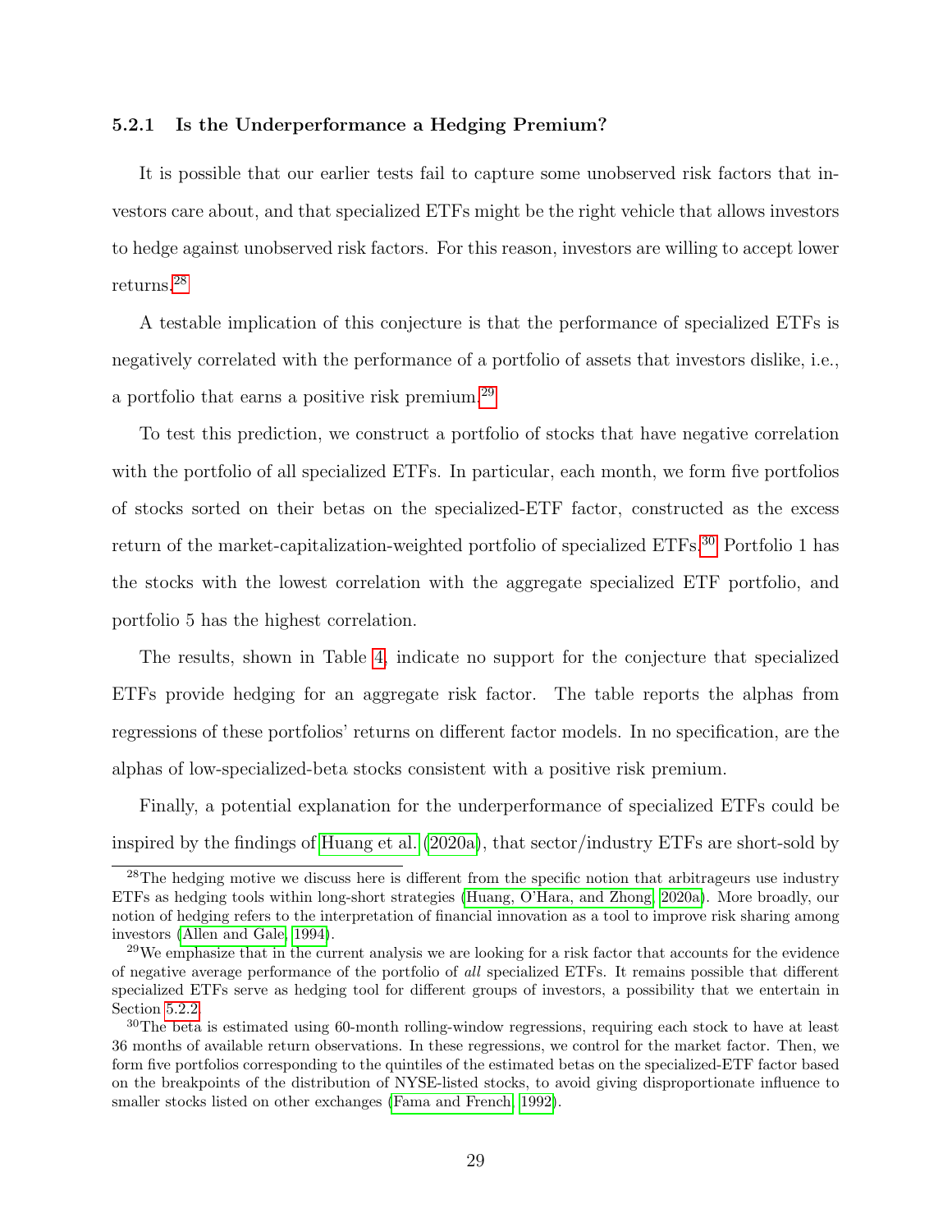### 5.2.1 Is the Underperformance a Hedging Premium?

It is possible that our earlier tests fail to capture some unobserved risk factors that investors care about, and that specialized ETFs might be the right vehicle that allows investors to hedge against unobserved risk factors. For this reason, investors are willing to accept lower returns.[28]

A testable implication of this conjecture is that the performance of specialized ETFs is negatively correlated with the performance of a portfolio of assets that investors dislike, i.e., a portfolio that earns a positive risk premium.[29]

To test this prediction, we construct a portfolio of stocks that have negative correlation with the portfolio of all specialized ETFs. In particular, each month, we form five portfolios of stocks sorted on their betas on the specialized-ETF factor, constructed as the excess return of the market-capitalization-weighted portfolio of specialized ETFs.[30] Portfolio 1 has the stocks with the lowest correlation with the aggregate specialized ETF portfolio, and portfolio 5 has the highest correlation.

The results, shown in Table 4, indicate no support for the conjecture that specialized ETFs provide hedging for an aggregate risk factor. The table reports the alphas from regressions of these portfolios' returns on different factor models. In no specification, are the alphas of low-specialized-beta stocks consistent with a positive risk premium.

Finally, a potential explanation for the underperformance of specialized ETFs could be inspired by the findings of Huang et al. (2020a), that sector/industry ETFs are short-sold by

---

[28] The hedging motive we discuss here is different from the specific notion that arbitrageurs use industry ETFs as hedging tools within long-short strategies (Huang, O'Hara, and Zhong, 2020a). More broadly, our notion of hedging refers to the interpretation of financial innovation as a tool to improve risk sharing among investors (Allen and Gale, 1994).

[29] We emphasize that in the current analysis we are looking for a risk factor that accounts for the evidence of negative average performance of the portfolio of *all* specialized ETFs. It remains possible that different specialized ETFs serve as hedging tool for different groups of investors, a possibility that we entertain in Section 5.2.2.

[30] The beta is estimated using 60-month rolling-window regressions, requiring each stock to have at least 36 months of available return observations. In these regressions, we control for the market factor. Then, we form five portfolios corresponding to the quintiles of the estimated betas on the specialized-ETF factor based on the breakpoints of the distribution of NYSE-listed stocks, to avoid giving disproportionate influence to smaller stocks listed on other exchanges (Fama and French, 1992).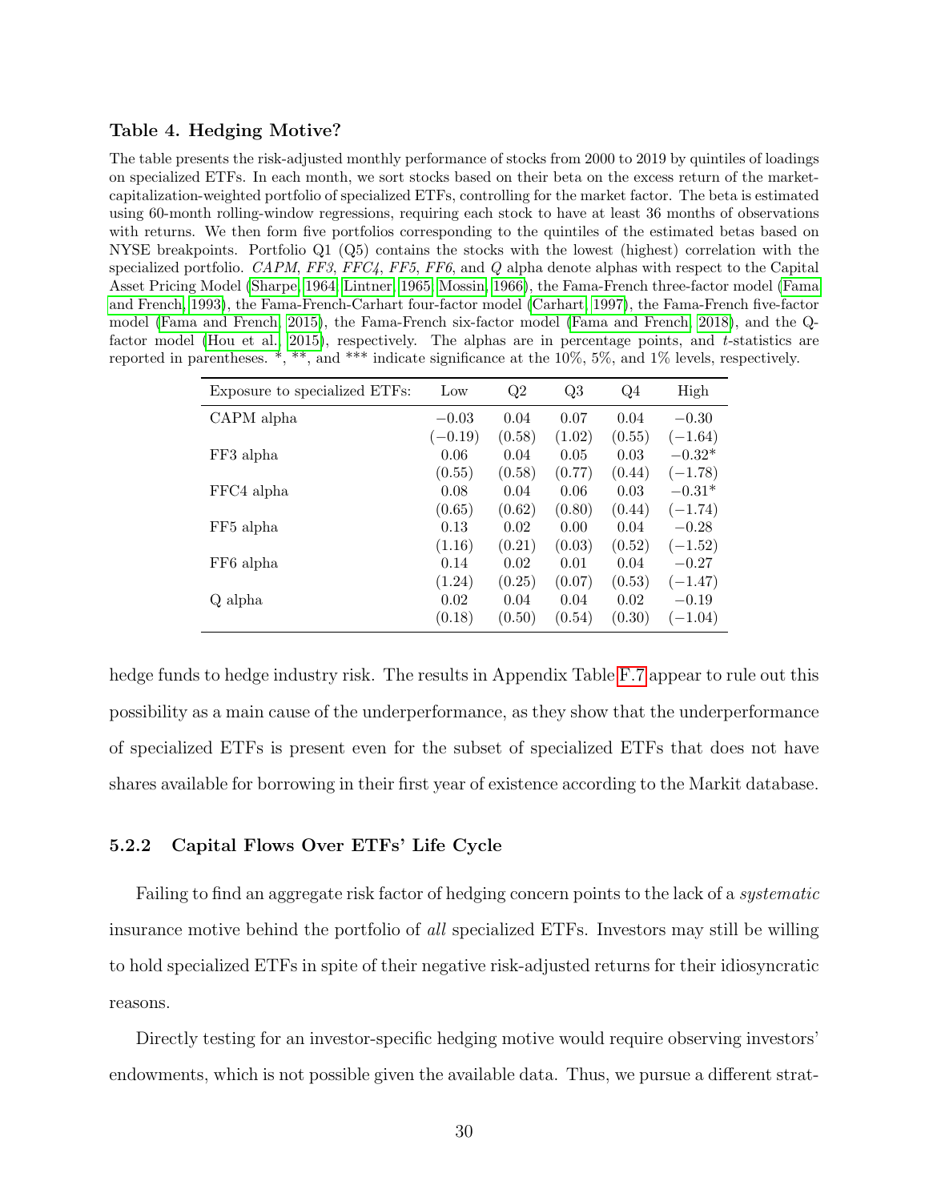### Table 4. Hedging Motive?

The table presents the risk-adjusted monthly performance of stocks from 2000 to 2019 by quintiles of loadings on specialized ETFs. In each month, we sort stocks based on their beta on the excess return of the market-capitalization-weighted portfolio of specialized ETFs, controlling for the market factor. The beta is estimated using 60-month rolling-window regressions, requiring each stock to have at least 36 months of observations with returns. We then form five portfolios corresponding to the quintiles of the estimated betas based on NYSE breakpoints. Portfolio Q1 (Q5) contains the stocks with the lowest (highest) correlation with the specialized portfolio. *CAPM*, *FF3*, *FFC4*, *FF5*, *FF6*, and *Q* alpha denote alphas with respect to the Capital Asset Pricing Model (Sharpe, 1964; Lintner, 1965; Mossin, 1966), the Fama-French three-factor model (Fama and French, 1993), the Fama-French-Carhart four-factor model (Carhart, 1997), the Fama-French five-factor model (Fama and French, 2015), the Fama-French six-factor model (Fama and French, 2018), and the Q-factor model (Hou et al., 2015), respectively. The alphas are in percentage points, and $t$-statistics are reported in parentheses. *, **, and *** indicate significance at the 10%, 5%, and 1% levels, respectively.

| Exposure to specialized ETFs: | Low | Q2 | Q3 | Q4 | High |
|---|---|---|---|---|---|
| CAPM alpha | −0.03 | 0.04 | 0.07 | 0.04 | −0.30 |
| | (−0.19) | (0.58) | (1.02) | (0.55) | (−1.64) |
| FF3 alpha | 0.06 | 0.04 | 0.05 | 0.03 | −0.32* |
| | (0.55) | (0.58) | (0.77) | (0.44) | (−1.78) |
| FFC4 alpha | 0.08 | 0.04 | 0.06 | 0.03 | −0.31* |
| | (0.65) | (0.62) | (0.80) | (0.44) | (−1.74) |
| FF5 alpha | 0.13 | 0.02 | 0.00 | 0.04 | −0.28 |
| | (1.16) | (0.21) | (0.03) | (0.52) | (−1.52) |
| FF6 alpha | 0.14 | 0.02 | 0.01 | 0.04 | −0.27 |
| | (1.24) | (0.25) | (0.07) | (0.53) | (−1.47) |
| Q alpha | 0.02 | 0.04 | 0.04 | 0.02 | −0.19 |
| | (0.18) | (0.50) | (0.54) | (0.30) | (−1.04) |

hedge funds to hedge industry risk. The results in Appendix Table F.7 appear to rule out this possibility as a main cause of the underperformance, as they show that the underperformance of specialized ETFs is present even for the subset of specialized ETFs that does not have shares available for borrowing in their first year of existence according to the Markit database.

#### 5.2.2 Capital Flows Over ETFs' Life Cycle

Failing to find an aggregate risk factor of hedging concern points to the lack of a *systematic* insurance motive behind the portfolio of *all* specialized ETFs. Investors may still be willing to hold specialized ETFs in spite of their negative risk-adjusted returns for their idiosyncratic reasons.

Directly testing for an investor-specific hedging motive would require observing investors' endowments, which is not possible given the available data. Thus, we pursue a different strat-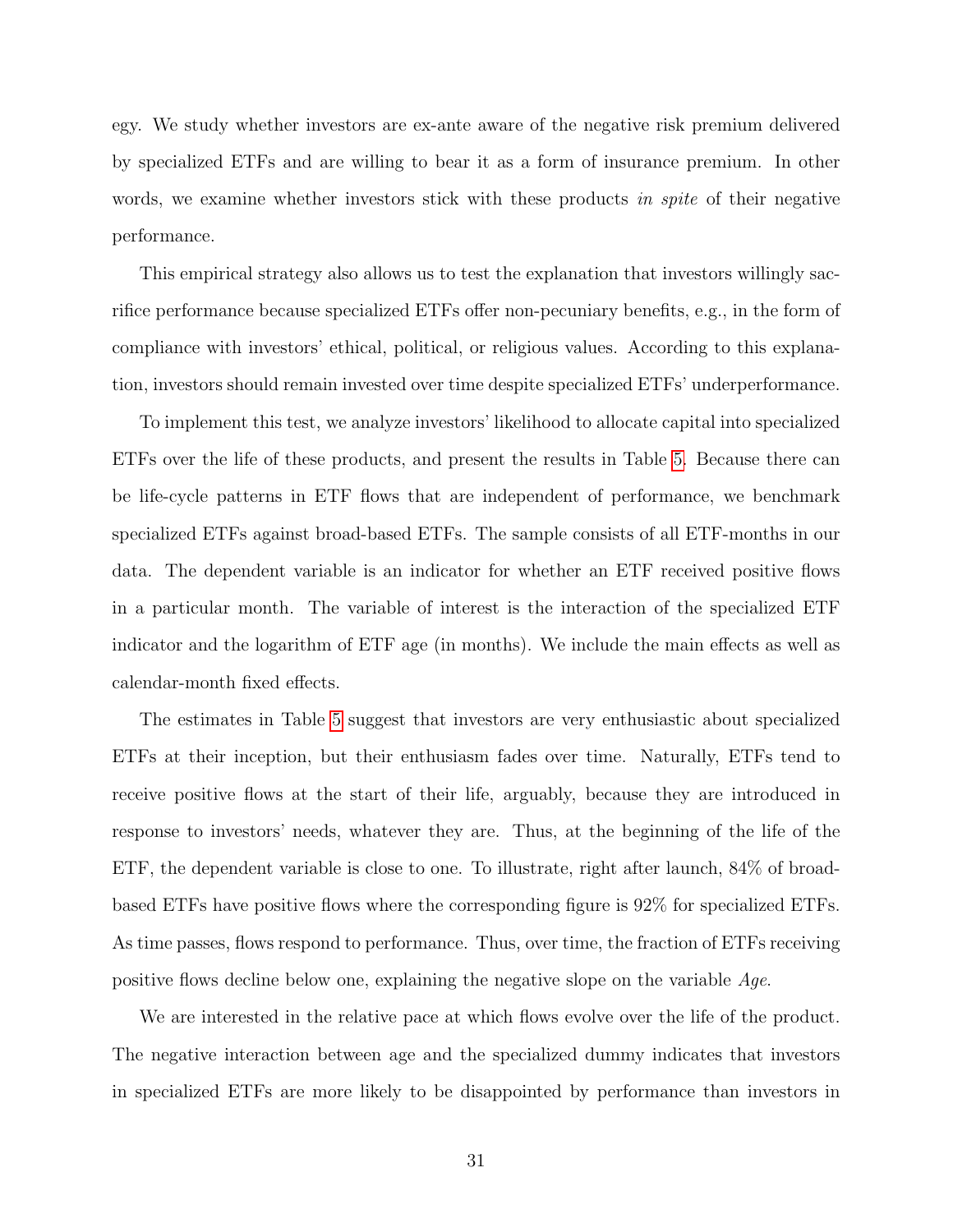egy. We study whether investors are ex-ante aware of the negative risk premium delivered by specialized ETFs and are willing to bear it as a form of insurance premium. In other words, we examine whether investors stick with these products *in spite* of their negative performance.

This empirical strategy also allows us to test the explanation that investors willingly sacrifice performance because specialized ETFs offer non-pecuniary benefits, e.g., in the form of compliance with investors' ethical, political, or religious values. According to this explanation, investors should remain invested over time despite specialized ETFs' underperformance.

To implement this test, we analyze investors' likelihood to allocate capital into specialized ETFs over the life of these products, and present the results in Table 5. Because there can be life-cycle patterns in ETF flows that are independent of performance, we benchmark specialized ETFs against broad-based ETFs. The sample consists of all ETF-months in our data. The dependent variable is an indicator for whether an ETF received positive flows in a particular month. The variable of interest is the interaction of the specialized ETF indicator and the logarithm of ETF age (in months). We include the main effects as well as calendar-month fixed effects.

The estimates in Table 5 suggest that investors are very enthusiastic about specialized ETFs at their inception, but their enthusiasm fades over time. Naturally, ETFs tend to receive positive flows at the start of their life, arguably, because they are introduced in response to investors' needs, whatever they are. Thus, at the beginning of the life of the ETF, the dependent variable is close to one. To illustrate, right after launch, 84% of broad-based ETFs have positive flows where the corresponding figure is 92% for specialized ETFs. As time passes, flows respond to performance. Thus, over time, the fraction of ETFs receiving positive flows decline below one, explaining the negative slope on the variable *Age*.

We are interested in the relative pace at which flows evolve over the life of the product. The negative interaction between age and the specialized dummy indicates that investors in specialized ETFs are more likely to be disappointed by performance than investors in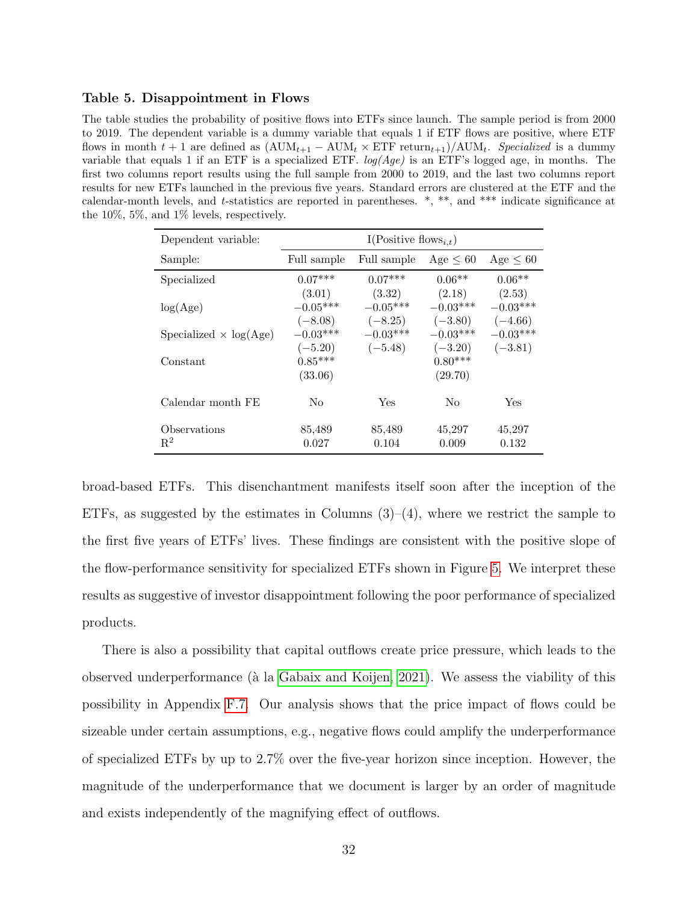### Table 5. Disappointment in Flows

The table studies the probability of positive flows into ETFs since launch. The sample period is from 2000 to 2019. The dependent variable is a dummy variable that equals 1 if ETF flows are positive, where ETF flows in month $t+1$ are defined as $(\text{AUM}_{t+1} - \text{AUM}_t \times \text{ETF return}_{t+1})/\text{AUM}_t$. *Specialized* is a dummy variable that equals 1 if an ETF is a specialized ETF. *log(Age)* is an ETF's logged age, in months. The first two columns report results using the full sample from 2000 to 2019, and the last two columns report results for new ETFs launched in the previous five years. Standard errors are clustered at the ETF and the calendar-month levels, and $t$-statistics are reported in parentheses. \*, \*\*, and \*\*\* indicate significance at the 10%, 5%, and 1% levels, respectively.

| Dependent variable: | I(Positive flows$_{i,t}$) | | | |
|---|---|---|---|---|
| Sample: | Full sample | Full sample | Age $\leq$ 60 | Age $\leq$ 60 |
| Specialized | 0.07*** | 0.07*** | 0.06** | 0.06** |
| | (3.01) | (3.32) | (2.18) | (2.53) |
| log(Age) | −0.05*** | −0.05*** | −0.03*** | −0.03*** |
| | (−8.08) | (−8.25) | (−3.80) | (−4.66) |
| Specialized × log(Age) | −0.03*** | −0.03*** | −0.03*** | −0.03*** |
| | (−5.20) | (−5.48) | (−3.20) | (−3.81) |
| Constant | 0.85*** | | 0.80*** | |
| | (33.06) | | (29.70) | |
| Calendar month FE | No | Yes | No | Yes |
| Observations | 85,489 | 85,489 | 45,297 | 45,297 |
| $R^2$ | 0.027 | 0.104 | 0.009 | 0.132 |

broad-based ETFs. This disenchantment manifests itself soon after the inception of the ETFs, as suggested by the estimates in Columns (3)–(4), where we restrict the sample to the first five years of ETFs' lives. These findings are consistent with the positive slope of the flow-performance sensitivity for specialized ETFs shown in Figure 5. We interpret these results as suggestive of investor disappointment following the poor performance of specialized products.

There is also a possibility that capital outflows create price pressure, which leads to the observed underperformance (à la Gabaix and Koijen, 2021). We assess the viability of this possibility in Appendix F.7. Our analysis shows that the price impact of flows could be sizeable under certain assumptions, e.g., negative flows could amplify the underperformance of specialized ETFs by up to 2.7% over the five-year horizon since inception. However, the magnitude of the underperformance that we document is larger by an order of magnitude and exists independently of the magnifying effect of outflows.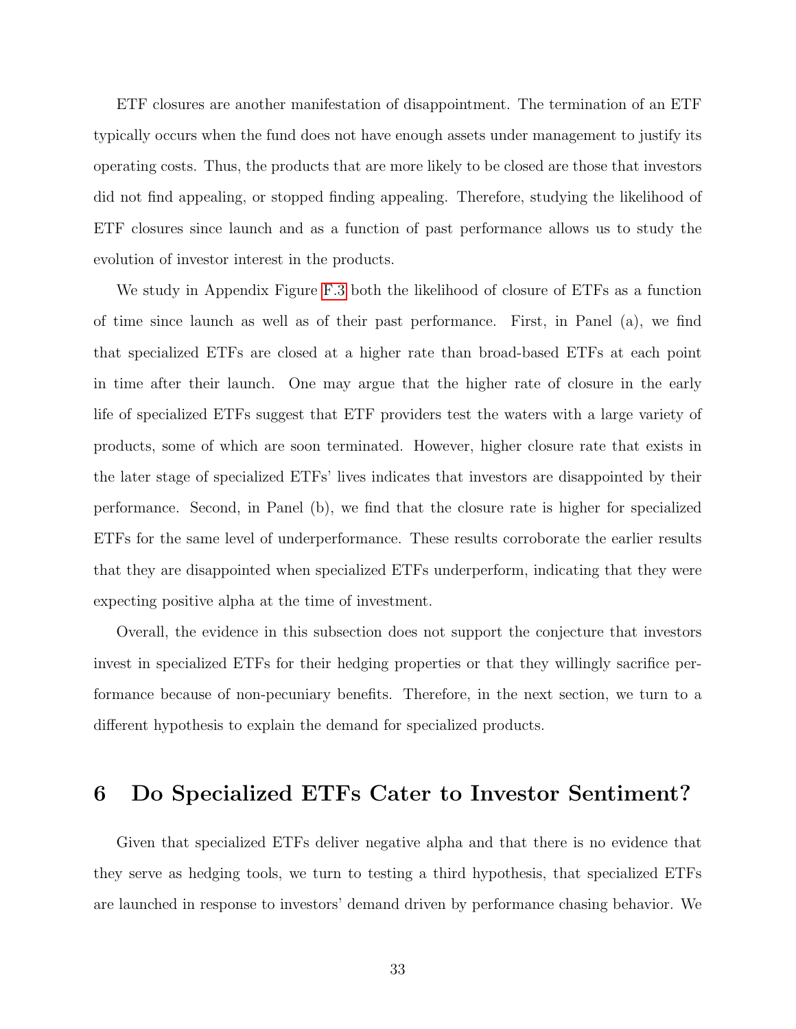ETF closures are another manifestation of disappointment. The termination of an ETF typically occurs when the fund does not have enough assets under management to justify its operating costs. Thus, the products that are more likely to be closed are those that investors did not find appealing, or stopped finding appealing. Therefore, studying the likelihood of ETF closures since launch and as a function of past performance allows us to study the evolution of investor interest in the products.

We study in Appendix Figure F.3 both the likelihood of closure of ETFs as a function of time since launch as well as of their past performance. First, in Panel (a), we find that specialized ETFs are closed at a higher rate than broad-based ETFs at each point in time after their launch. One may argue that the higher rate of closure in the early life of specialized ETFs suggest that ETF providers test the waters with a large variety of products, some of which are soon terminated. However, higher closure rate that exists in the later stage of specialized ETFs' lives indicates that investors are disappointed by their performance. Second, in Panel (b), we find that the closure rate is higher for specialized ETFs for the same level of underperformance. These results corroborate the earlier results that they are disappointed when specialized ETFs underperform, indicating that they were expecting positive alpha at the time of investment.

Overall, the evidence in this subsection does not support the conjecture that investors invest in specialized ETFs for their hedging properties or that they willingly sacrifice performance because of non-pecuniary benefits. Therefore, in the next section, we turn to a different hypothesis to explain the demand for specialized products.

# 6 Do Specialized ETFs Cater to Investor Sentiment?

Given that specialized ETFs deliver negative alpha and that there is no evidence that they serve as hedging tools, we turn to testing a third hypothesis, that specialized ETFs are launched in response to investors' demand driven by performance chasing behavior. We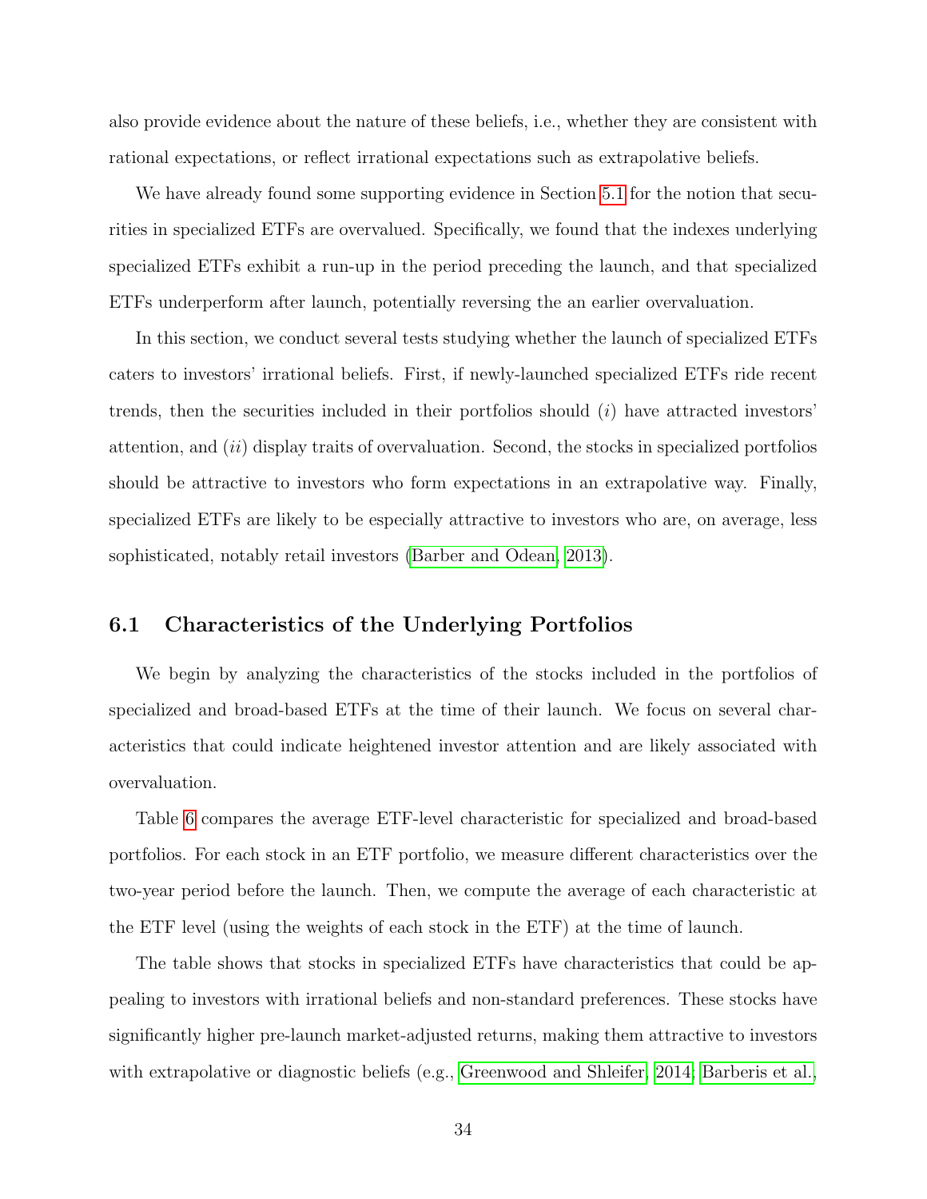also provide evidence about the nature of these beliefs, i.e., whether they are consistent with rational expectations, or reflect irrational expectations such as extrapolative beliefs.

We have already found some supporting evidence in Section 5.1 for the notion that securities in specialized ETFs are overvalued. Specifically, we found that the indexes underlying specialized ETFs exhibit a run-up in the period preceding the launch, and that specialized ETFs underperform after launch, potentially reversing the an earlier overvaluation.

In this section, we conduct several tests studying whether the launch of specialized ETFs caters to investors' irrational beliefs. First, if newly-launched specialized ETFs ride recent trends, then the securities included in their portfolios should (*i*) have attracted investors' attention, and (*ii*) display traits of overvaluation. Second, the stocks in specialized portfolios should be attractive to investors who form expectations in an extrapolative way. Finally, specialized ETFs are likely to be especially attractive to investors who are, on average, less sophisticated, notably retail investors (Barber and Odean, 2013).

## 6.1 Characteristics of the Underlying Portfolios

We begin by analyzing the characteristics of the stocks included in the portfolios of specialized and broad-based ETFs at the time of their launch. We focus on several characteristics that could indicate heightened investor attention and are likely associated with overvaluation.

Table 6 compares the average ETF-level characteristic for specialized and broad-based portfolios. For each stock in an ETF portfolio, we measure different characteristics over the two-year period before the launch. Then, we compute the average of each characteristic at the ETF level (using the weights of each stock in the ETF) at the time of launch.

The table shows that stocks in specialized ETFs have characteristics that could be appealing to investors with irrational beliefs and non-standard preferences. These stocks have significantly higher pre-launch market-adjusted returns, making them attractive to investors with extrapolative or diagnostic beliefs (e.g., Greenwood and Shleifer, 2014; Barberis et al.,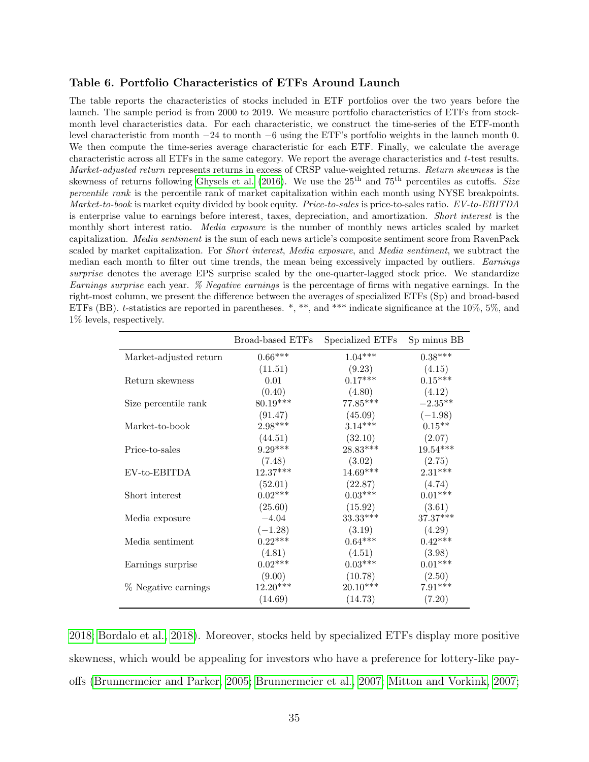### Table 6. Portfolio Characteristics of ETFs Around Launch

The table reports the characteristics of stocks included in ETF portfolios over the two years before the launch. The sample period is from 2000 to 2019. We measure portfolio characteristics of ETFs from stock-month level characteristics data. For each characteristic, we construct the time-series of the ETF-month level characteristic from month −24 to month −6 using the ETF's portfolio weights in the launch month 0. We then compute the time-series average characteristic for each ETF. Finally, we calculate the average characteristic across all ETFs in the same category. We report the average characteristics and *t*-test results. *Market-adjusted return* represents returns in excess of CRSP value-weighted returns. *Return skewness* is the skewness of returns following Ghysels et al. (2016). We use the 25th and 75th percentiles as cutoffs. *Size percentile rank* is the percentile rank of market capitalization within each month using NYSE breakpoints. *Market-to-book* is market equity divided by book equity. *Price-to-sales* is price-to-sales ratio. *EV-to-EBITDA* is enterprise value to earnings before interest, taxes, depreciation, and amortization. *Short interest* is the monthly short interest ratio. *Media exposure* is the number of monthly news articles scaled by market capitalization. *Media sentiment* is the sum of each news article's composite sentiment score from RavenPack scaled by market capitalization. For *Short interest*, *Media exposure*, and *Media sentiment*, we subtract the median each month to filter out time trends, the mean being excessively impacted by outliers. *Earnings surprise* denotes the average EPS surprise scaled by the one-quarter-lagged stock price. We standardize *Earnings surprise* each year. *% Negative earnings* is the percentage of firms with negative earnings. In the right-most column, we present the difference between the averages of specialized ETFs (Sp) and broad-based ETFs (BB). *t*-statistics are reported in parentheses. *, **, and *** indicate significance at the 10%, 5%, and 1% levels, respectively.

| | Broad-based ETFs | Specialized ETFs | Sp minus BB |
|---|---|---|---|
| Market-adjusted return | 0.66*** | 1.04*** | 0.38*** |
| | (11.51) | (9.23) | (4.15) |
| Return skewness | 0.01 | 0.17*** | 0.15*** |
| | (0.40) | (4.80) | (4.12) |
| Size percentile rank | 80.19*** | 77.85*** | −2.35** |
| | (91.47) | (45.09) | (−1.98) |
| Market-to-book | 2.98*** | 3.14*** | 0.15** |
| | (44.51) | (32.10) | (2.07) |
| Price-to-sales | 9.29*** | 28.83*** | 19.54*** |
| | (7.48) | (3.02) | (2.75) |
| EV-to-EBITDA | 12.37*** | 14.69*** | 2.31*** |
| | (52.01) | (22.87) | (4.74) |
| Short interest | 0.02*** | 0.03*** | 0.01*** |
| | (25.60) | (15.92) | (3.61) |
| Media exposure | −4.04 | 33.33*** | 37.37*** |
| | (−1.28) | (3.19) | (4.29) |
| Media sentiment | 0.22*** | 0.64*** | 0.42*** |
| | (4.81) | (4.51) | (3.98) |
| Earnings surprise | 0.02*** | 0.03*** | 0.01*** |
| | (9.00) | (10.78) | (2.50) |
| % Negative earnings | 12.20*** | 20.10*** | 7.91*** |
| | (14.69) | (14.73) | (7.20) |

2018; Bordalo et al., 2018). Moreover, stocks held by specialized ETFs display more positive skewness, which would be appealing for investors who have a preference for lottery-like payoffs (Brunnermeier and Parker, 2005; Brunnermeier et al., 2007; Mitton and Vorkink, 2007;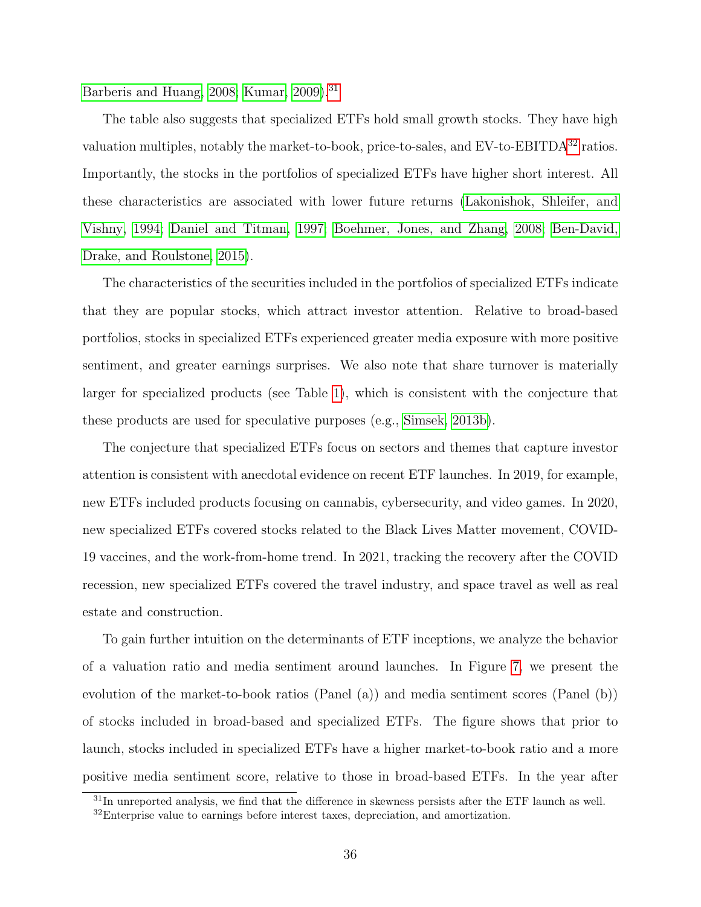Barberis and Huang, 2008; Kumar, 2009).[31]

The table also suggests that specialized ETFs hold small growth stocks. They have high valuation multiples, notably the market-to-book, price-to-sales, and EV-to-EBITDA[32] ratios. Importantly, the stocks in the portfolios of specialized ETFs have higher short interest. All these characteristics are associated with lower future returns (Lakonishok, Shleifer, and Vishny, 1994; Daniel and Titman, 1997; Boehmer, Jones, and Zhang, 2008; Ben-David, Drake, and Roulstone, 2015).

The characteristics of the securities included in the portfolios of specialized ETFs indicate that they are popular stocks, which attract investor attention. Relative to broad-based portfolios, stocks in specialized ETFs experienced greater media exposure with more positive sentiment, and greater earnings surprises. We also note that share turnover is materially larger for specialized products (see Table 1), which is consistent with the conjecture that these products are used for speculative purposes (e.g., Simsek, 2013b).

The conjecture that specialized ETFs focus on sectors and themes that capture investor attention is consistent with anecdotal evidence on recent ETF launches. In 2019, for example, new ETFs included products focusing on cannabis, cybersecurity, and video games. In 2020, new specialized ETFs covered stocks related to the Black Lives Matter movement, COVID-19 vaccines, and the work-from-home trend. In 2021, tracking the recovery after the COVID recession, new specialized ETFs covered the travel industry, and space travel as well as real estate and construction.

To gain further intuition on the determinants of ETF inceptions, we analyze the behavior of a valuation ratio and media sentiment around launches. In Figure 7, we present the evolution of the market-to-book ratios (Panel (a)) and media sentiment scores (Panel (b)) of stocks included in broad-based and specialized ETFs. The figure shows that prior to launch, stocks included in specialized ETFs have a higher market-to-book ratio and a more positive media sentiment score, relative to those in broad-based ETFs. In the year after

[31] In unreported analysis, we find that the difference in skewness persists after the ETF launch as well.

[32] Enterprise value to earnings before interest taxes, depreciation, and amortization.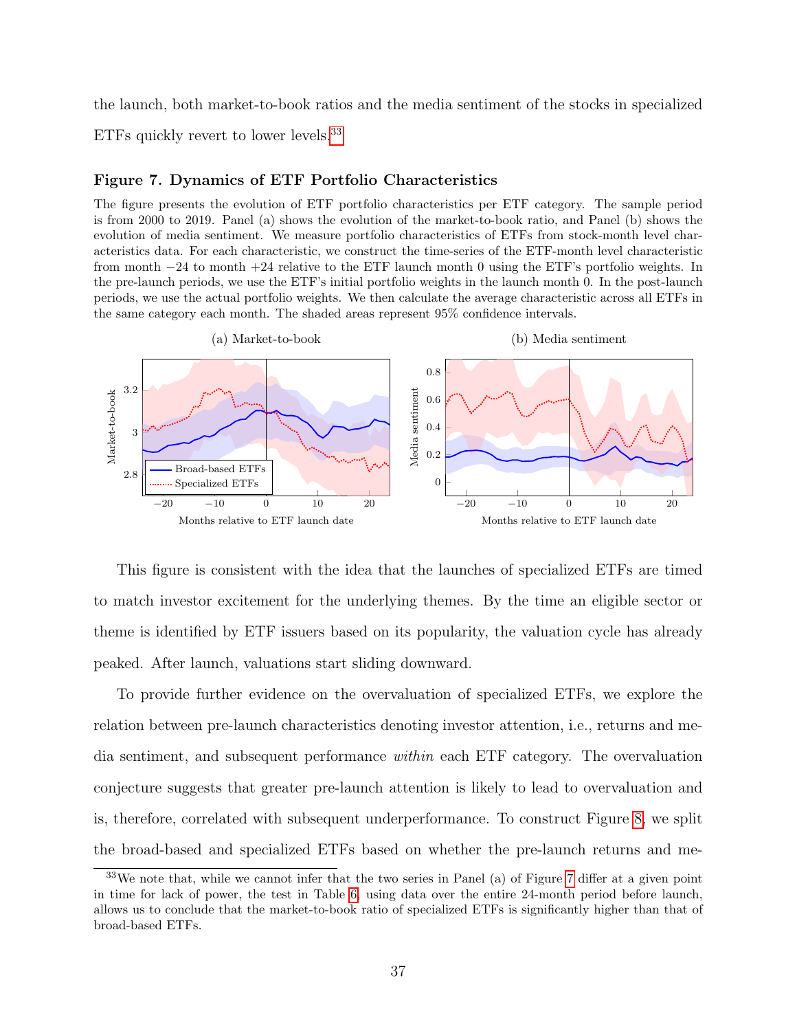the launch, both market-to-book ratios and the media sentiment of the stocks in specialized ETFs quickly revert to lower levels.[33]

**Figure 7. Dynamics of ETF Portfolio Characteristics**

The figure presents the evolution of ETF portfolio characteristics per ETF category. The sample period is from 2000 to 2019. Panel (a) shows the evolution of the market-to-book ratio, and Panel (b) shows the evolution of media sentiment. We measure portfolio characteristics of ETFs from stock-month level characteristics data. For each characteristic, we construct the time-series of the ETF-month level characteristic from month −24 to month +24 relative to the ETF launch month 0 using the ETF's portfolio weights. In the pre-launch periods, we use the ETF's initial portfolio weights in the launch month 0. In the post-launch periods, we use the actual portfolio weights. We then calculate the average characteristic across all ETFs in the same category each month. The shaded areas represent 95% confidence intervals.

(a) Market-to-book

(b) Media sentiment

This figure is consistent with the idea that the launches of specialized ETFs are timed to match investor excitement for the underlying themes. By the time an eligible sector or theme is identified by ETF issuers based on its popularity, the valuation cycle has already peaked. After launch, valuations start sliding downward.

To provide further evidence on the overvaluation of specialized ETFs, we explore the relation between pre-launch characteristics denoting investor attention, i.e., returns and media sentiment, and subsequent performance *within* each ETF category. The overvaluation conjecture suggests that greater pre-launch attention is likely to lead to overvaluation and is, therefore, correlated with subsequent underperformance. To construct Figure 8, we split the broad-based and specialized ETFs based on whether the pre-launch returns and me-

[33] We note that, while we cannot infer that the two series in Panel (a) of Figure 7 differ at a given point in time for lack of power, the test in Table 6, using data over the entire 24-month period before launch, allows us to conclude that the market-to-book ratio of specialized ETFs is significantly higher than that of broad-based ETFs.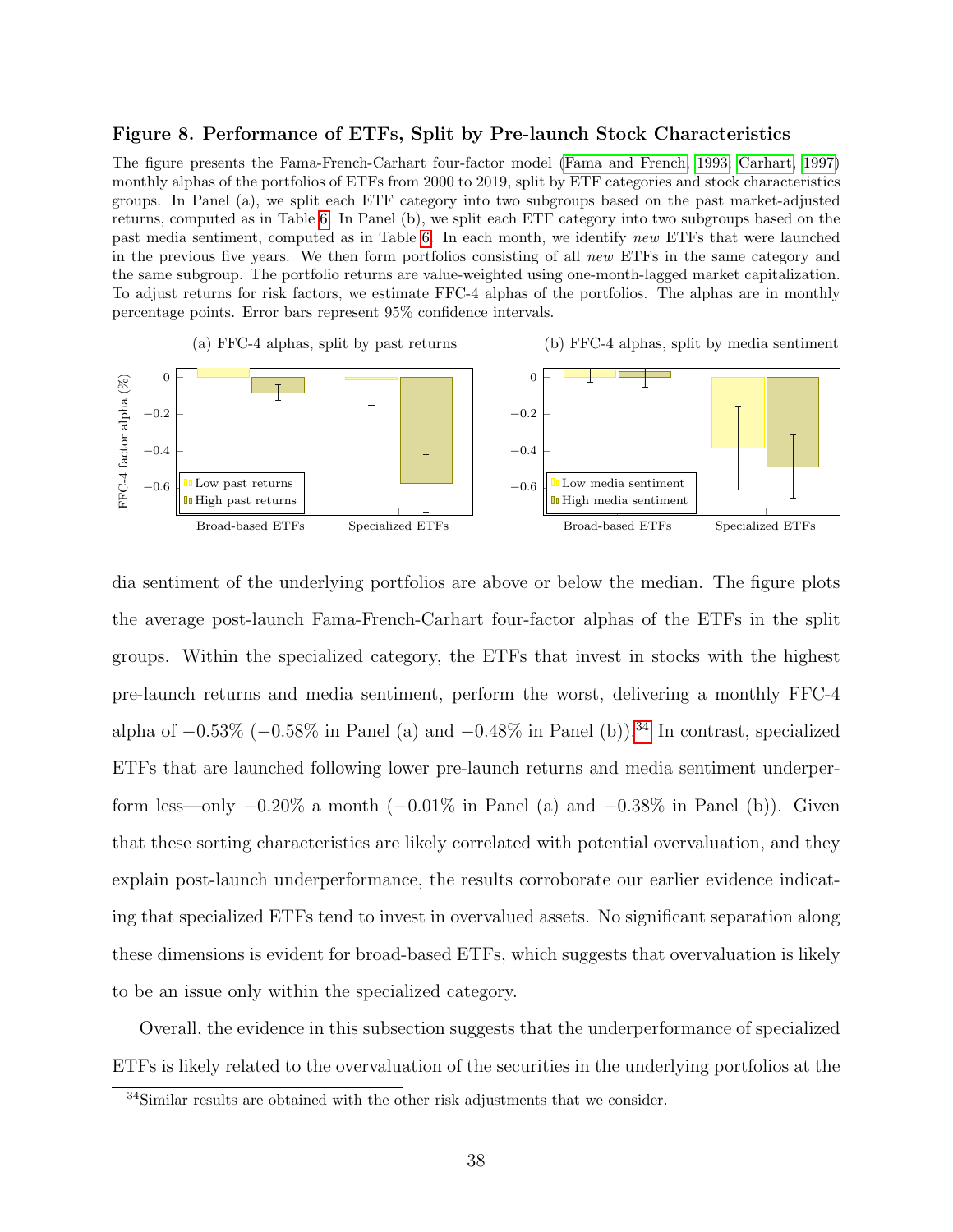### Figure 8. Performance of ETFs, Split by Pre-launch Stock Characteristics

The figure presents the Fama-French-Carhart four-factor model (Fama and French, 1993; Carhart, 1997) monthly alphas of the portfolios of ETFs from 2000 to 2019, split by ETF categories and stock characteristics groups. In Panel (a), we split each ETF category into two subgroups based on the past market-adjusted returns, computed as in Table 6. In Panel (b), we split each ETF category into two subgroups based on the past media sentiment, computed as in Table 6. In each month, we identify *new* ETFs that were launched in the previous five years. We then form portfolios consisting of all *new* ETFs in the same category and the same subgroup. The portfolio returns are value-weighted using one-month-lagged market capitalization. To adjust returns for risk factors, we estimate FFC-4 alphas of the portfolios. The alphas are in monthly percentage points. Error bars represent 95% confidence intervals.

(a) FFC-4 alphas, split by past returns

(b) FFC-4 alphas, split by media sentiment

dia sentiment of the underlying portfolios are above or below the median. The figure plots the average post-launch Fama-French-Carhart four-factor alphas of the ETFs in the split groups. Within the specialized category, the ETFs that invest in stocks with the highest pre-launch returns and media sentiment, perform the worst, delivering a monthly FFC-4 alpha of −0.53% (−0.58% in Panel (a) and −0.48% in Panel (b)).[34] In contrast, specialized ETFs that are launched following lower pre-launch returns and media sentiment underperform less—only −0.20% a month (−0.01% in Panel (a) and −0.38% in Panel (b)). Given that these sorting characteristics are likely correlated with potential overvaluation, and they explain post-launch underperformance, the results corroborate our earlier evidence indicating that specialized ETFs tend to invest in overvalued assets. No significant separation along these dimensions is evident for broad-based ETFs, which suggests that overvaluation is likely to be an issue only within the specialized category.

Overall, the evidence in this subsection suggests that the underperformance of specialized ETFs is likely related to the overvaluation of the securities in the underlying portfolios at the

[34] Similar results are obtained with the other risk adjustments that we consider.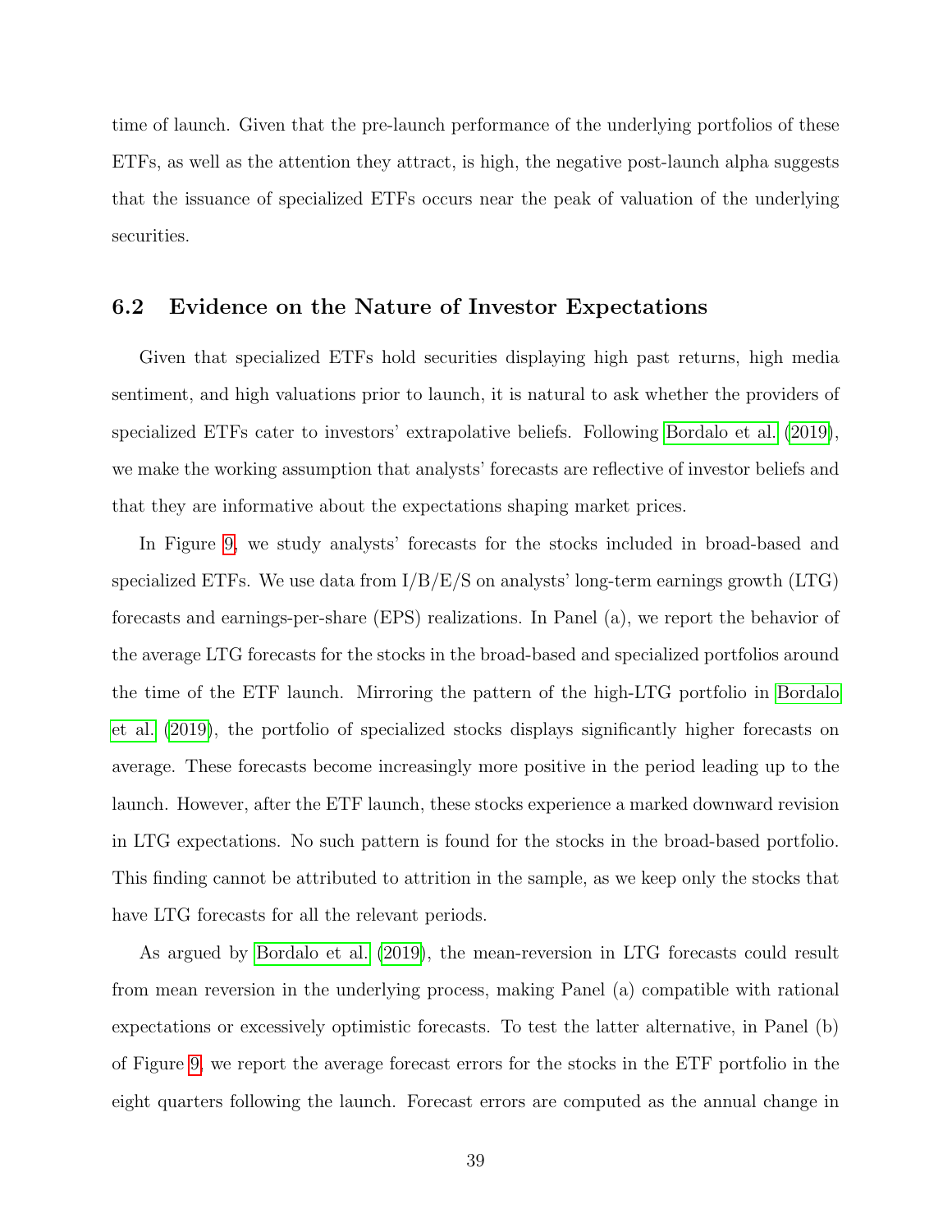time of launch. Given that the pre-launch performance of the underlying portfolios of these ETFs, as well as the attention they attract, is high, the negative post-launch alpha suggests that the issuance of specialized ETFs occurs near the peak of valuation of the underlying securities.

### 6.2 Evidence on the Nature of Investor Expectations

Given that specialized ETFs hold securities displaying high past returns, high media sentiment, and high valuations prior to launch, it is natural to ask whether the providers of specialized ETFs cater to investors' extrapolative beliefs. Following Bordalo et al. (2019), we make the working assumption that analysts' forecasts are reflective of investor beliefs and that they are informative about the expectations shaping market prices.

In Figure 9, we study analysts' forecasts for the stocks included in broad-based and specialized ETFs. We use data from I/B/E/S on analysts' long-term earnings growth (LTG) forecasts and earnings-per-share (EPS) realizations. In Panel (a), we report the behavior of the average LTG forecasts for the stocks in the broad-based and specialized portfolios around the time of the ETF launch. Mirroring the pattern of the high-LTG portfolio in Bordalo et al. (2019), the portfolio of specialized stocks displays significantly higher forecasts on average. These forecasts become increasingly more positive in the period leading up to the launch. However, after the ETF launch, these stocks experience a marked downward revision in LTG expectations. No such pattern is found for the stocks in the broad-based portfolio. This finding cannot be attributed to attrition in the sample, as we keep only the stocks that have LTG forecasts for all the relevant periods.

As argued by Bordalo et al. (2019), the mean-reversion in LTG forecasts could result from mean reversion in the underlying process, making Panel (a) compatible with rational expectations or excessively optimistic forecasts. To test the latter alternative, in Panel (b) of Figure 9, we report the average forecast errors for the stocks in the ETF portfolio in the eight quarters following the launch. Forecast errors are computed as the annual change in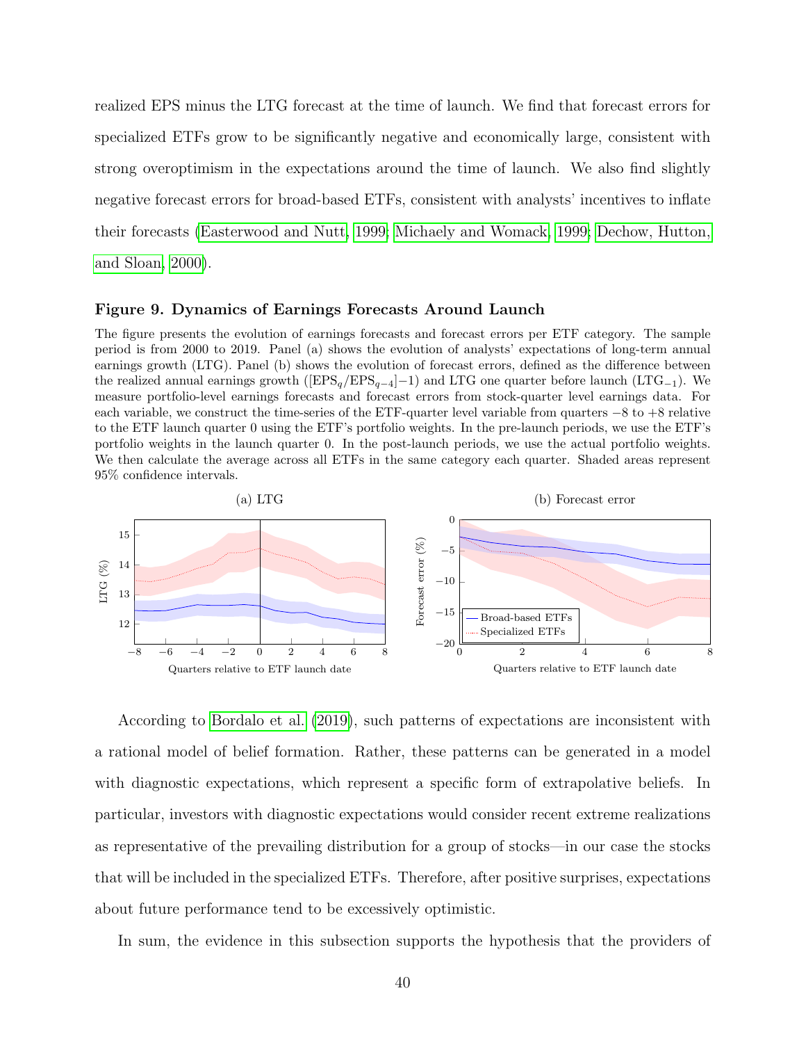realized EPS minus the LTG forecast at the time of launch. We find that forecast errors for specialized ETFs grow to be significantly negative and economically large, consistent with strong overoptimism in the expectations around the time of launch. We also find slightly negative forecast errors for broad-based ETFs, consistent with analysts' incentives to inflate their forecasts (Easterwood and Nutt, 1999; Michaely and Womack, 1999; Dechow, Hutton, and Sloan, 2000).

### Figure 9. Dynamics of Earnings Forecasts Around Launch

The figure presents the evolution of earnings forecasts and forecast errors per ETF category. The sample period is from 2000 to 2019. Panel (a) shows the evolution of analysts' expectations of long-term annual earnings growth (LTG). Panel (b) shows the evolution of forecast errors, defined as the difference between the realized annual earnings growth ($[\text{EPS}_q/\text{EPS}_{q-4}]-1$) and LTG one quarter before launch ($\text{LTG}_{-1}$). We measure portfolio-level earnings forecasts and forecast errors from stock-quarter level earnings data. For each variable, we construct the time-series of the ETF-quarter level variable from quarters $-8$ to $+8$ relative to the ETF launch quarter 0 using the ETF's portfolio weights. In the pre-launch periods, we use the ETF's portfolio weights in the launch quarter 0. In the post-launch periods, we use the actual portfolio weights. We then calculate the average across all ETFs in the same category each quarter. Shaded areas represent 95% confidence intervals.

(a) LTG

(b) Forecast error

According to Bordalo et al. (2019), such patterns of expectations are inconsistent with a rational model of belief formation. Rather, these patterns can be generated in a model with diagnostic expectations, which represent a specific form of extrapolative beliefs. In particular, investors with diagnostic expectations would consider recent extreme realizations as representative of the prevailing distribution for a group of stocks—in our case the stocks that will be included in the specialized ETFs. Therefore, after positive surprises, expectations about future performance tend to be excessively optimistic.

In sum, the evidence in this subsection supports the hypothesis that the providers of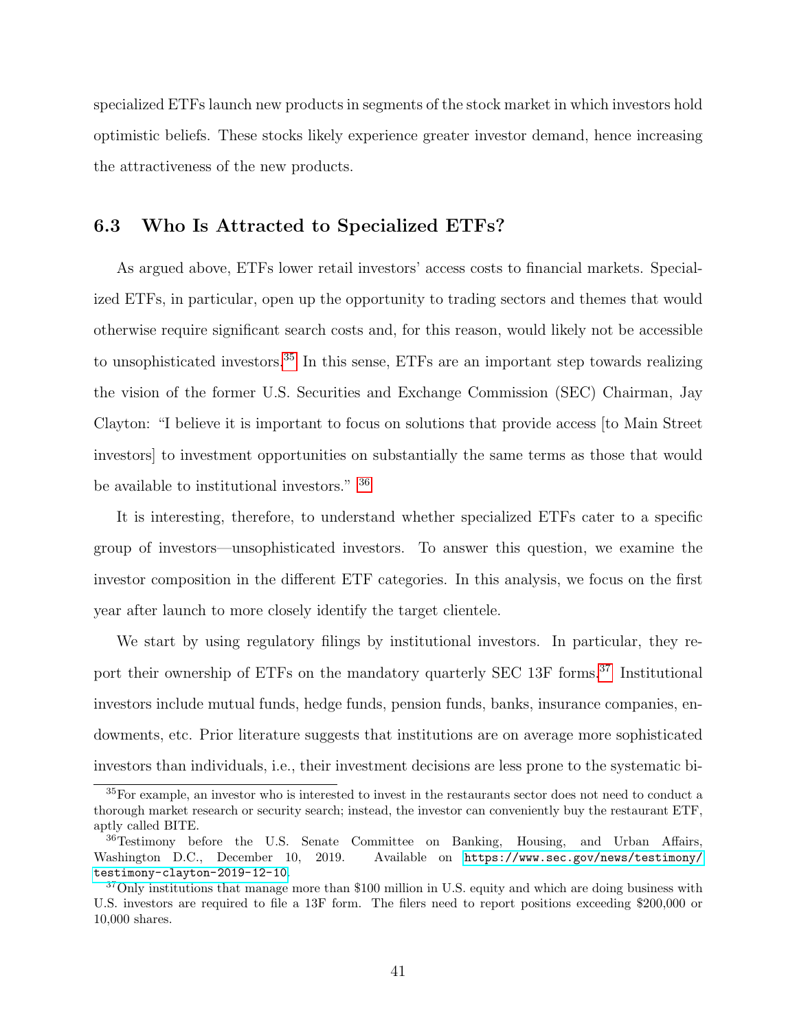specialized ETFs launch new products in segments of the stock market in which investors hold optimistic beliefs. These stocks likely experience greater investor demand, hence increasing the attractiveness of the new products.

### 6.3 Who Is Attracted to Specialized ETFs?

As argued above, ETFs lower retail investors' access costs to financial markets. Specialized ETFs, in particular, open up the opportunity to trading sectors and themes that would otherwise require significant search costs and, for this reason, would likely not be accessible to unsophisticated investors.[35] In this sense, ETFs are an important step towards realizing the vision of the former U.S. Securities and Exchange Commission (SEC) Chairman, Jay Clayton: "I believe it is important to focus on solutions that provide access [to Main Street investors] to investment opportunities on substantially the same terms as those that would be available to institutional investors." [36]

It is interesting, therefore, to understand whether specialized ETFs cater to a specific group of investors—unsophisticated investors. To answer this question, we examine the investor composition in the different ETF categories. In this analysis, we focus on the first year after launch to more closely identify the target clientele.

We start by using regulatory filings by institutional investors. In particular, they report their ownership of ETFs on the mandatory quarterly SEC 13F forms.[37] Institutional investors include mutual funds, hedge funds, pension funds, banks, insurance companies, endowments, etc. Prior literature suggests that institutions are on average more sophisticated investors than individuals, i.e., their investment decisions are less prone to the systematic bi-

---

[35] For example, an investor who is interested to invest in the restaurants sector does not need to conduct a thorough market research or security search; instead, the investor can conveniently buy the restaurant ETF, aptly called BITE.

[36] Testimony before the U.S. Senate Committee on Banking, Housing, and Urban Affairs, Washington D.C., December 10, 2019. Available on https://www.sec.gov/news/testimony/testimony-clayton-2019-12-10.

[37] Only institutions that manage more than $100 million in U.S. equity and which are doing business with U.S. investors are required to file a 13F form. The filers need to report positions exceeding $200,000 or 10,000 shares.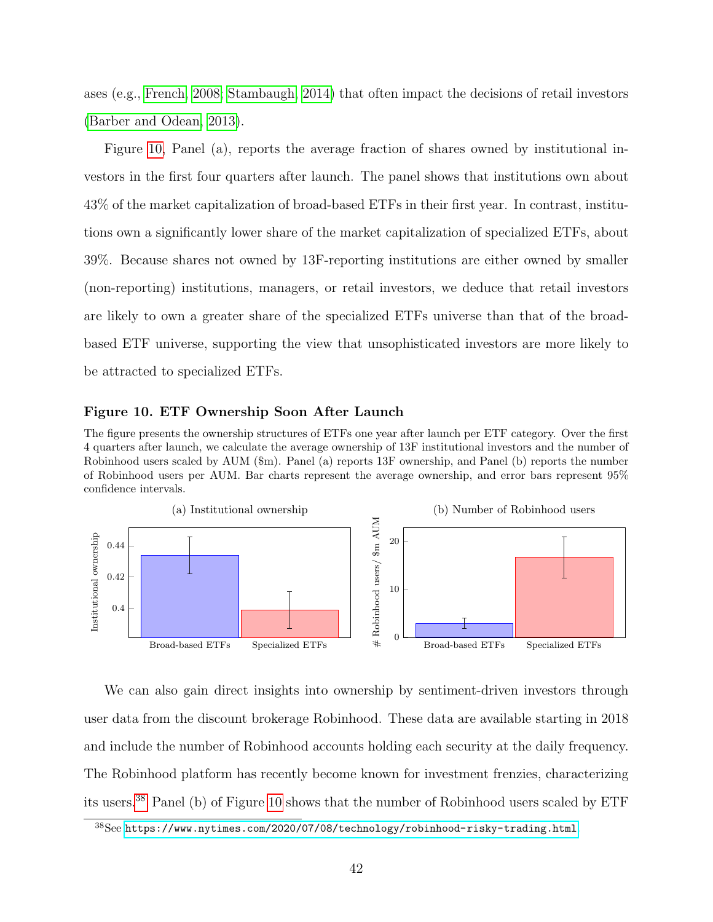ases (e.g., French, 2008; Stambaugh, 2014) that often impact the decisions of retail investors (Barber and Odean, 2013).

Figure 10, Panel (a), reports the average fraction of shares owned by institutional investors in the first four quarters after launch. The panel shows that institutions own about 43% of the market capitalization of broad-based ETFs in their first year. In contrast, institutions own a significantly lower share of the market capitalization of specialized ETFs, about 39%. Because shares not owned by 13F-reporting institutions are either owned by smaller (non-reporting) institutions, managers, or retail investors, we deduce that retail investors are likely to own a greater share of the specialized ETFs universe than that of the broad-based ETF universe, supporting the view that unsophisticated investors are more likely to be attracted to specialized ETFs.

#### Figure 10. ETF Ownership Soon After Launch

The figure presents the ownership structures of ETFs one year after launch per ETF category. Over the first 4 quarters after launch, we calculate the average ownership of 13F institutional investors and the number of Robinhood users scaled by AUM ($m). Panel (a) reports 13F ownership, and Panel (b) reports the number of Robinhood users per AUM. Bar charts represent the average ownership, and error bars represent 95% confidence intervals.

(a) Institutional ownership

(b) Number of Robinhood users

We can also gain direct insights into ownership by sentiment-driven investors through user data from the discount brokerage Robinhood. These data are available starting in 2018 and include the number of Robinhood accounts holding each security at the daily frequency. The Robinhood platform has recently become known for investment frenzies, characterizing its users.[38] Panel (b) of Figure 10 shows that the number of Robinhood users scaled by ETF

[38] See https://www.nytimes.com/2020/07/08/technology/robinhood-risky-trading.html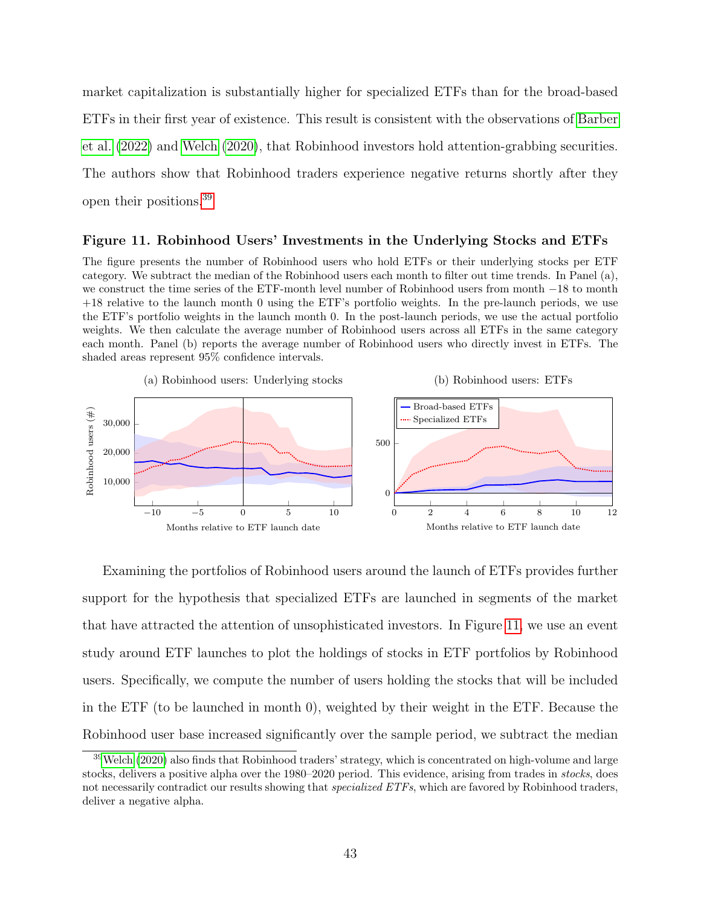market capitalization is substantially higher for specialized ETFs than for the broad-based ETFs in their first year of existence. This result is consistent with the observations of Barber et al. (2022) and Welch (2020), that Robinhood investors hold attention-grabbing securities. The authors show that Robinhood traders experience negative returns shortly after they open their positions.[39]

### Figure 11. Robinhood Users' Investments in the Underlying Stocks and ETFs

The figure presents the number of Robinhood users who hold ETFs or their underlying stocks per ETF category. We subtract the median of the Robinhood users each month to filter out time trends. In Panel (a), we construct the time series of the ETF-month level number of Robinhood users from month −18 to month +18 relative to the launch month 0 using the ETF's portfolio weights. In the pre-launch periods, we use the ETF's portfolio weights in the launch month 0. In the post-launch periods, we use the actual portfolio weights. We then calculate the average number of Robinhood users across all ETFs in the same category each month. Panel (b) reports the average number of Robinhood users who directly invest in ETFs. The shaded areas represent 95% confidence intervals.

(a) Robinhood users: Underlying stocks

(b) Robinhood users: ETFs

Examining the portfolios of Robinhood users around the launch of ETFs provides further support for the hypothesis that specialized ETFs are launched in segments of the market that have attracted the attention of unsophisticated investors. In Figure 11, we use an event study around ETF launches to plot the holdings of stocks in ETF portfolios by Robinhood users. Specifically, we compute the number of users holding the stocks that will be included in the ETF (to be launched in month 0), weighted by their weight in the ETF. Because the Robinhood user base increased significantly over the sample period, we subtract the median

[39] Welch (2020) also finds that Robinhood traders' strategy, which is concentrated on high-volume and large stocks, delivers a positive alpha over the 1980–2020 period. This evidence, arising from trades in *stocks*, does not necessarily contradict our results showing that *specialized ETFs*, which are favored by Robinhood traders, deliver a negative alpha.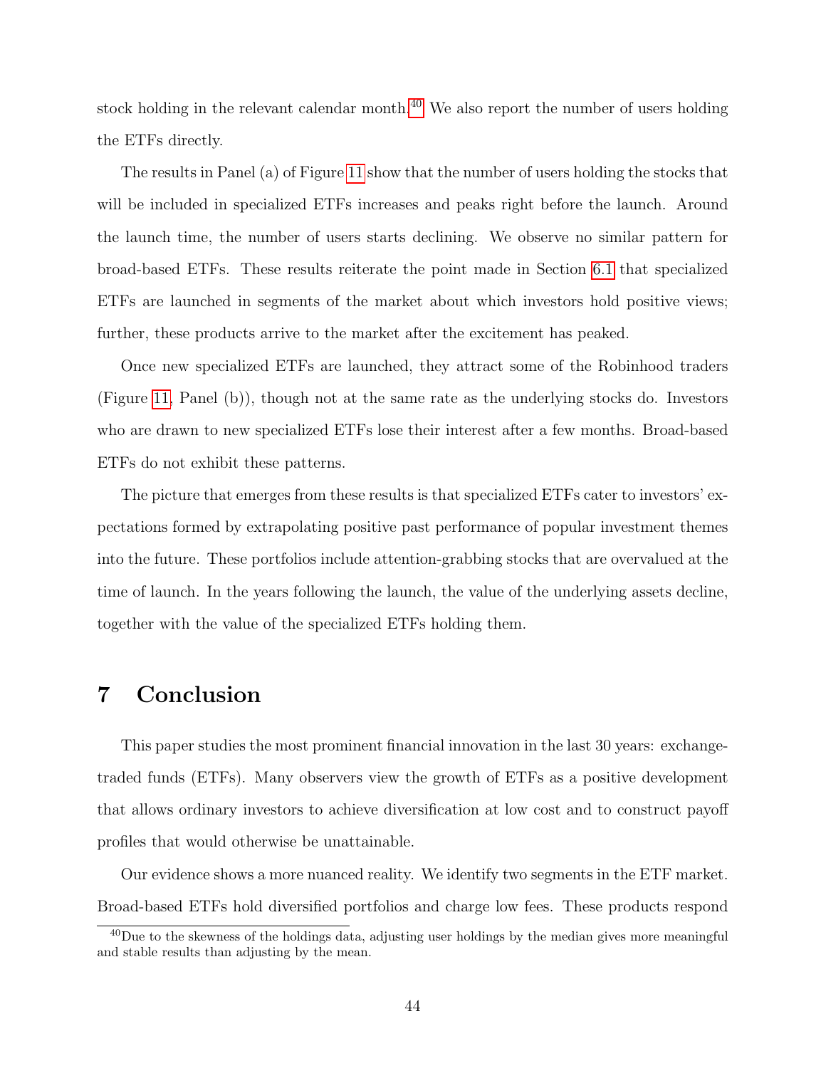stock holding in the relevant calendar month.[40] We also report the number of users holding the ETFs directly.

The results in Panel (a) of Figure 11 show that the number of users holding the stocks that will be included in specialized ETFs increases and peaks right before the launch. Around the launch time, the number of users starts declining. We observe no similar pattern for broad-based ETFs. These results reiterate the point made in Section 6.1 that specialized ETFs are launched in segments of the market about which investors hold positive views; further, these products arrive to the market after the excitement has peaked.

Once new specialized ETFs are launched, they attract some of the Robinhood traders (Figure 11, Panel (b)), though not at the same rate as the underlying stocks do. Investors who are drawn to new specialized ETFs lose their interest after a few months. Broad-based ETFs do not exhibit these patterns.

The picture that emerges from these results is that specialized ETFs cater to investors' expectations formed by extrapolating positive past performance of popular investment themes into the future. These portfolios include attention-grabbing stocks that are overvalued at the time of launch. In the years following the launch, the value of the underlying assets decline, together with the value of the specialized ETFs holding them.

# 7 Conclusion

This paper studies the most prominent financial innovation in the last 30 years: exchange-traded funds (ETFs). Many observers view the growth of ETFs as a positive development that allows ordinary investors to achieve diversification at low cost and to construct payoff profiles that would otherwise be unattainable.

Our evidence shows a more nuanced reality. We identify two segments in the ETF market. Broad-based ETFs hold diversified portfolios and charge low fees. These products respond

[40] Due to the skewness of the holdings data, adjusting user holdings by the median gives more meaningful and stable results than adjusting by the mean.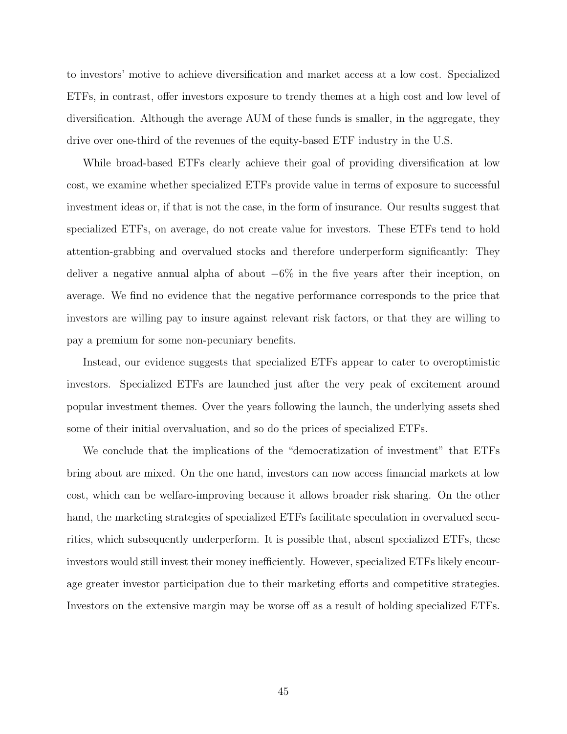to investors' motive to achieve diversification and market access at a low cost. Specialized ETFs, in contrast, offer investors exposure to trendy themes at a high cost and low level of diversification. Although the average AUM of these funds is smaller, in the aggregate, they drive over one-third of the revenues of the equity-based ETF industry in the U.S.

While broad-based ETFs clearly achieve their goal of providing diversification at low cost, we examine whether specialized ETFs provide value in terms of exposure to successful investment ideas or, if that is not the case, in the form of insurance. Our results suggest that specialized ETFs, on average, do not create value for investors. These ETFs tend to hold attention-grabbing and overvalued stocks and therefore underperform significantly: They deliver a negative annual alpha of about $-6\%$ in the five years after their inception, on average. We find no evidence that the negative performance corresponds to the price that investors are willing pay to insure against relevant risk factors, or that they are willing to pay a premium for some non-pecuniary benefits.

Instead, our evidence suggests that specialized ETFs appear to cater to overoptimistic investors. Specialized ETFs are launched just after the very peak of excitement around popular investment themes. Over the years following the launch, the underlying assets shed some of their initial overvaluation, and so do the prices of specialized ETFs.

We conclude that the implications of the "democratization of investment" that ETFs bring about are mixed. On the one hand, investors can now access financial markets at low cost, which can be welfare-improving because it allows broader risk sharing. On the other hand, the marketing strategies of specialized ETFs facilitate speculation in overvalued securities, which subsequently underperform. It is possible that, absent specialized ETFs, these investors would still invest their money inefficiently. However, specialized ETFs likely encourage greater investor participation due to their marketing efforts and competitive strategies. Investors on the extensive margin may be worse off as a result of holding specialized ETFs.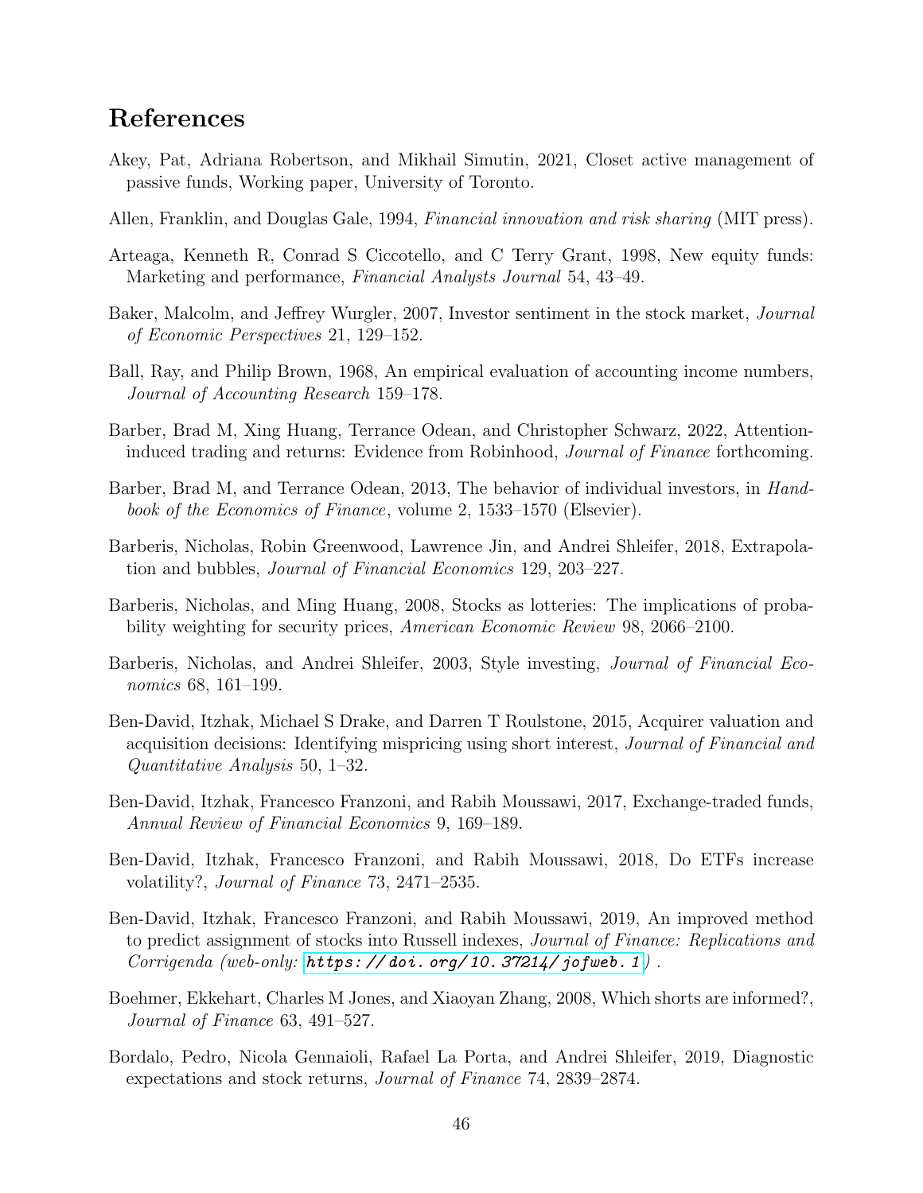## References

Akey, Pat, Adriana Robertson, and Mikhail Simutin, 2021, Closet active management of passive funds, Working paper, University of Toronto.

Allen, Franklin, and Douglas Gale, 1994, *Financial innovation and risk sharing* (MIT press).

Arteaga, Kenneth R, Conrad S Ciccotello, and C Terry Grant, 1998, New equity funds: Marketing and performance, *Financial Analysts Journal* 54, 43–49.

Baker, Malcolm, and Jeffrey Wurgler, 2007, Investor sentiment in the stock market, *Journal of Economic Perspectives* 21, 129–152.

Ball, Ray, and Philip Brown, 1968, An empirical evaluation of accounting income numbers, *Journal of Accounting Research* 159–178.

Barber, Brad M, Xing Huang, Terrance Odean, and Christopher Schwarz, 2022, Attention-induced trading and returns: Evidence from Robinhood, *Journal of Finance* forthcoming.

Barber, Brad M, and Terrance Odean, 2013, The behavior of individual investors, in *Handbook of the Economics of Finance*, volume 2, 1533–1570 (Elsevier).

Barberis, Nicholas, Robin Greenwood, Lawrence Jin, and Andrei Shleifer, 2018, Extrapolation and bubbles, *Journal of Financial Economics* 129, 203–227.

Barberis, Nicholas, and Ming Huang, 2008, Stocks as lotteries: The implications of probability weighting for security prices, *American Economic Review* 98, 2066–2100.

Barberis, Nicholas, and Andrei Shleifer, 2003, Style investing, *Journal of Financial Economics* 68, 161–199.

Ben-David, Itzhak, Michael S Drake, and Darren T Roulstone, 2015, Acquirer valuation and acquisition decisions: Identifying mispricing using short interest, *Journal of Financial and Quantitative Analysis* 50, 1–32.

Ben-David, Itzhak, Francesco Franzoni, and Rabih Moussawi, 2017, Exchange-traded funds, *Annual Review of Financial Economics* 9, 169–189.

Ben-David, Itzhak, Francesco Franzoni, and Rabih Moussawi, 2018, Do ETFs increase volatility?, *Journal of Finance* 73, 2471–2535.

Ben-David, Itzhak, Francesco Franzoni, and Rabih Moussawi, 2019, An improved method to predict assignment of stocks into Russell indexes, *Journal of Finance: Replications and Corrigenda (web-only: https://doi.org/10.37214/jofweb.1)* .

Boehmer, Ekkehart, Charles M Jones, and Xiaoyan Zhang, 2008, Which shorts are informed?, *Journal of Finance* 63, 491–527.

Bordalo, Pedro, Nicola Gennaioli, Rafael La Porta, and Andrei Shleifer, 2019, Diagnostic expectations and stock returns, *Journal of Finance* 74, 2839–2874.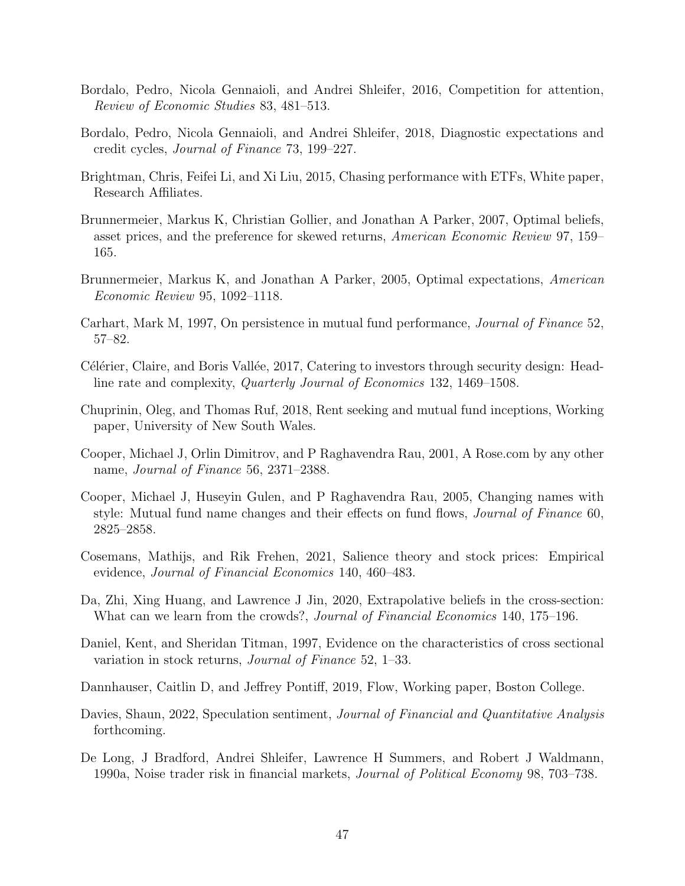Bordalo, Pedro, Nicola Gennaioli, and Andrei Shleifer, 2016, Competition for attention, *Review of Economic Studies* 83, 481–513.

Bordalo, Pedro, Nicola Gennaioli, and Andrei Shleifer, 2018, Diagnostic expectations and credit cycles, *Journal of Finance* 73, 199–227.

Brightman, Chris, Feifei Li, and Xi Liu, 2015, Chasing performance with ETFs, White paper, Research Affiliates.

Brunnermeier, Markus K, Christian Gollier, and Jonathan A Parker, 2007, Optimal beliefs, asset prices, and the preference for skewed returns, *American Economic Review* 97, 159–165.

Brunnermeier, Markus K, and Jonathan A Parker, 2005, Optimal expectations, *American Economic Review* 95, 1092–1118.

Carhart, Mark M, 1997, On persistence in mutual fund performance, *Journal of Finance* 52, 57–82.

Célérier, Claire, and Boris Vallée, 2017, Catering to investors through security design: Headline rate and complexity, *Quarterly Journal of Economics* 132, 1469–1508.

Chuprinin, Oleg, and Thomas Ruf, 2018, Rent seeking and mutual fund inceptions, Working paper, University of New South Wales.

Cooper, Michael J, Orlin Dimitrov, and P Raghavendra Rau, 2001, A Rose.com by any other name, *Journal of Finance* 56, 2371–2388.

Cooper, Michael J, Huseyin Gulen, and P Raghavendra Rau, 2005, Changing names with style: Mutual fund name changes and their effects on fund flows, *Journal of Finance* 60, 2825–2858.

Cosemans, Mathijs, and Rik Frehen, 2021, Salience theory and stock prices: Empirical evidence, *Journal of Financial Economics* 140, 460–483.

Da, Zhi, Xing Huang, and Lawrence J Jin, 2020, Extrapolative beliefs in the cross-section: What can we learn from the crowds?, *Journal of Financial Economics* 140, 175–196.

Daniel, Kent, and Sheridan Titman, 1997, Evidence on the characteristics of cross sectional variation in stock returns, *Journal of Finance* 52, 1–33.

Dannhauser, Caitlin D, and Jeffrey Pontiff, 2019, Flow, Working paper, Boston College.

Davies, Shaun, 2022, Speculation sentiment, *Journal of Financial and Quantitative Analysis* forthcoming.

De Long, J Bradford, Andrei Shleifer, Lawrence H Summers, and Robert J Waldmann, 1990a, Noise trader risk in financial markets, *Journal of Political Economy* 98, 703–738.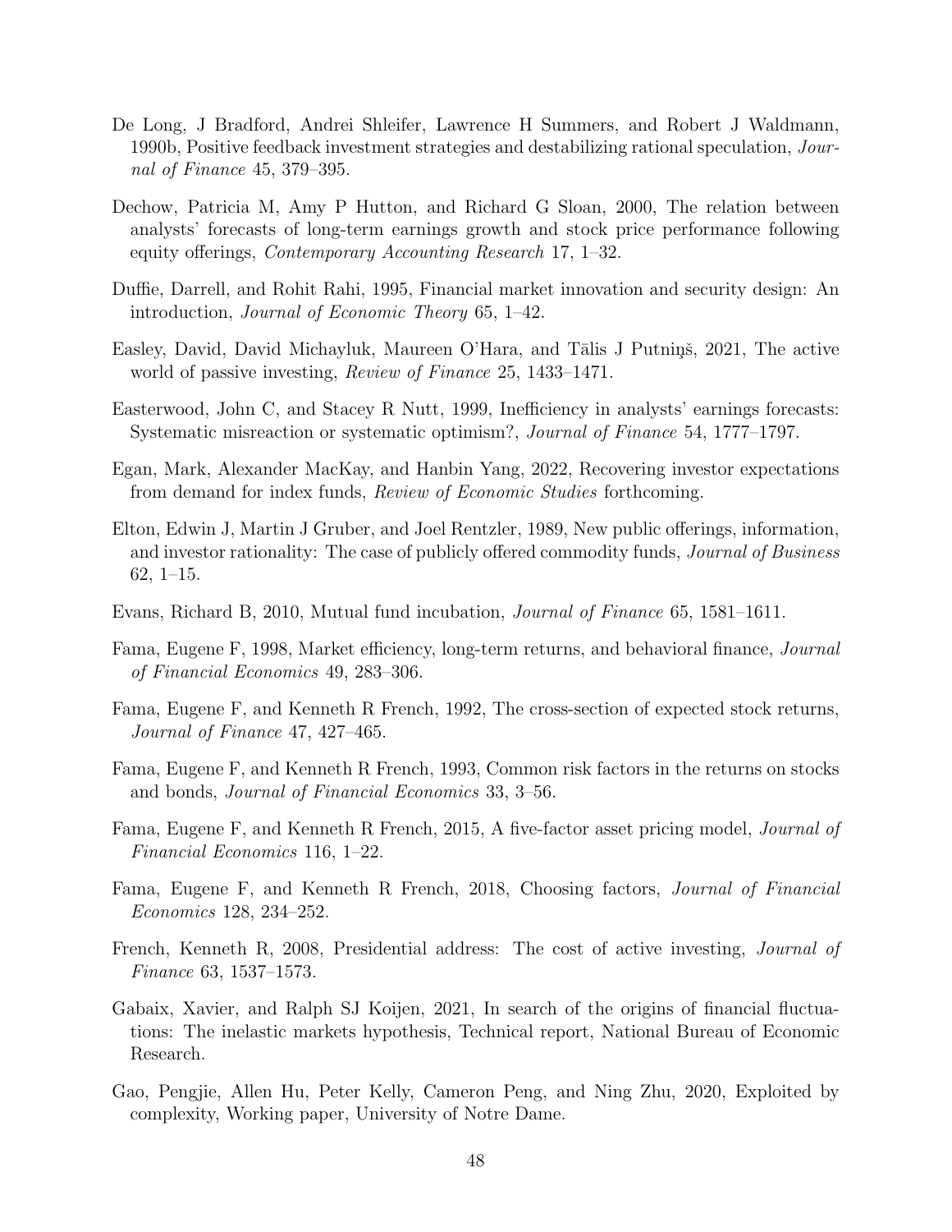De Long, J Bradford, Andrei Shleifer, Lawrence H Summers, and Robert J Waldmann, 1990b, Positive feedback investment strategies and destabilizing rational speculation, *Journal of Finance* 45, 379–395.

Dechow, Patricia M, Amy P Hutton, and Richard G Sloan, 2000, The relation between analysts' forecasts of long-term earnings growth and stock price performance following equity offerings, *Contemporary Accounting Research* 17, 1–32.

Duffie, Darrell, and Rohit Rahi, 1995, Financial market innovation and security design: An introduction, *Journal of Economic Theory* 65, 1–42.

Easley, David, David Michayluk, Maureen O'Hara, and Tālis J Putniņš, 2021, The active world of passive investing, *Review of Finance* 25, 1433–1471.

Easterwood, John C, and Stacey R Nutt, 1999, Inefficiency in analysts' earnings forecasts: Systematic misreaction or systematic optimism?, *Journal of Finance* 54, 1777–1797.

Egan, Mark, Alexander MacKay, and Hanbin Yang, 2022, Recovering investor expectations from demand for index funds, *Review of Economic Studies* forthcoming.

Elton, Edwin J, Martin J Gruber, and Joel Rentzler, 1989, New public offerings, information, and investor rationality: The case of publicly offered commodity funds, *Journal of Business* 62, 1–15.

Evans, Richard B, 2010, Mutual fund incubation, *Journal of Finance* 65, 1581–1611.

Fama, Eugene F, 1998, Market efficiency, long-term returns, and behavioral finance, *Journal of Financial Economics* 49, 283–306.

Fama, Eugene F, and Kenneth R French, 1992, The cross-section of expected stock returns, *Journal of Finance* 47, 427–465.

Fama, Eugene F, and Kenneth R French, 1993, Common risk factors in the returns on stocks and bonds, *Journal of Financial Economics* 33, 3–56.

Fama, Eugene F, and Kenneth R French, 2015, A five-factor asset pricing model, *Journal of Financial Economics* 116, 1–22.

Fama, Eugene F, and Kenneth R French, 2018, Choosing factors, *Journal of Financial Economics* 128, 234–252.

French, Kenneth R, 2008, Presidential address: The cost of active investing, *Journal of Finance* 63, 1537–1573.

Gabaix, Xavier, and Ralph SJ Koijen, 2021, In search of the origins of financial fluctuations: The inelastic markets hypothesis, Technical report, National Bureau of Economic Research.

Gao, Pengjie, Allen Hu, Peter Kelly, Cameron Peng, and Ning Zhu, 2020, Exploited by complexity, Working paper, University of Notre Dame.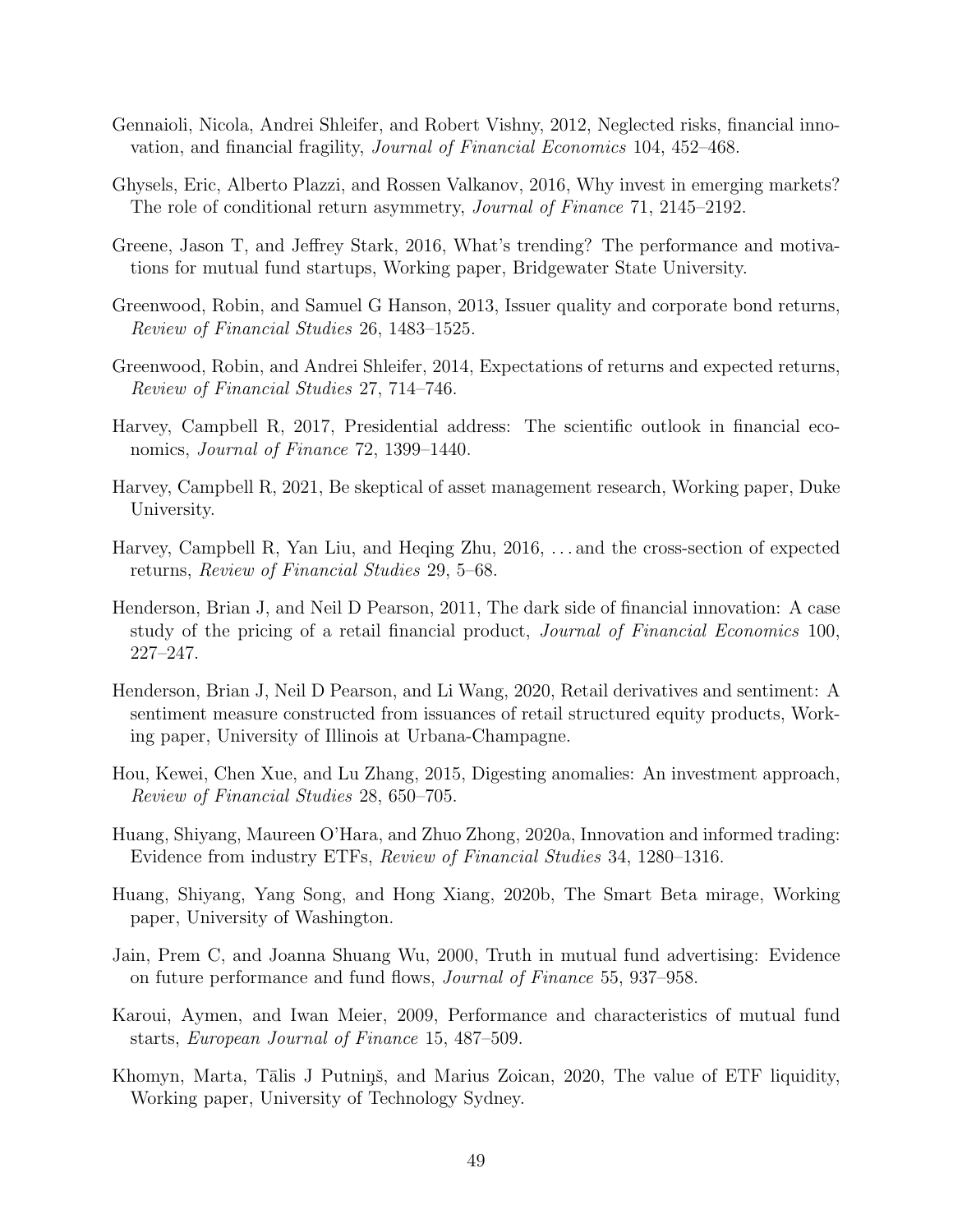Gennaioli, Nicola, Andrei Shleifer, and Robert Vishny, 2012, Neglected risks, financial innovation, and financial fragility, *Journal of Financial Economics* 104, 452–468.

Ghysels, Eric, Alberto Plazzi, and Rossen Valkanov, 2016, Why invest in emerging markets? The role of conditional return asymmetry, *Journal of Finance* 71, 2145–2192.

Greene, Jason T, and Jeffrey Stark, 2016, What's trending? The performance and motivations for mutual fund startups, Working paper, Bridgewater State University.

Greenwood, Robin, and Samuel G Hanson, 2013, Issuer quality and corporate bond returns, *Review of Financial Studies* 26, 1483–1525.

Greenwood, Robin, and Andrei Shleifer, 2014, Expectations of returns and expected returns, *Review of Financial Studies* 27, 714–746.

Harvey, Campbell R, 2017, Presidential address: The scientific outlook in financial economics, *Journal of Finance* 72, 1399–1440.

Harvey, Campbell R, 2021, Be skeptical of asset management research, Working paper, Duke University.

Harvey, Campbell R, Yan Liu, and Heqing Zhu, 2016, . . . and the cross-section of expected returns, *Review of Financial Studies* 29, 5–68.

Henderson, Brian J, and Neil D Pearson, 2011, The dark side of financial innovation: A case study of the pricing of a retail financial product, *Journal of Financial Economics* 100, 227–247.

Henderson, Brian J, Neil D Pearson, and Li Wang, 2020, Retail derivatives and sentiment: A sentiment measure constructed from issuances of retail structured equity products, Working paper, University of Illinois at Urbana-Champagne.

Hou, Kewei, Chen Xue, and Lu Zhang, 2015, Digesting anomalies: An investment approach, *Review of Financial Studies* 28, 650–705.

Huang, Shiyang, Maureen O'Hara, and Zhuo Zhong, 2020a, Innovation and informed trading: Evidence from industry ETFs, *Review of Financial Studies* 34, 1280–1316.

Huang, Shiyang, Yang Song, and Hong Xiang, 2020b, The Smart Beta mirage, Working paper, University of Washington.

Jain, Prem C, and Joanna Shuang Wu, 2000, Truth in mutual fund advertising: Evidence on future performance and fund flows, *Journal of Finance* 55, 937–958.

Karoui, Aymen, and Iwan Meier, 2009, Performance and characteristics of mutual fund starts, *European Journal of Finance* 15, 487–509.

Khomyn, Marta, Tālis J Putniņš, and Marius Zoican, 2020, The value of ETF liquidity, Working paper, University of Technology Sydney.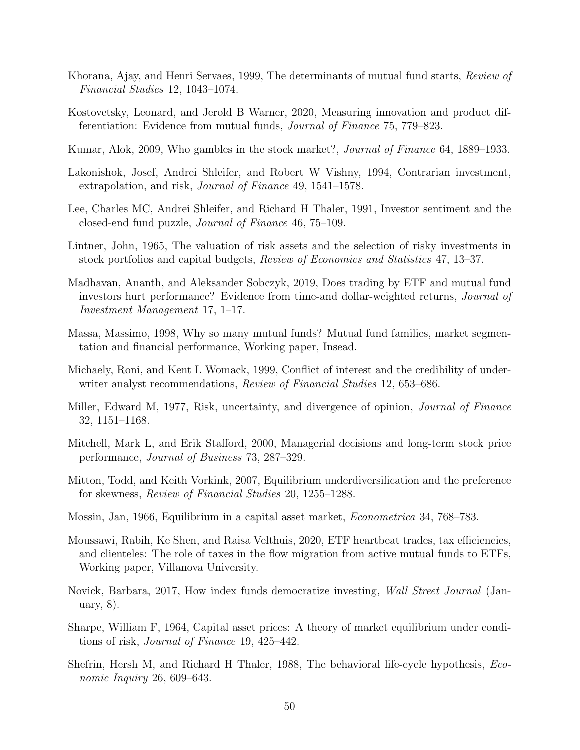Khorana, Ajay, and Henri Servaes, 1999, The determinants of mutual fund starts, *Review of Financial Studies* 12, 1043–1074.

Kostovetsky, Leonard, and Jerold B Warner, 2020, Measuring innovation and product differentiation: Evidence from mutual funds, *Journal of Finance* 75, 779–823.

Kumar, Alok, 2009, Who gambles in the stock market?, *Journal of Finance* 64, 1889–1933.

Lakonishok, Josef, Andrei Shleifer, and Robert W Vishny, 1994, Contrarian investment, extrapolation, and risk, *Journal of Finance* 49, 1541–1578.

Lee, Charles MC, Andrei Shleifer, and Richard H Thaler, 1991, Investor sentiment and the closed-end fund puzzle, *Journal of Finance* 46, 75–109.

Lintner, John, 1965, The valuation of risk assets and the selection of risky investments in stock portfolios and capital budgets, *Review of Economics and Statistics* 47, 13–37.

Madhavan, Ananth, and Aleksander Sobczyk, 2019, Does trading by ETF and mutual fund investors hurt performance? Evidence from time-and dollar-weighted returns, *Journal of Investment Management* 17, 1–17.

Massa, Massimo, 1998, Why so many mutual funds? Mutual fund families, market segmentation and financial performance, Working paper, Insead.

Michaely, Roni, and Kent L Womack, 1999, Conflict of interest and the credibility of underwriter analyst recommendations, *Review of Financial Studies* 12, 653–686.

Miller, Edward M, 1977, Risk, uncertainty, and divergence of opinion, *Journal of Finance* 32, 1151–1168.

Mitchell, Mark L, and Erik Stafford, 2000, Managerial decisions and long-term stock price performance, *Journal of Business* 73, 287–329.

Mitton, Todd, and Keith Vorkink, 2007, Equilibrium underdiversification and the preference for skewness, *Review of Financial Studies* 20, 1255–1288.

Mossin, Jan, 1966, Equilibrium in a capital asset market, *Econometrica* 34, 768–783.

Moussawi, Rabih, Ke Shen, and Raisa Velthuis, 2020, ETF heartbeat trades, tax efficiencies, and clienteles: The role of taxes in the flow migration from active mutual funds to ETFs, Working paper, Villanova University.

Novick, Barbara, 2017, How index funds democratize investing, *Wall Street Journal* (January, 8).

Sharpe, William F, 1964, Capital asset prices: A theory of market equilibrium under conditions of risk, *Journal of Finance* 19, 425–442.

Shefrin, Hersh M, and Richard H Thaler, 1988, The behavioral life-cycle hypothesis, *Economic Inquiry* 26, 609–643.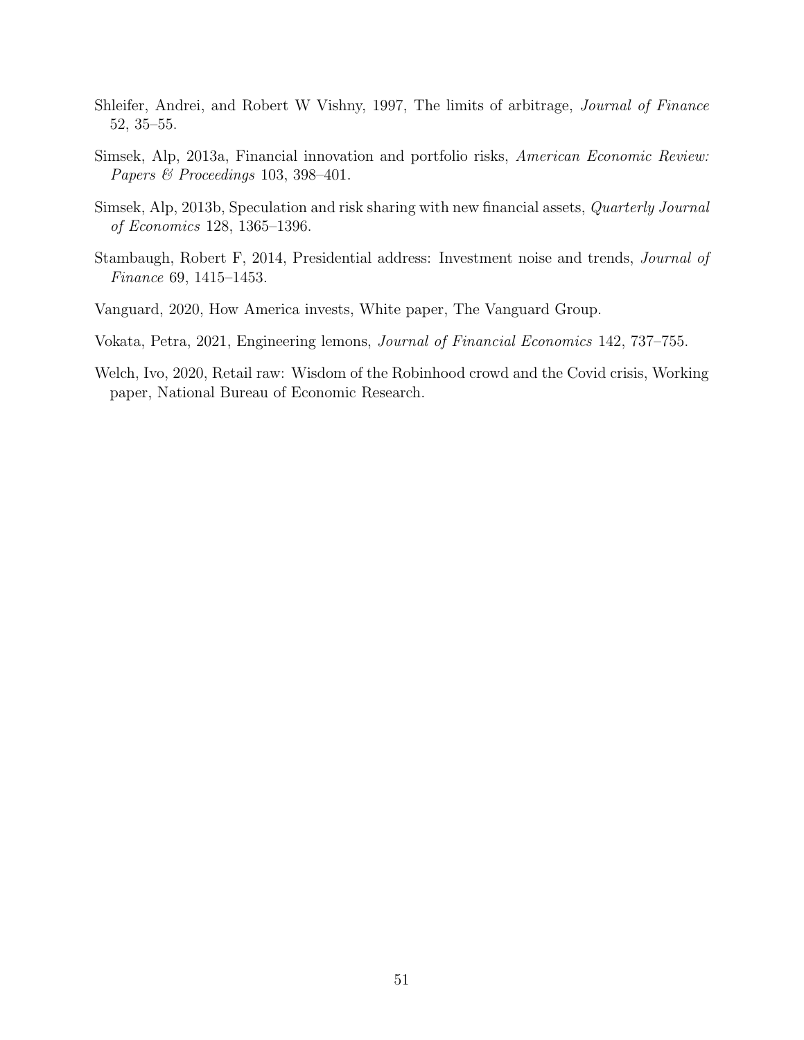Shleifer, Andrei, and Robert W Vishny, 1997, The limits of arbitrage, *Journal of Finance* 52, 35–55.

Simsek, Alp, 2013a, Financial innovation and portfolio risks, *American Economic Review: Papers & Proceedings* 103, 398–401.

Simsek, Alp, 2013b, Speculation and risk sharing with new financial assets, *Quarterly Journal of Economics* 128, 1365–1396.

Stambaugh, Robert F, 2014, Presidential address: Investment noise and trends, *Journal of Finance* 69, 1415–1453.

Vanguard, 2020, How America invests, White paper, The Vanguard Group.

Vokata, Petra, 2021, Engineering lemons, *Journal of Financial Economics* 142, 737–755.

Welch, Ivo, 2020, Retail raw: Wisdom of the Robinhood crowd and the Covid crisis, Working paper, National Bureau of Economic Research.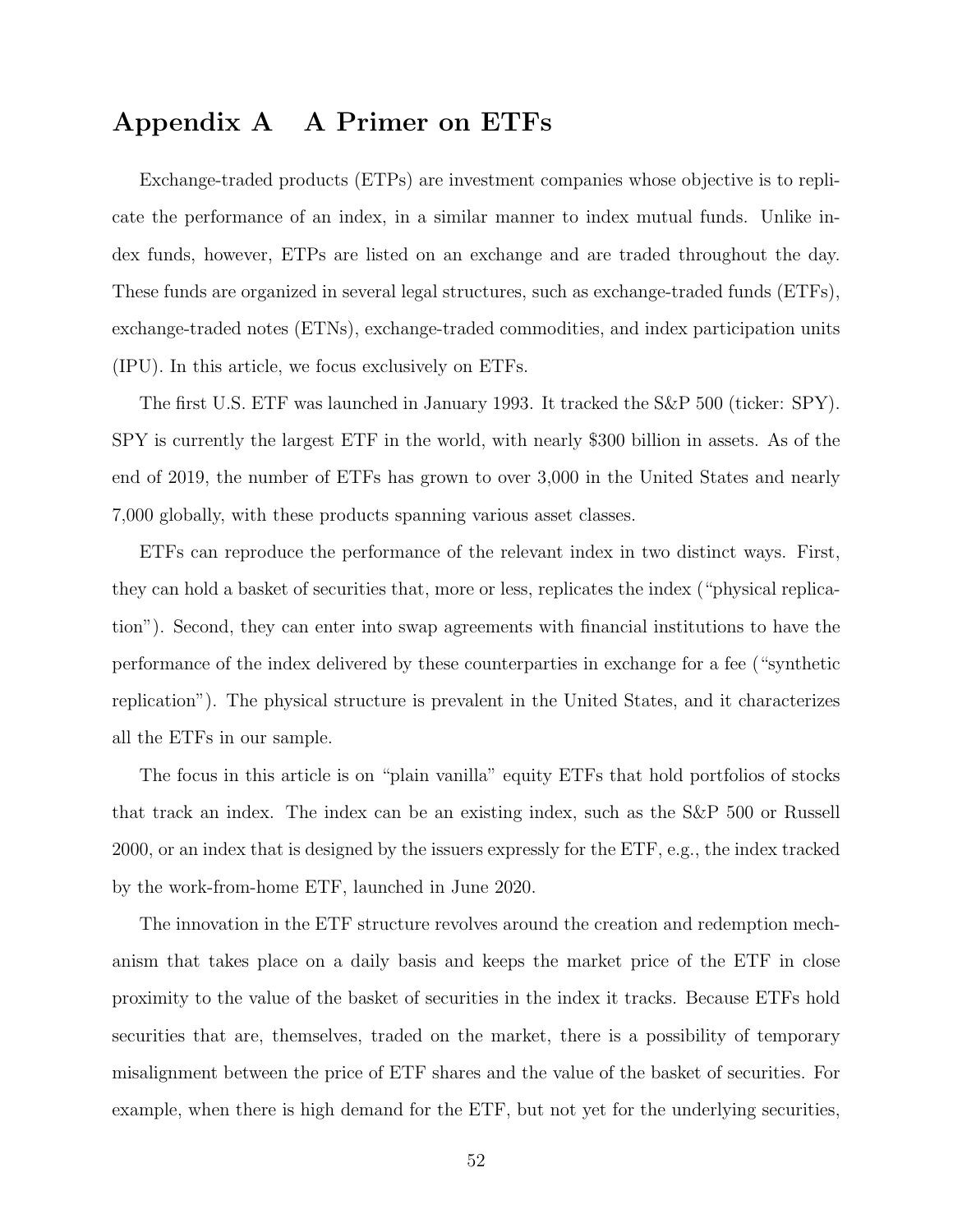# Appendix A A Primer on ETFs

Exchange-traded products (ETPs) are investment companies whose objective is to replicate the performance of an index, in a similar manner to index mutual funds. Unlike index funds, however, ETPs are listed on an exchange and are traded throughout the day. These funds are organized in several legal structures, such as exchange-traded funds (ETFs), exchange-traded notes (ETNs), exchange-traded commodities, and index participation units (IPU). In this article, we focus exclusively on ETFs.

The first U.S. ETF was launched in January 1993. It tracked the S&P 500 (ticker: SPY). SPY is currently the largest ETF in the world, with nearly $300 billion in assets. As of the end of 2019, the number of ETFs has grown to over 3,000 in the United States and nearly 7,000 globally, with these products spanning various asset classes.

ETFs can reproduce the performance of the relevant index in two distinct ways. First, they can hold a basket of securities that, more or less, replicates the index ("physical replication"). Second, they can enter into swap agreements with financial institutions to have the performance of the index delivered by these counterparties in exchange for a fee ("synthetic replication"). The physical structure is prevalent in the United States, and it characterizes all the ETFs in our sample.

The focus in this article is on "plain vanilla" equity ETFs that hold portfolios of stocks that track an index. The index can be an existing index, such as the S&P 500 or Russell 2000, or an index that is designed by the issuers expressly for the ETF, e.g., the index tracked by the work-from-home ETF, launched in June 2020.

The innovation in the ETF structure revolves around the creation and redemption mechanism that takes place on a daily basis and keeps the market price of the ETF in close proximity to the value of the basket of securities in the index it tracks. Because ETFs hold securities that are, themselves, traded on the market, there is a possibility of temporary misalignment between the price of ETF shares and the value of the basket of securities. For example, when there is high demand for the ETF, but not yet for the underlying securities,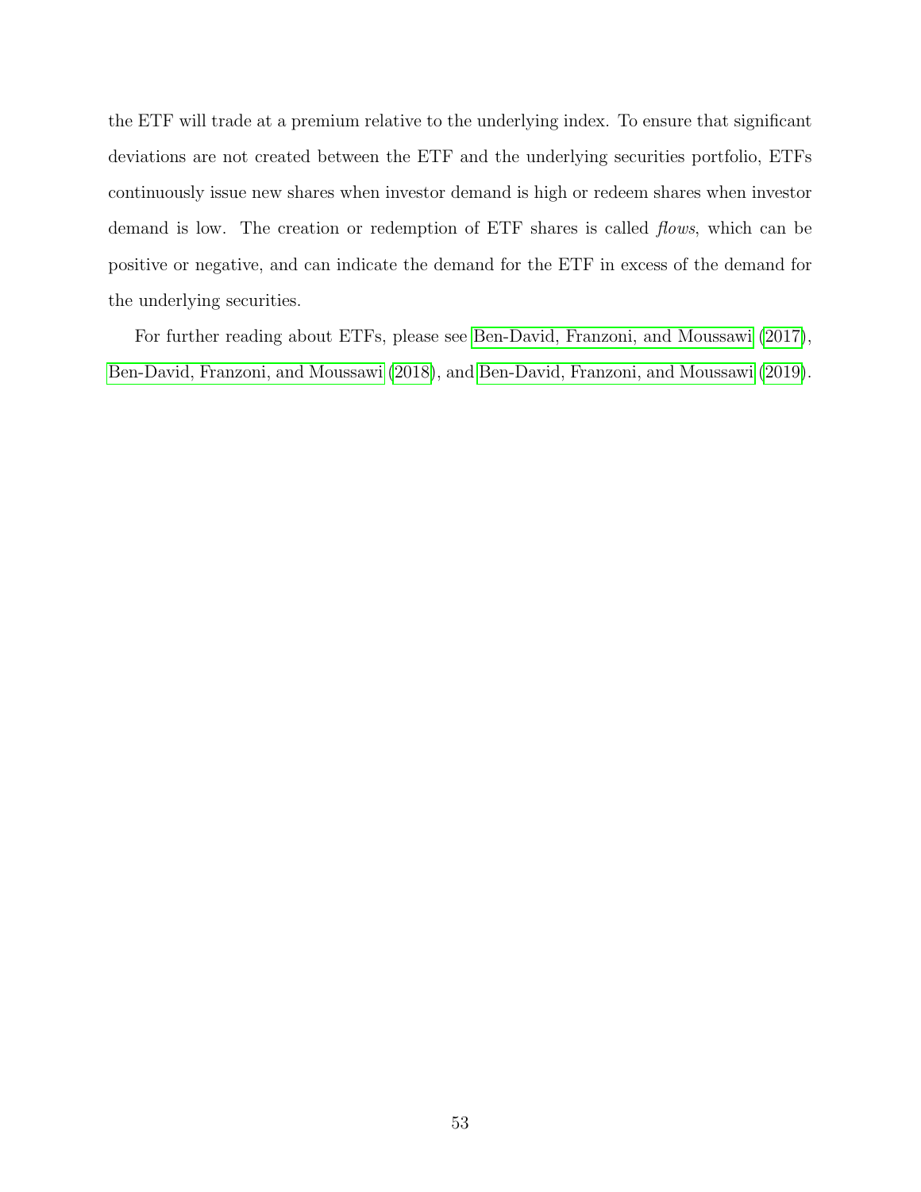the ETF will trade at a premium relative to the underlying index. To ensure that significant deviations are not created between the ETF and the underlying securities portfolio, ETFs continuously issue new shares when investor demand is high or redeem shares when investor demand is low. The creation or redemption of ETF shares is called *flows*, which can be positive or negative, and can indicate the demand for the ETF in excess of the demand for the underlying securities.

For further reading about ETFs, please see Ben-David, Franzoni, and Moussawi (2017), Ben-David, Franzoni, and Moussawi (2018), and Ben-David, Franzoni, and Moussawi (2019).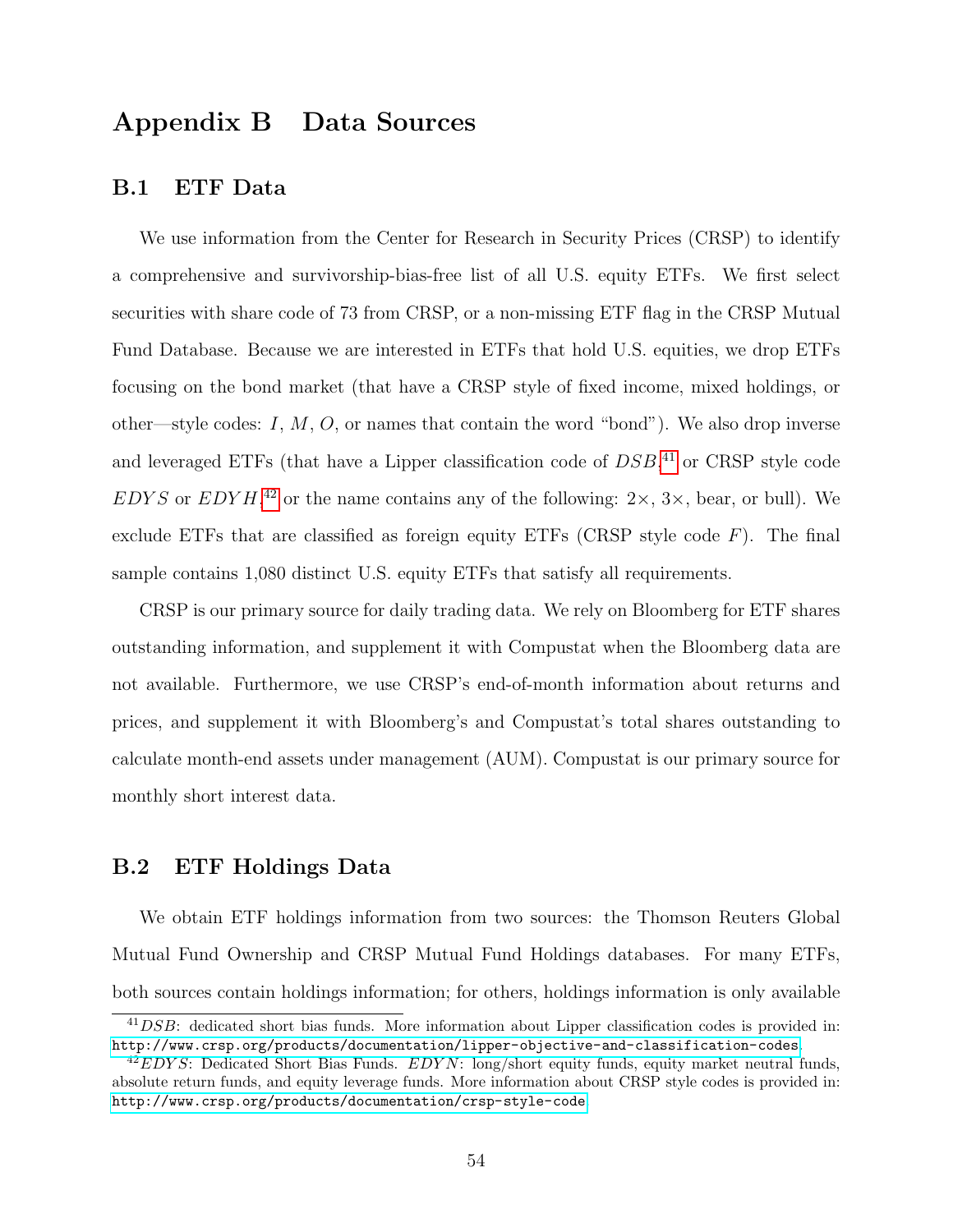# Appendix B Data Sources

## B.1 ETF Data

We use information from the Center for Research in Security Prices (CRSP) to identify a comprehensive and survivorship-bias-free list of all U.S. equity ETFs. We first select securities with share code of 73 from CRSP, or a non-missing ETF flag in the CRSP Mutual Fund Database. Because we are interested in ETFs that hold U.S. equities, we drop ETFs focusing on the bond market (that have a CRSP style of fixed income, mixed holdings, or other—style codes: $I$, $M$, $O$, or names that contain the word "bond"). We also drop inverse and leveraged ETFs (that have a Lipper classification code of $DSB$,[41] or CRSP style code $EDYS$ or $EDYH$,[42] or the name contains any of the following: 2×, 3×, bear, or bull). We exclude ETFs that are classified as foreign equity ETFs (CRSP style code $F$). The final sample contains 1,080 distinct U.S. equity ETFs that satisfy all requirements.

CRSP is our primary source for daily trading data. We rely on Bloomberg for ETF shares outstanding information, and supplement it with Compustat when the Bloomberg data are not available. Furthermore, we use CRSP's end-of-month information about returns and prices, and supplement it with Bloomberg's and Compustat's total shares outstanding to calculate month-end assets under management (AUM). Compustat is our primary source for monthly short interest data.

## B.2 ETF Holdings Data

We obtain ETF holdings information from two sources: the Thomson Reuters Global Mutual Fund Ownership and CRSP Mutual Fund Holdings databases. For many ETFs, both sources contain holdings information; for others, holdings information is only available

[41] $DSB$: dedicated short bias funds. More information about Lipper classification codes is provided in: http://www.crsp.org/products/documentation/lipper-objective-and-classification-codes.

[42] $EDYS$: Dedicated Short Bias Funds. $EDYN$: long/short equity funds, equity market neutral funds, absolute return funds, and equity leverage funds. More information about CRSP style codes is provided in: http://www.crsp.org/products/documentation/crsp-style-code.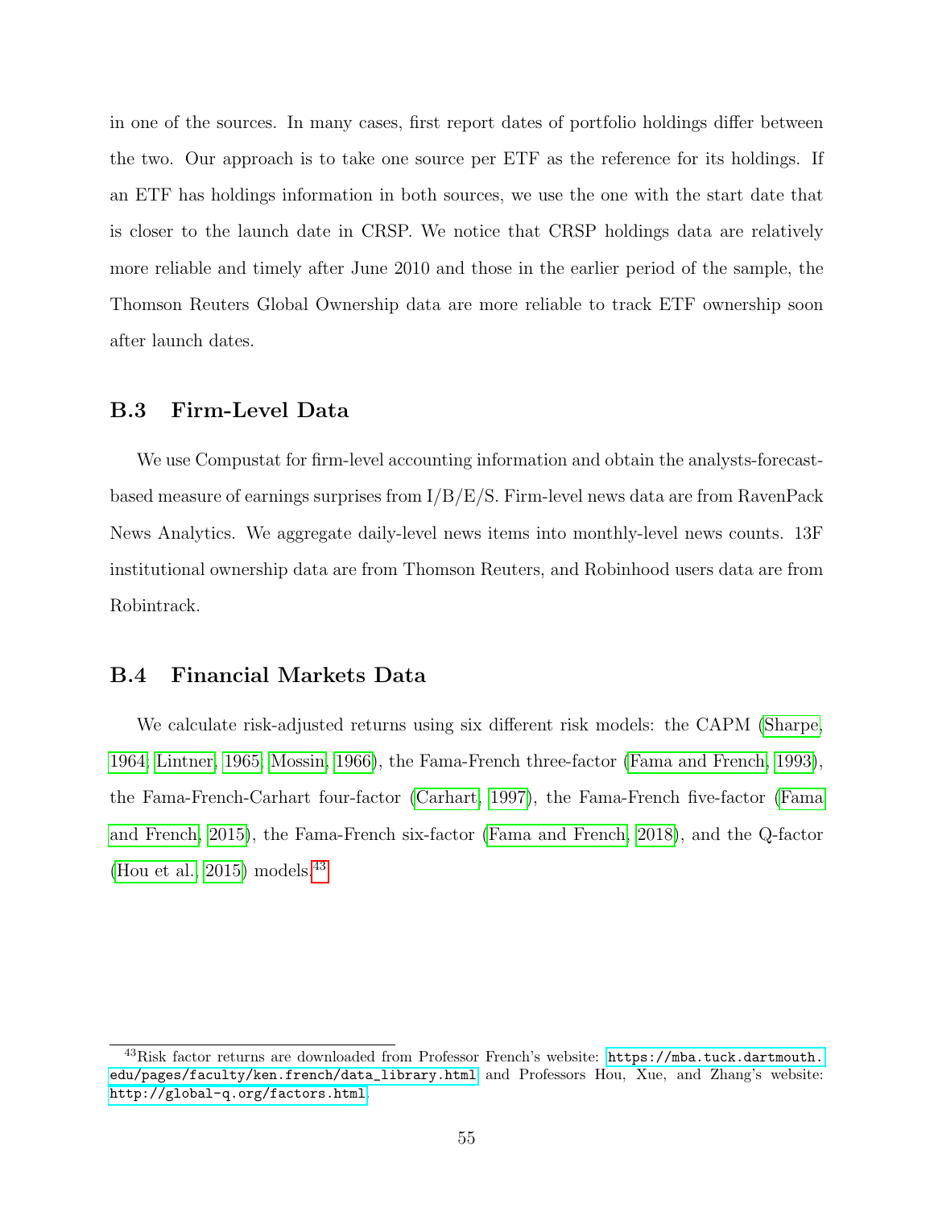in one of the sources. In many cases, first report dates of portfolio holdings differ between the two. Our approach is to take one source per ETF as the reference for its holdings. If an ETF has holdings information in both sources, we use the one with the start date that is closer to the launch date in CRSP. We notice that CRSP holdings data are relatively more reliable and timely after June 2010 and those in the earlier period of the sample, the Thomson Reuters Global Ownership data are more reliable to track ETF ownership soon after launch dates.

### B.3 Firm-Level Data

We use Compustat for firm-level accounting information and obtain the analysts-forecast-based measure of earnings surprises from I/B/E/S. Firm-level news data are from RavenPack News Analytics. We aggregate daily-level news items into monthly-level news counts. 13F institutional ownership data are from Thomson Reuters, and Robinhood users data are from Robintrack.

### B.4 Financial Markets Data

We calculate risk-adjusted returns using six different risk models: the CAPM (Sharpe, 1964; Lintner, 1965; Mossin, 1966), the Fama-French three-factor (Fama and French, 1993), the Fama-French-Carhart four-factor (Carhart, 1997), the Fama-French five-factor (Fama and French, 2015), the Fama-French six-factor (Fama and French, 2018), and the Q-factor (Hou et al., 2015) models.[43]

---

[43] Risk factor returns are downloaded from Professor French's website: `https://mba.tuck.dartmouth.edu/pages/faculty/ken.french/data_library.html` and Professors Hou, Xue, and Zhang's website: `http://global-q.org/factors.html`.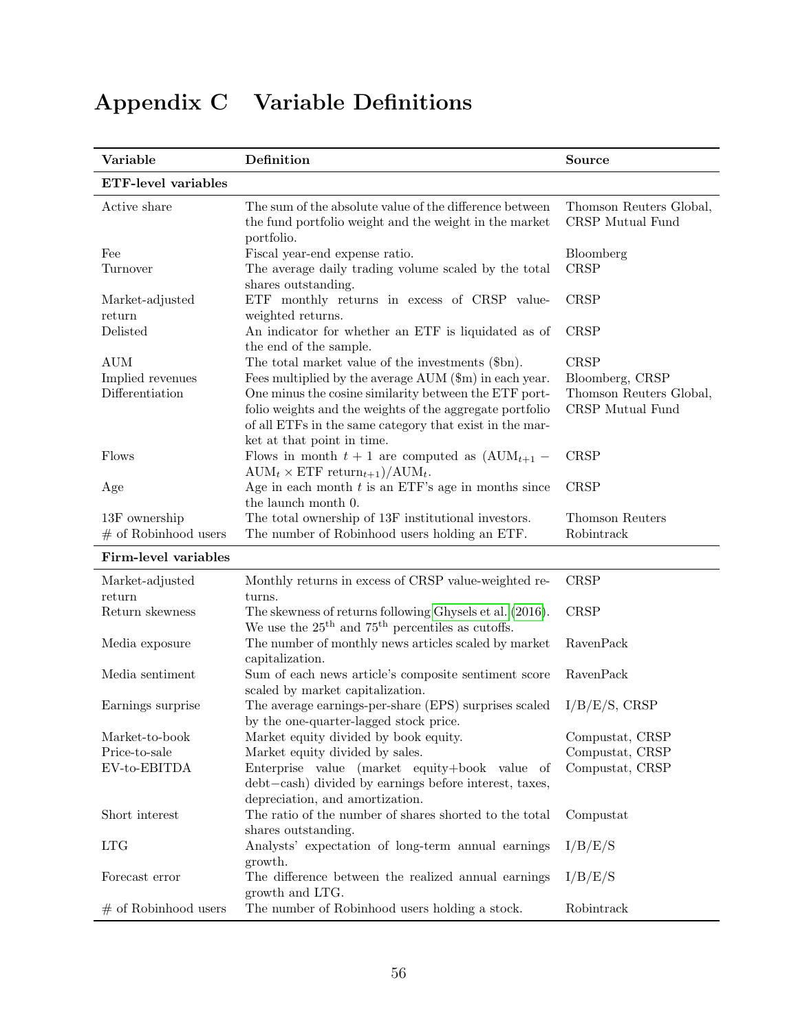# Appendix C Variable Definitions

| Variable | Definition | Source |
|---|---|---|
| **ETF-level variables** | | |
| Active share | The sum of the absolute value of the difference between the fund portfolio weight and the weight in the market portfolio. | Thomson Reuters Global, CRSP Mutual Fund |
| Fee | Fiscal year-end expense ratio. | Bloomberg |
| Turnover | The average daily trading volume scaled by the total shares outstanding. | CRSP |
| Market-adjusted return | ETF monthly returns in excess of CRSP value-weighted returns. | CRSP |
| Delisted | An indicator for whether an ETF is liquidated as of the end of the sample. | CRSP |
| AUM | The total market value of the investments ($bn). | CRSP |
| Implied revenues | Fees multiplied by the average AUM ($m) in each year. | Bloomberg, CRSP |
| Differentiation | One minus the cosine similarity between the ETF portfolio weights and the weights of the aggregate portfolio of all ETFs in the same category that exist in the market at that point in time. | Thomson Reuters Global, CRSP Mutual Fund |
| Flows | Flows in month $t+1$ are computed as $(\text{AUM}_{t+1} - \text{AUM}_t \times \text{ETF return}_{t+1})/\text{AUM}_t$. | CRSP |
| Age | Age in each month $t$ is an ETF's age in months since the launch month 0. | CRSP |
| 13F ownership | The total ownership of 13F institutional investors. | Thomson Reuters |
| # of Robinhood users | The number of Robinhood users holding an ETF. | Robintrack |
| **Firm-level variables** | | |
| Market-adjusted return | Monthly returns in excess of CRSP value-weighted returns. | CRSP |
| Return skewness | The skewness of returns following Ghysels et al. (2016). We use the 25$^{\text{th}}$ and 75$^{\text{th}}$ percentiles as cutoffs. | CRSP |
| Media exposure | The number of monthly news articles scaled by market capitalization. | RavenPack |
| Media sentiment | Sum of each news article's composite sentiment score scaled by market capitalization. | RavenPack |
| Earnings surprise | The average earnings-per-share (EPS) surprises scaled by the one-quarter-lagged stock price. | I/B/E/S, CRSP |
| Market-to-book | Market equity divided by book equity. | Compustat, CRSP |
| Price-to-sale | Market equity divided by sales. | Compustat, CRSP |
| EV-to-EBITDA | Enterprise value (market equity+book value of debt−cash) divided by earnings before interest, taxes, depreciation, and amortization. | Compustat, CRSP |
| Short interest | The ratio of the number of shares shorted to the total shares outstanding. | Compustat |
| LTG | Analysts' expectation of long-term annual earnings growth. | I/B/E/S |
| Forecast error | The difference between the realized annual earnings growth and LTG. | I/B/E/S |
| # of Robinhood users | The number of Robinhood users holding a stock. | Robintrack |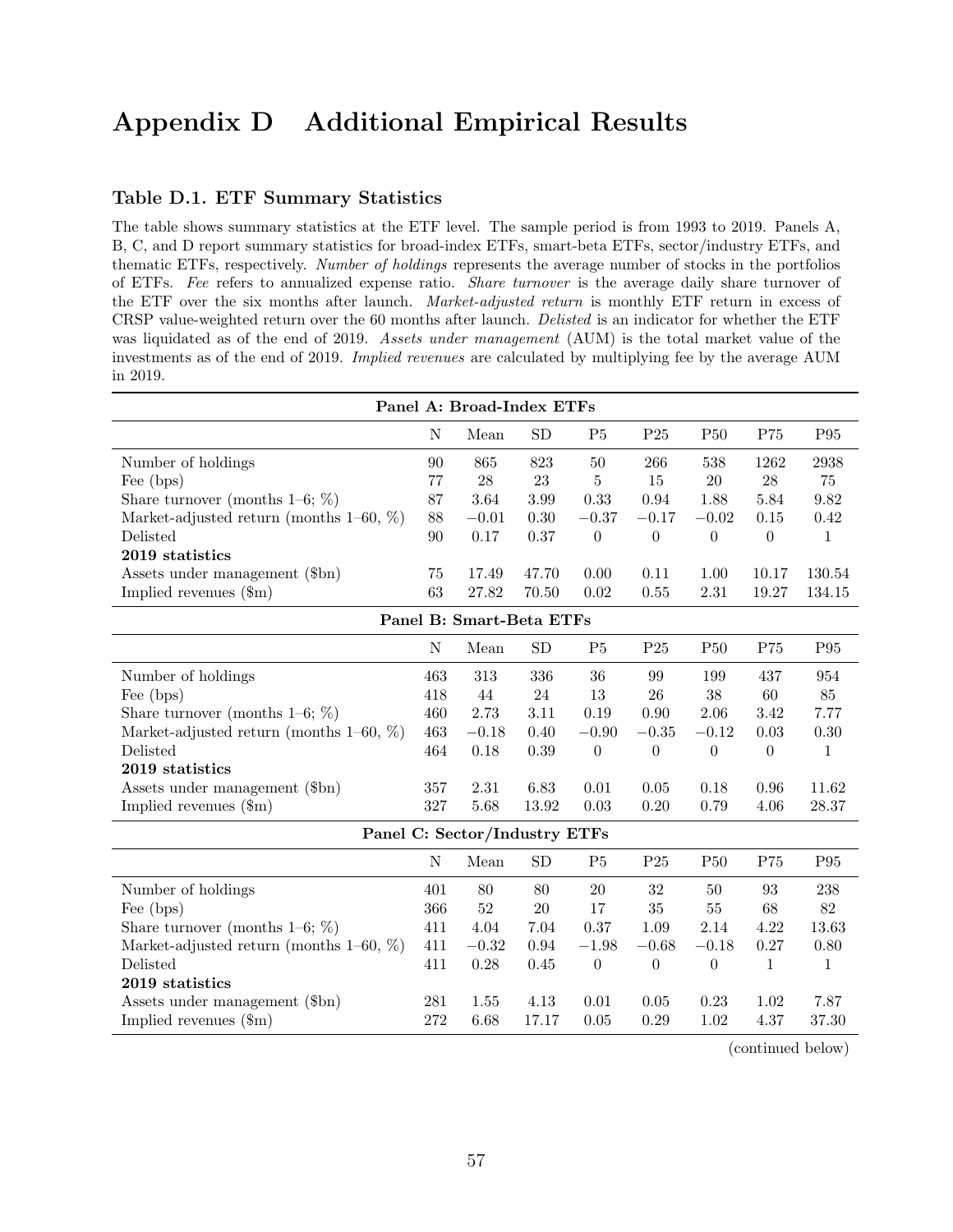# Appendix D Additional Empirical Results

### Table D.1. ETF Summary Statistics

The table shows summary statistics at the ETF level. The sample period is from 1993 to 2019. Panels A, B, C, and D report summary statistics for broad-index ETFs, smart-beta ETFs, sector/industry ETFs, and thematic ETFs, respectively. *Number of holdings* represents the average number of stocks in the portfolios of ETFs. *Fee* refers to annualized expense ratio. *Share turnover* is the average daily share turnover of the ETF over the six months after launch. *Market-adjusted return* is monthly ETF return in excess of CRSP value-weighted return over the 60 months after launch. *Delisted* is an indicator for whether the ETF was liquidated as of the end of 2019. *Assets under management* (AUM) is the total market value of the investments as of the end of 2019. *Implied revenues* are calculated by multiplying fee by the average AUM in 2019.

| Panel A: Broad-Index ETFs | | | | | | | | |
|---|---|---|---|---|---|---|---|---|
| | N | Mean | SD | P5 | P25 | P50 | P75 | P95 |
| Number of holdings | 90 | 865 | 823 | 50 | 266 | 538 | 1262 | 2938 |
| Fee (bps) | 77 | 28 | 23 | 5 | 15 | 20 | 28 | 75 |
| Share turnover (months 1–6; %) | 87 | 3.64 | 3.99 | 0.33 | 0.94 | 1.88 | 5.84 | 9.82 |
| Market-adjusted return (months 1–60, %) | 88 | −0.01 | 0.30 | −0.37 | −0.17 | −0.02 | 0.15 | 0.42 |
| Delisted | 90 | 0.17 | 0.37 | 0 | 0 | 0 | 0 | 1 |
| **2019 statistics** | | | | | | | | |
| Assets under management ($bn) | 75 | 17.49 | 47.70 | 0.00 | 0.11 | 1.00 | 10.17 | 130.54 |
| Implied revenues ($m) | 63 | 27.82 | 70.50 | 0.02 | 0.55 | 2.31 | 19.27 | 134.15 |

| Panel B: Smart-Beta ETFs | | | | | | | | |
|---|---|---|---|---|---|---|---|---|
| | N | Mean | SD | P5 | P25 | P50 | P75 | P95 |
| Number of holdings | 463 | 313 | 336 | 36 | 99 | 199 | 437 | 954 |
| Fee (bps) | 418 | 44 | 24 | 13 | 26 | 38 | 60 | 85 |
| Share turnover (months 1–6; %) | 460 | 2.73 | 3.11 | 0.19 | 0.90 | 2.06 | 3.42 | 7.77 |
| Market-adjusted return (months 1–60, %) | 463 | −0.18 | 0.40 | −0.90 | −0.35 | −0.12 | 0.03 | 0.30 |
| Delisted | 464 | 0.18 | 0.39 | 0 | 0 | 0 | 0 | 1 |
| **2019 statistics** | | | | | | | | |
| Assets under management ($bn) | 357 | 2.31 | 6.83 | 0.01 | 0.05 | 0.18 | 0.96 | 11.62 |
| Implied revenues ($m) | 327 | 5.68 | 13.92 | 0.03 | 0.20 | 0.79 | 4.06 | 28.37 |

| Panel C: Sector/Industry ETFs | | | | | | | | |
|---|---|---|---|---|---|---|---|---|
| | N | Mean | SD | P5 | P25 | P50 | P75 | P95 |
| Number of holdings | 401 | 80 | 80 | 20 | 32 | 50 | 93 | 238 |
| Fee (bps) | 366 | 52 | 20 | 17 | 35 | 55 | 68 | 82 |
| Share turnover (months 1–6; %) | 411 | 4.04 | 7.04 | 0.37 | 1.09 | 2.14 | 4.22 | 13.63 |
| Market-adjusted return (months 1–60, %) | 411 | −0.32 | 0.94 | −1.98 | −0.68 | −0.18 | 0.27 | 0.80 |
| Delisted | 411 | 0.28 | 0.45 | 0 | 0 | 0 | 1 | 1 |
| **2019 statistics** | | | | | | | | |
| Assets under management ($bn) | 281 | 1.55 | 4.13 | 0.01 | 0.05 | 0.23 | 1.02 | 7.87 |
| Implied revenues ($m) | 272 | 6.68 | 17.17 | 0.05 | 0.29 | 1.02 | 4.37 | 37.30 |

(continued below)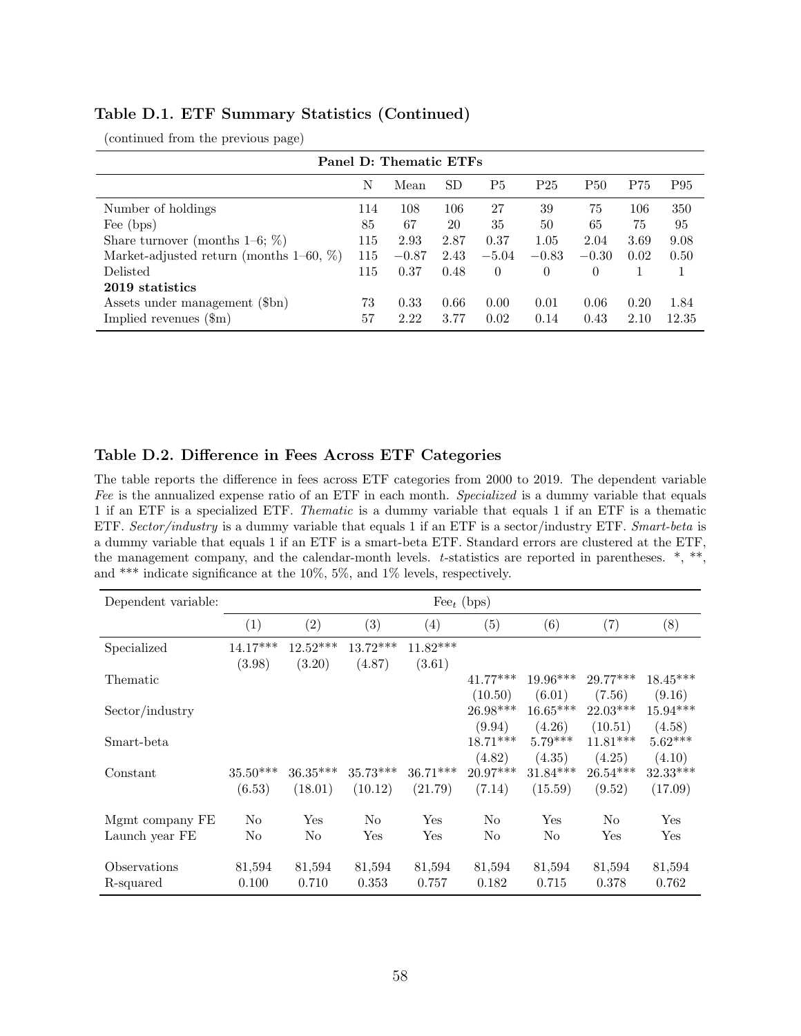### Table D.1. ETF Summary Statistics (Continued)

(continued from the previous page)

| Panel D: Thematic ETFs | | | | | | | | |
|---|---|---|---|---|---|---|---|---|
| | N | Mean | SD | P5 | P25 | P50 | P75 | P95 |
| Number of holdings | 114 | 108 | 106 | 27 | 39 | 75 | 106 | 350 |
| Fee (bps) | 85 | 67 | 20 | 35 | 50 | 65 | 75 | 95 |
| Share turnover (months 1–6; %) | 115 | 2.93 | 2.87 | 0.37 | 1.05 | 2.04 | 3.69 | 9.08 |
| Market-adjusted return (months 1–60, %) | 115 | −0.87 | 2.43 | −5.04 | −0.83 | −0.30 | 0.02 | 0.50 |
| Delisted | 115 | 0.37 | 0.48 | 0 | 0 | 0 | 1 | 1 |
| **2019 statistics** | | | | | | | | |
| Assets under management ($bn) | 73 | 0.33 | 0.66 | 0.00 | 0.01 | 0.06 | 0.20 | 1.84 |
| Implied revenues ($m) | 57 | 2.22 | 3.77 | 0.02 | 0.14 | 0.43 | 2.10 | 12.35 |

### Table D.2. Difference in Fees Across ETF Categories

The table reports the difference in fees across ETF categories from 2000 to 2019. The dependent variable *Fee* is the annualized expense ratio of an ETF in each month. *Specialized* is a dummy variable that equals 1 if an ETF is a specialized ETF. *Thematic* is a dummy variable that equals 1 if an ETF is a thematic ETF. *Sector/industry* is a dummy variable that equals 1 if an ETF is a sector/industry ETF. *Smart-beta* is a dummy variable that equals 1 if an ETF is a smart-beta ETF. Standard errors are clustered at the ETF, the management company, and the calendar-month levels. *t*-statistics are reported in parentheses. *, **, and *** indicate significance at the 10%, 5%, and 1% levels, respectively.

| Dependent variable: | $\text{Fee}_t$ (bps) | | | | | | | |
|---|---|---|---|---|---|---|---|---|
| | (1) | (2) | (3) | (4) | (5) | (6) | (7) | (8) |
| Specialized | 14.17*** | 12.52*** | 13.72*** | 11.82*** | | | | |
| | (3.98) | (3.20) | (4.87) | (3.61) | | | | |
| Thematic | | | | | 41.77*** | 19.96*** | 29.77*** | 18.45*** |
| | | | | | (10.50) | (6.01) | (7.56) | (9.16) |
| Sector/industry | | | | | 26.98*** | 16.65*** | 22.03*** | 15.94*** |
| | | | | | (9.94) | (4.26) | (10.51) | (4.58) |
| Smart-beta | | | | | 18.71*** | 5.79*** | 11.81*** | 5.62*** |
| | | | | | (4.82) | (4.35) | (4.25) | (4.10) |
| Constant | 35.50*** | 36.35*** | 35.73*** | 36.71*** | 20.97*** | 31.84*** | 26.54*** | 32.33*** |
| | (6.53) | (18.01) | (10.12) | (21.79) | (7.14) | (15.59) | (9.52) | (17.09) |
| Mgmt company FE | No | Yes | No | Yes | No | Yes | No | Yes |
| Launch year FE | No | No | Yes | Yes | No | No | Yes | Yes |
| Observations | 81,594 | 81,594 | 81,594 | 81,594 | 81,594 | 81,594 | 81,594 | 81,594 |
| R-squared | 0.100 | 0.710 | 0.353 | 0.757 | 0.182 | 0.715 | 0.378 | 0.762 |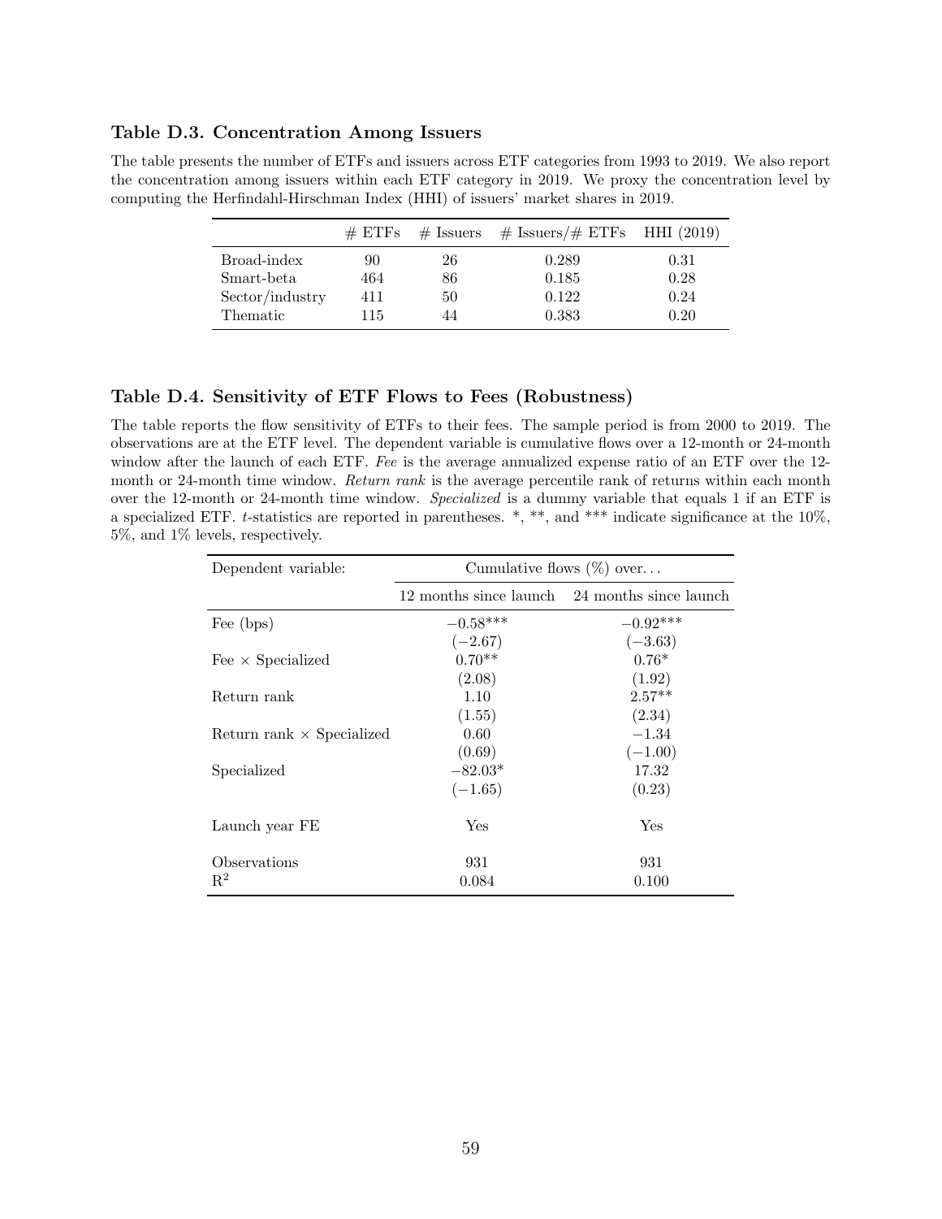### Table D.3. Concentration Among Issuers

The table presents the number of ETFs and issuers across ETF categories from 1993 to 2019. We also report the concentration among issuers within each ETF category in 2019. We proxy the concentration level by computing the Herfindahl-Hirschman Index (HHI) of issuers' market shares in 2019.

| | # ETFs | # Issuers | # Issuers/# ETFs | HHI (2019) |
|---|---|---|---|---|
| Broad-index | 90 | 26 | 0.289 | 0.31 |
| Smart-beta | 464 | 86 | 0.185 | 0.28 |
| Sector/industry | 411 | 50 | 0.122 | 0.24 |
| Thematic | 115 | 44 | 0.383 | 0.20 |

### Table D.4. Sensitivity of ETF Flows to Fees (Robustness)

The table reports the flow sensitivity of ETFs to their fees. The sample period is from 2000 to 2019. The observations are at the ETF level. The dependent variable is cumulative flows over a 12-month or 24-month window after the launch of each ETF. *Fee* is the average annualized expense ratio of an ETF over the 12-month or 24-month time window. *Return rank* is the average percentile rank of returns within each month over the 12-month or 24-month time window. *Specialized* is a dummy variable that equals 1 if an ETF is a specialized ETF. *t*-statistics are reported in parentheses. *, **, and *** indicate significance at the 10%, 5%, and 1% levels, respectively.

| Dependent variable: | Cumulative flows (%) over... | |
|---|---|---|
| | 12 months since launch | 24 months since launch |
| Fee (bps) | −0.58*** | −0.92*** |
| | (−2.67) | (−3.63) |
| Fee × Specialized | 0.70** | 0.76* |
| | (2.08) | (1.92) |
| Return rank | 1.10 | 2.57** |
| | (1.55) | (2.34) |
| Return rank × Specialized | 0.60 | −1.34 |
| | (0.69) | (−1.00) |
| Specialized | −82.03* | 17.32 |
| | (−1.65) | (0.23) |
| Launch year FE | Yes | Yes |
| Observations | 931 | 931 |
| $R^2$ | 0.084 | 0.100 |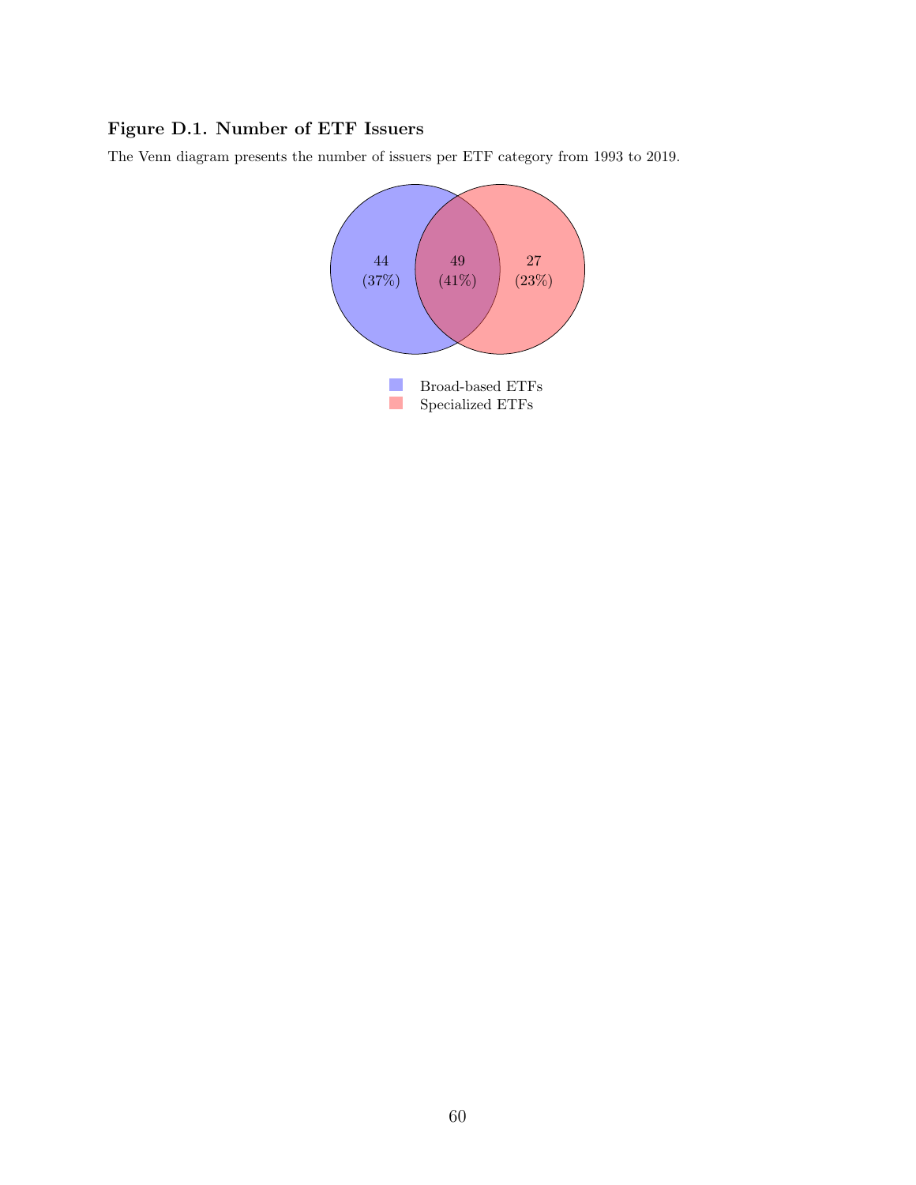### Figure D.1. Number of ETF Issuers

The Venn diagram presents the number of issuers per ETF category from 1993 to 2019.

44 (37%) | 49 (41%) | 27 (23%)

Broad-based ETFs
Specialized ETFs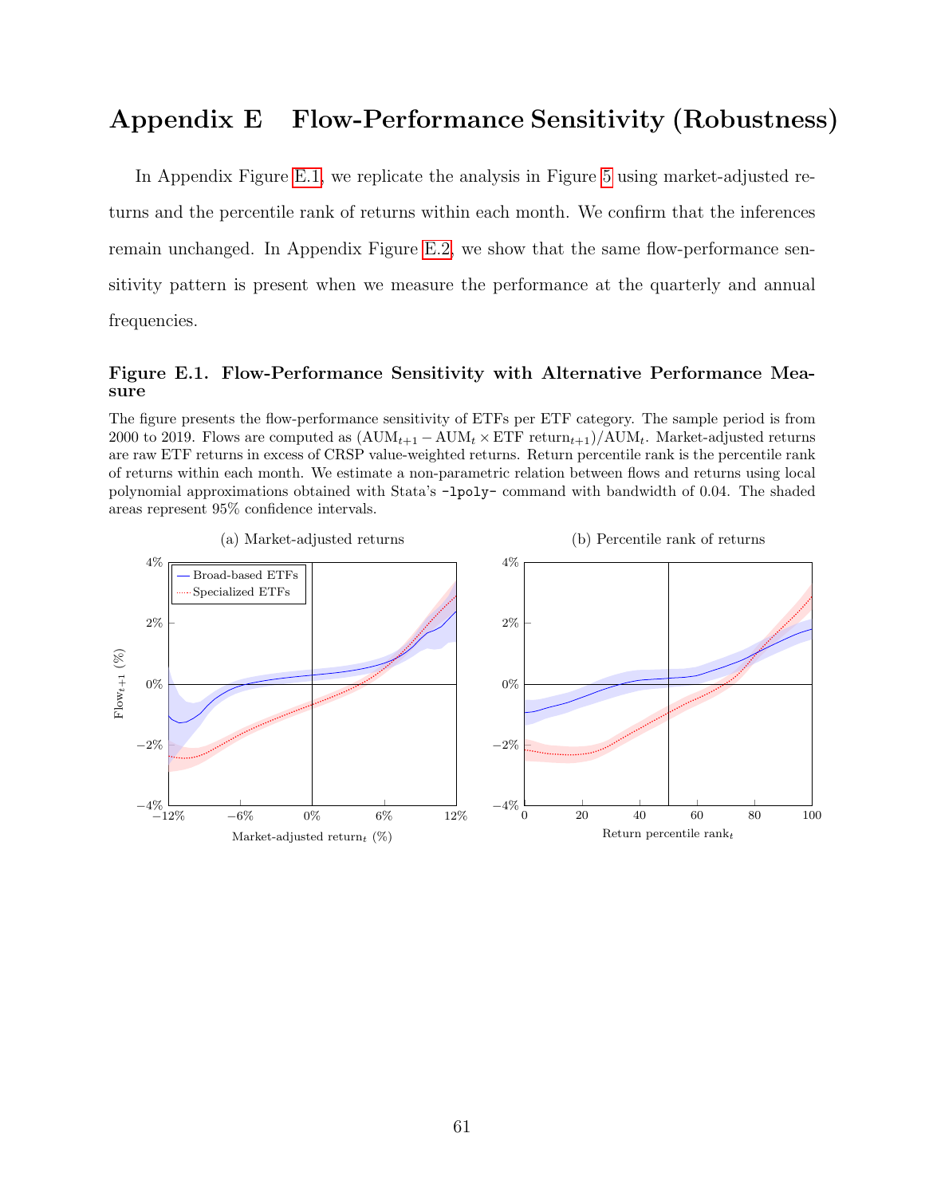# Appendix E Flow-Performance Sensitivity (Robustness)

In Appendix Figure E.1, we replicate the analysis in Figure 5 using market-adjusted returns and the percentile rank of returns within each month. We confirm that the inferences remain unchanged. In Appendix Figure E.2, we show that the same flow-performance sensitivity pattern is present when we measure the performance at the quarterly and annual frequencies.

### Figure E.1. Flow-Performance Sensitivity with Alternative Performance Measure

The figure presents the flow-performance sensitivity of ETFs per ETF category. The sample period is from 2000 to 2019. Flows are computed as $(\text{AUM}_{t+1} - \text{AUM}_t \times \text{ETF return}_{t+1})/\text{AUM}_t$. Market-adjusted returns are raw ETF returns in excess of CRSP value-weighted returns. Return percentile rank is the percentile rank of returns within each month. We estimate a non-parametric relation between flows and returns using local polynomial approximations obtained with Stata's `-lpoly-` command with bandwidth of 0.04. The shaded areas represent 95% confidence intervals.

(a) Market-adjusted returns

(b) Percentile rank of returns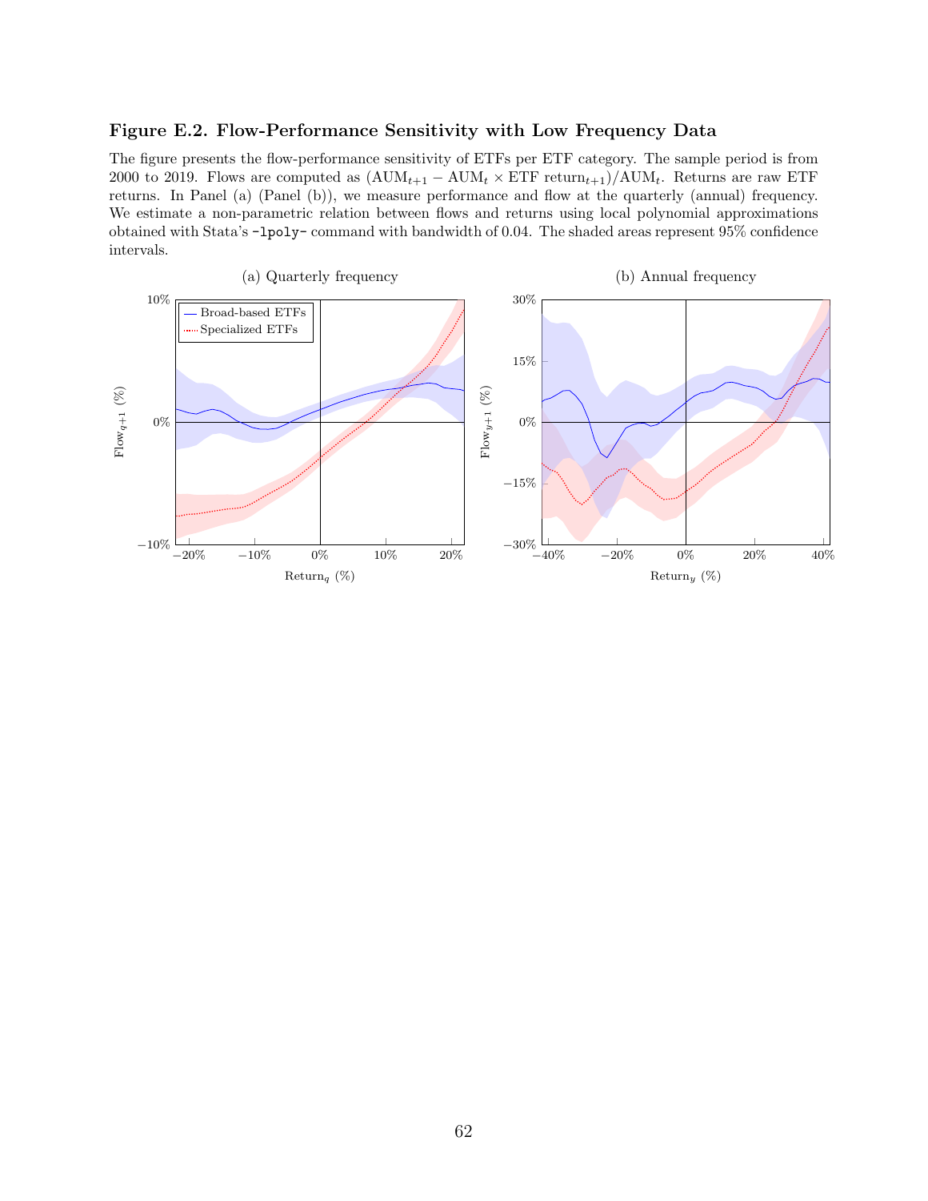### Figure E.2. Flow-Performance Sensitivity with Low Frequency Data

The figure presents the flow-performance sensitivity of ETFs per ETF category. The sample period is from 2000 to 2019. Flows are computed as $(\text{AUM}_{t+1} - \text{AUM}_t \times \text{ETF return}_{t+1})/\text{AUM}_t$. Returns are raw ETF returns. In Panel (a) (Panel (b)), we measure performance and flow at the quarterly (annual) frequency. We estimate a non-parametric relation between flows and returns using local polynomial approximations obtained with Stata's `-lpoly-` command with bandwidth of 0.04. The shaded areas represent 95% confidence intervals.

(a) Quarterly frequency

(b) Annual frequency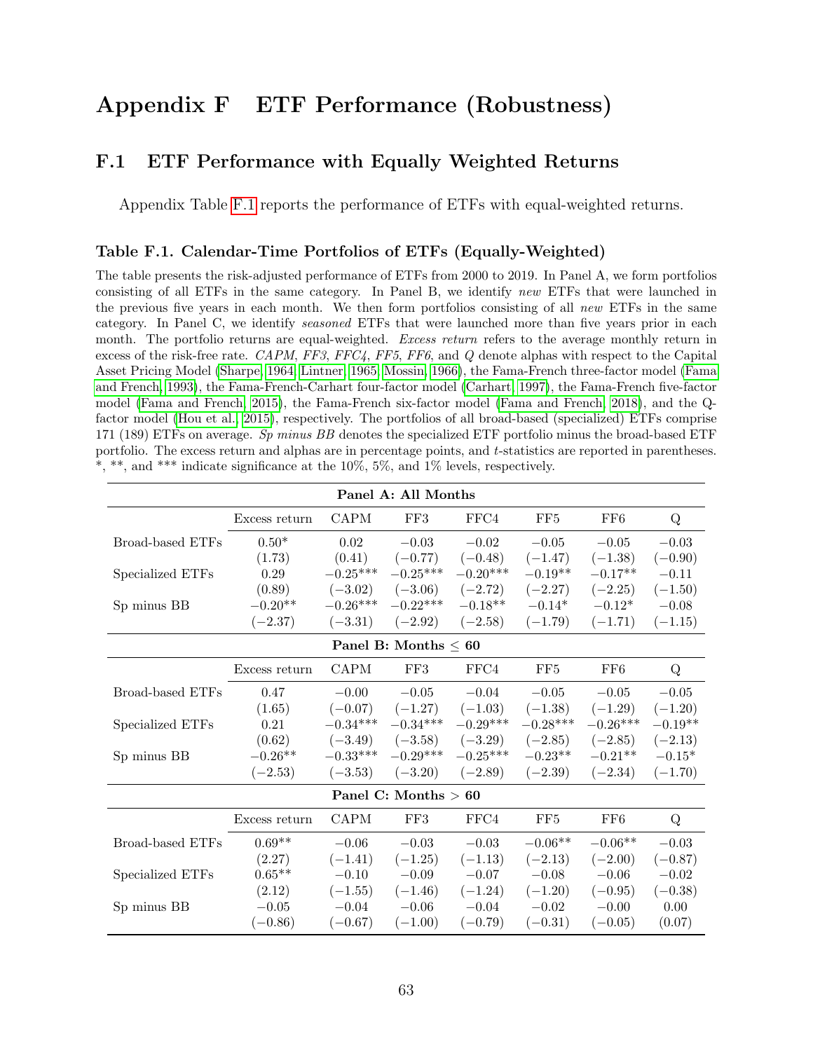# Appendix F ETF Performance (Robustness)

## F.1 ETF Performance with Equally Weighted Returns

Appendix Table F.1 reports the performance of ETFs with equal-weighted returns.

### Table F.1. Calendar-Time Portfolios of ETFs (Equally-Weighted)

The table presents the risk-adjusted performance of ETFs from 2000 to 2019. In Panel A, we form portfolios consisting of all ETFs in the same category. In Panel B, we identify *new* ETFs that were launched in the previous five years in each month. We then form portfolios consisting of all *new* ETFs in the same category. In Panel C, we identify *seasoned* ETFs that were launched more than five years prior in each month. The portfolio returns are equal-weighted. *Excess return* refers to the average monthly return in excess of the risk-free rate. *CAPM*, *FF3*, *FFC4*, *FF5*, *FF6*, and *Q* denote alphas with respect to the Capital Asset Pricing Model (Sharpe, 1964; Lintner, 1965; Mossin, 1966), the Fama-French three-factor model (Fama and French, 1993), the Fama-French-Carhart four-factor model (Carhart, 1997), the Fama-French five-factor model (Fama and French, 2015), the Fama-French six-factor model (Fama and French, 2018), and the Q-factor model (Hou et al., 2015), respectively. The portfolios of all broad-based (specialized) ETFs comprise 171 (189) ETFs on average. *Sp minus BB* denotes the specialized ETF portfolio minus the broad-based ETF portfolio. The excess return and alphas are in percentage points, and *t*-statistics are reported in parentheses. *, **, and *** indicate significance at the 10%, 5%, and 1% levels, respectively.

| | Excess return | CAPM | FF3 | FFC4 | FF5 | FF6 | Q |
|---|---|---|---|---|---|---|---|
| **Panel A: All Months** | | | | | | | |
| Broad-based ETFs | 0.50* | 0.02 | −0.03 | −0.02 | −0.05 | −0.05 | −0.03 |
| | (1.73) | (0.41) | (−0.77) | (−0.48) | (−1.47) | (−1.38) | (−0.90) |
| Specialized ETFs | 0.29 | −0.25*** | −0.25*** | −0.20*** | −0.19** | −0.17** | −0.11 |
| | (0.89) | (−3.02) | (−3.06) | (−2.72) | (−2.27) | (−2.25) | (−1.50) |
| Sp minus BB | −0.20** | −0.26*** | −0.22*** | −0.18** | −0.14* | −0.12* | −0.08 |
| | (−2.37) | (−3.31) | (−2.92) | (−2.58) | (−1.79) | (−1.71) | (−1.15) |
| **Panel B: Months ≤ 60** | | | | | | | |
| Broad-based ETFs | 0.47 | −0.00 | −0.05 | −0.04 | −0.05 | −0.05 | −0.05 |
| | (1.65) | (−0.07) | (−1.27) | (−1.03) | (−1.38) | (−1.29) | (−1.20) |
| Specialized ETFs | 0.21 | −0.34*** | −0.34*** | −0.29*** | −0.28*** | −0.26*** | −0.19** |
| | (0.62) | (−3.49) | (−3.58) | (−3.29) | (−2.85) | (−2.85) | (−2.13) |
| Sp minus BB | −0.26** | −0.33*** | −0.29*** | −0.25*** | −0.23** | −0.21** | −0.15* |
| | (−2.53) | (−3.53) | (−3.20) | (−2.89) | (−2.39) | (−2.34) | (−1.70) |
| **Panel C: Months > 60** | | | | | | | |
| Broad-based ETFs | 0.69** | −0.06 | −0.03 | −0.03 | −0.06** | −0.06** | −0.03 |
| | (2.27) | (−1.41) | (−1.25) | (−1.13) | (−2.13) | (−2.00) | (−0.87) |
| Specialized ETFs | 0.65** | −0.10 | −0.09 | −0.07 | −0.08 | −0.06 | −0.02 |
| | (2.12) | (−1.55) | (−1.46) | (−1.24) | (−1.20) | (−0.95) | (−0.38) |
| Sp minus BB | −0.05 | −0.04 | −0.06 | −0.04 | −0.02 | −0.00 | 0.00 |
| | (−0.86) | (−0.67) | (−1.00) | (−0.79) | (−0.31) | (−0.05) | (0.07) |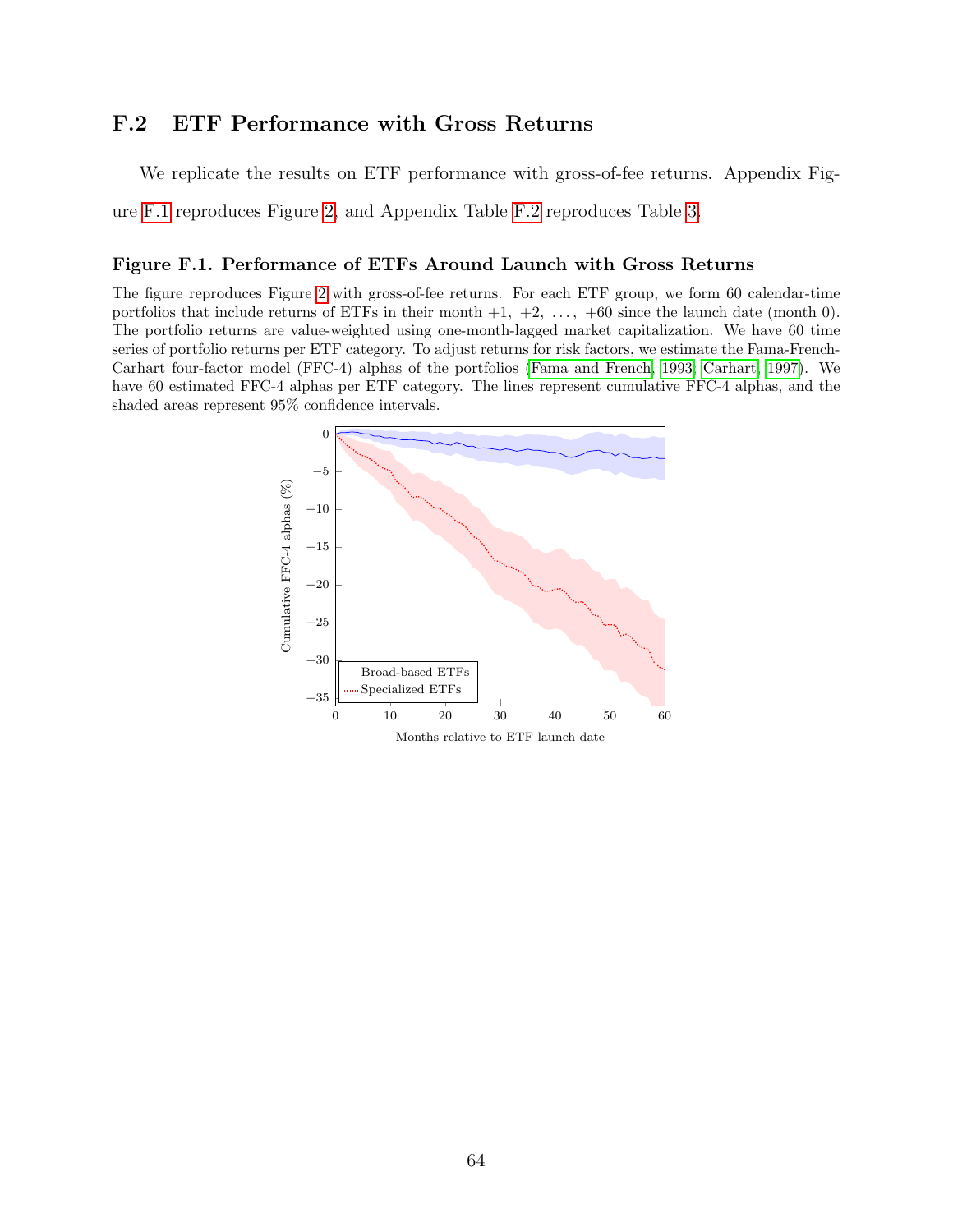## F.2 ETF Performance with Gross Returns

We replicate the results on ETF performance with gross-of-fee returns. Appendix Figure F.1 reproduces Figure 2, and Appendix Table F.2 reproduces Table 3.

### Figure F.1. Performance of ETFs Around Launch with Gross Returns

The figure reproduces Figure 2 with gross-of-fee returns. For each ETF group, we form 60 calendar-time portfolios that include returns of ETFs in their month +1, +2, ..., +60 since the launch date (month 0). The portfolio returns are value-weighted using one-month-lagged market capitalization. We have 60 time series of portfolio returns per ETF category. To adjust returns for risk factors, we estimate the Fama-French-Carhart four-factor model (FFC-4) alphas of the portfolios (Fama and French, 1993; Carhart, 1997). We have 60 estimated FFC-4 alphas per ETF category. The lines represent cumulative FFC-4 alphas, and the shaded areas represent 95% confidence intervals.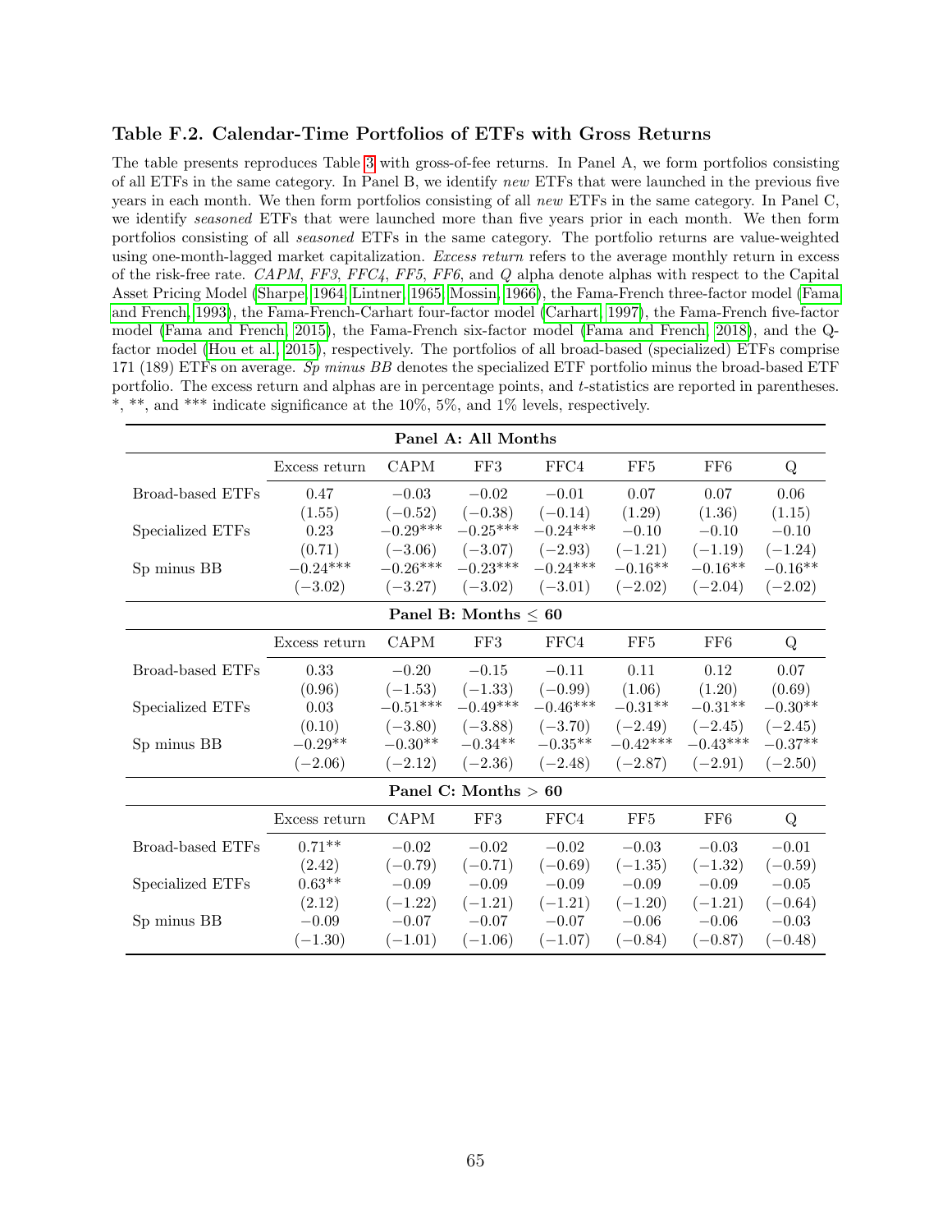### Table F.2. Calendar-Time Portfolios of ETFs with Gross Returns

The table presents reproduces Table 3 with gross-of-fee returns. In Panel A, we form portfolios consisting of all ETFs in the same category. In Panel B, we identify *new* ETFs that were launched in the previous five years in each month. We then form portfolios consisting of all *new* ETFs in the same category. In Panel C, we identify *seasoned* ETFs that were launched more than five years prior in each month. We then form portfolios consisting of all *seasoned* ETFs in the same category. The portfolio returns are value-weighted using one-month-lagged market capitalization. *Excess return* refers to the average monthly return in excess of the risk-free rate. *CAPM*, *FF3*, *FFC4*, *FF5*, *FF6*, and *Q* alpha denote alphas with respect to the Capital Asset Pricing Model (Sharpe, 1964; Lintner, 1965; Mossin, 1966), the Fama-French three-factor model (Fama and French, 1993), the Fama-French-Carhart four-factor model (Carhart, 1997), the Fama-French five-factor model (Fama and French, 2015), the Fama-French six-factor model (Fama and French, 2018), and the Q-factor model (Hou et al., 2015), respectively. The portfolios of all broad-based (specialized) ETFs comprise 171 (189) ETFs on average. *Sp minus BB* denotes the specialized ETF portfolio minus the broad-based ETF portfolio. The excess return and alphas are in percentage points, and *t*-statistics are reported in parentheses. \*, \*\*, and \*\*\* indicate significance at the 10%, 5%, and 1% levels, respectively.

| | Excess return | CAPM | FF3 | FFC4 | FF5 | FF6 | Q |
|---|---|---|---|---|---|---|---|
| **Panel A: All Months** | | | | | | | |
| Broad-based ETFs | 0.47 | −0.03 | −0.02 | −0.01 | 0.07 | 0.07 | 0.06 |
| | (1.55) | (−0.52) | (−0.38) | (−0.14) | (1.29) | (1.36) | (1.15) |
| Specialized ETFs | 0.23 | −0.29*** | −0.25*** | −0.24*** | −0.10 | −0.10 | −0.10 |
| | (0.71) | (−3.06) | (−3.07) | (−2.93) | (−1.21) | (−1.19) | (−1.24) |
| Sp minus BB | −0.24*** | −0.26*** | −0.23*** | −0.24*** | −0.16** | −0.16** | −0.16** |
| | (−3.02) | (−3.27) | (−3.02) | (−3.01) | (−2.02) | (−2.04) | (−2.02) |
| **Panel B: Months ≤ 60** | | | | | | | |
| Broad-based ETFs | 0.33 | −0.20 | −0.15 | −0.11 | 0.11 | 0.12 | 0.07 |
| | (0.96) | (−1.53) | (−1.33) | (−0.99) | (1.06) | (1.20) | (0.69) |
| Specialized ETFs | 0.03 | −0.51*** | −0.49*** | −0.46*** | −0.31** | −0.31** | −0.30** |
| | (0.10) | (−3.80) | (−3.88) | (−3.70) | (−2.49) | (−2.45) | (−2.45) |
| Sp minus BB | −0.29** | −0.30** | −0.34** | −0.35** | −0.42*** | −0.43*** | −0.37** |
| | (−2.06) | (−2.12) | (−2.36) | (−2.48) | (−2.87) | (−2.91) | (−2.50) |
| **Panel C: Months > 60** | | | | | | | |
| Broad-based ETFs | 0.71** | −0.02 | −0.02 | −0.02 | −0.03 | −0.03 | −0.01 |
| | (2.42) | (−0.79) | (−0.71) | (−0.69) | (−1.35) | (−1.32) | (−0.59) |
| Specialized ETFs | 0.63** | −0.09 | −0.09 | −0.09 | −0.09 | −0.09 | −0.05 |
| | (2.12) | (−1.22) | (−1.21) | (−1.21) | (−1.20) | (−1.21) | (−0.64) |
| Sp minus BB | −0.09 | −0.07 | −0.07 | −0.07 | −0.06 | −0.06 | −0.03 |
| | (−1.30) | (−1.01) | (−1.06) | (−1.07) | (−0.84) | (−0.87) | (−0.48) |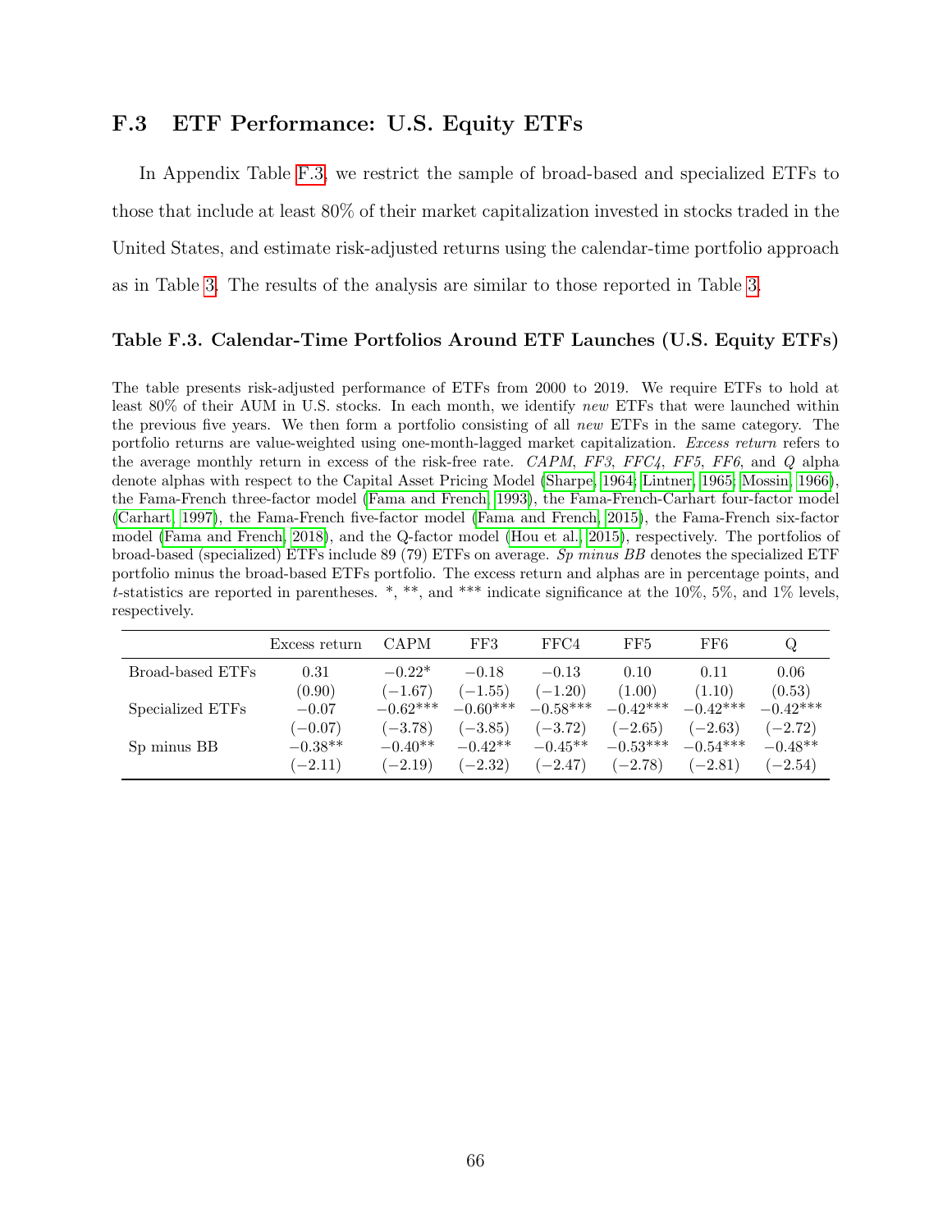## F.3 ETF Performance: U.S. Equity ETFs

In Appendix Table F.3, we restrict the sample of broad-based and specialized ETFs to those that include at least 80% of their market capitalization invested in stocks traded in the United States, and estimate risk-adjusted returns using the calendar-time portfolio approach as in Table 3. The results of the analysis are similar to those reported in Table 3.

### Table F.3. Calendar-Time Portfolios Around ETF Launches (U.S. Equity ETFs)

The table presents risk-adjusted performance of ETFs from 2000 to 2019. We require ETFs to hold at least 80% of their AUM in U.S. stocks. In each month, we identify *new* ETFs that were launched within the previous five years. We then form a portfolio consisting of all *new* ETFs in the same category. The portfolio returns are value-weighted using one-month-lagged market capitalization. *Excess return* refers to the average monthly return in excess of the risk-free rate. *CAPM*, *FF3*, *FFC4*, *FF5*, *FF6*, and *Q* alpha denote alphas with respect to the Capital Asset Pricing Model (Sharpe, 1964; Lintner, 1965; Mossin, 1966), the Fama-French three-factor model (Fama and French, 1993), the Fama-French-Carhart four-factor model (Carhart, 1997), the Fama-French five-factor model (Fama and French, 2015), the Fama-French six-factor model (Fama and French, 2018), and the Q-factor model (Hou et al., 2015), respectively. The portfolios of broad-based (specialized) ETFs include 89 (79) ETFs on average. *Sp minus BB* denotes the specialized ETF portfolio minus the broad-based ETFs portfolio. The excess return and alphas are in percentage points, and $t$-statistics are reported in parentheses. *, **, and *** indicate significance at the 10%, 5%, and 1% levels, respectively.

| | Excess return | CAPM | FF3 | FFC4 | FF5 | FF6 | Q |
|---|---|---|---|---|---|---|---|
| Broad-based ETFs | 0.31 | −0.22* | −0.18 | −0.13 | 0.10 | 0.11 | 0.06 |
| | (0.90) | (−1.67) | (−1.55) | (−1.20) | (1.00) | (1.10) | (0.53) |
| Specialized ETFs | −0.07 | −0.62*** | −0.60*** | −0.58*** | −0.42*** | −0.42*** | −0.42*** |
| | (−0.07) | (−3.78) | (−3.85) | (−3.72) | (−2.65) | (−2.63) | (−2.72) |
| Sp minus BB | −0.38** | −0.40** | −0.42** | −0.45** | −0.53*** | −0.54*** | −0.48** |
| | (−2.11) | (−2.19) | (−2.32) | (−2.47) | (−2.78) | (−2.81) | (−2.54) |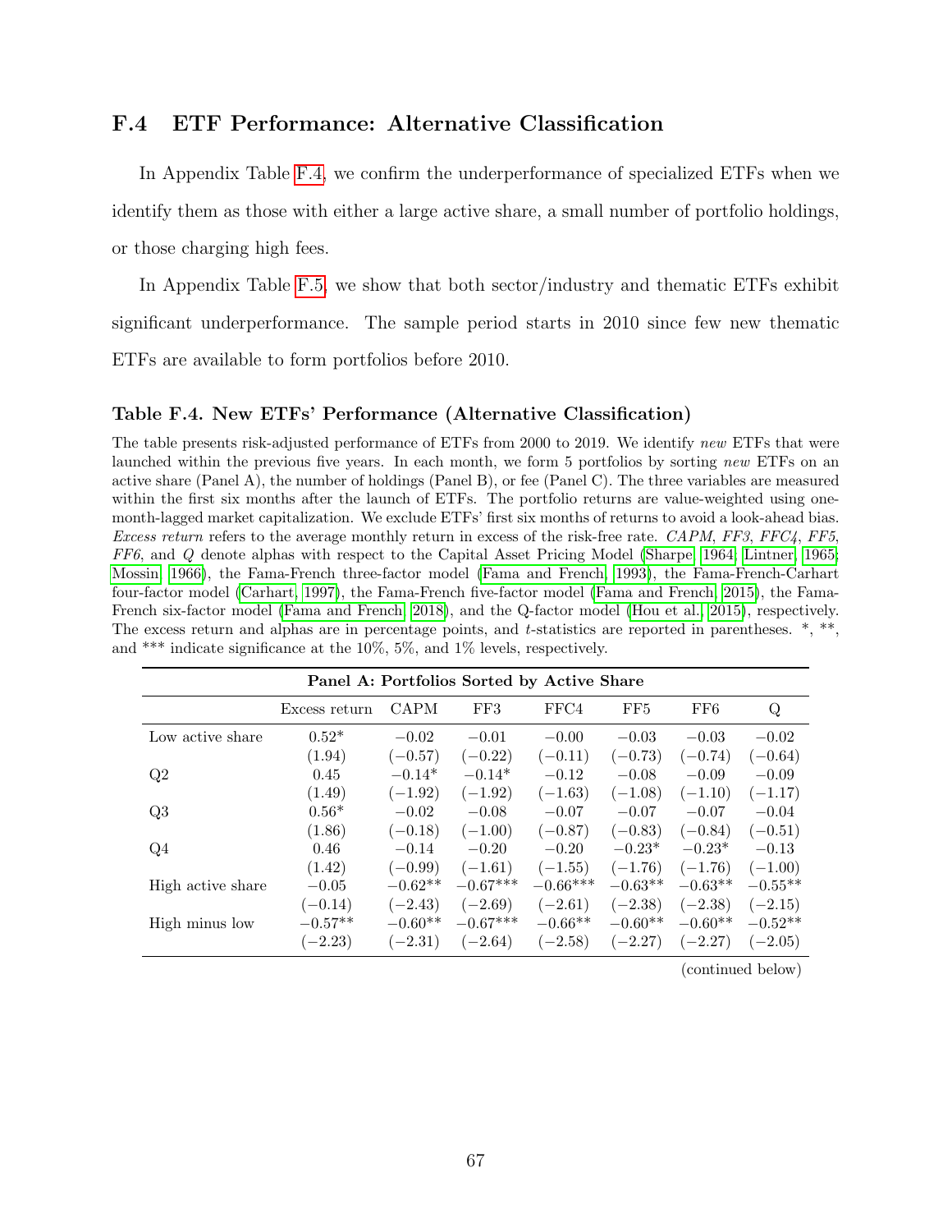## F.4 ETF Performance: Alternative Classification

In Appendix Table F.4, we confirm the underperformance of specialized ETFs when we identify them as those with either a large active share, a small number of portfolio holdings, or those charging high fees.

In Appendix Table F.5, we show that both sector/industry and thematic ETFs exhibit significant underperformance. The sample period starts in 2010 since few new thematic ETFs are available to form portfolios before 2010.

### Table F.4. New ETFs' Performance (Alternative Classification)

The table presents risk-adjusted performance of ETFs from 2000 to 2019. We identify *new* ETFs that were launched within the previous five years. In each month, we form 5 portfolios by sorting *new* ETFs on an active share (Panel A), the number of holdings (Panel B), or fee (Panel C). The three variables are measured within the first six months after the launch of ETFs. The portfolio returns are value-weighted using one-month-lagged market capitalization. We exclude ETFs' first six months of returns to avoid a look-ahead bias. *Excess return* refers to the average monthly return in excess of the risk-free rate. *CAPM*, *FF3*, *FFC4*, *FF5*, *FF6*, and *Q* denote alphas with respect to the Capital Asset Pricing Model (Sharpe, 1964; Lintner, 1965; Mossin, 1966), the Fama-French three-factor model (Fama and French, 1993), the Fama-French-Carhart four-factor model (Carhart, 1997), the Fama-French five-factor model (Fama and French, 2015), the Fama-French six-factor model (Fama and French, 2018), and the Q-factor model (Hou et al., 2015), respectively. The excess return and alphas are in percentage points, and *t*-statistics are reported in parentheses. *, **, and *** indicate significance at the 10%, 5%, and 1% levels, respectively.

| Panel A: Portfolios Sorted by Active Share | | | | | | | |
|---|---|---|---|---|---|---|---|
| | Excess return | CAPM | FF3 | FFC4 | FF5 | FF6 | Q |
| Low active share | 0.52* | −0.02 | −0.01 | −0.00 | −0.03 | −0.03 | −0.02 |
| | (1.94) | (−0.57) | (−0.22) | (−0.11) | (−0.73) | (−0.74) | (−0.64) |
| Q2 | 0.45 | −0.14* | −0.14* | −0.12 | −0.08 | −0.09 | −0.09 |
| | (1.49) | (−1.92) | (−1.92) | (−1.63) | (−1.08) | (−1.10) | (−1.17) |
| Q3 | 0.56* | −0.02 | −0.08 | −0.07 | −0.07 | −0.07 | −0.04 |
| | (1.86) | (−0.18) | (−1.00) | (−0.87) | (−0.83) | (−0.84) | (−0.51) |
| Q4 | 0.46 | −0.14 | −0.20 | −0.20 | −0.23* | −0.23* | −0.13 |
| | (1.42) | (−0.99) | (−1.61) | (−1.55) | (−1.76) | (−1.76) | (−1.00) |
| High active share | −0.05 | −0.62** | −0.67*** | −0.66*** | −0.63** | −0.63** | −0.55** |
| | (−0.14) | (−2.43) | (−2.69) | (−2.61) | (−2.38) | (−2.38) | (−2.15) |
| High minus low | −0.57** | −0.60** | −0.67*** | −0.66** | −0.60** | −0.60** | −0.52** |
| | (−2.23) | (−2.31) | (−2.64) | (−2.58) | (−2.27) | (−2.27) | (−2.05) |

(continued below)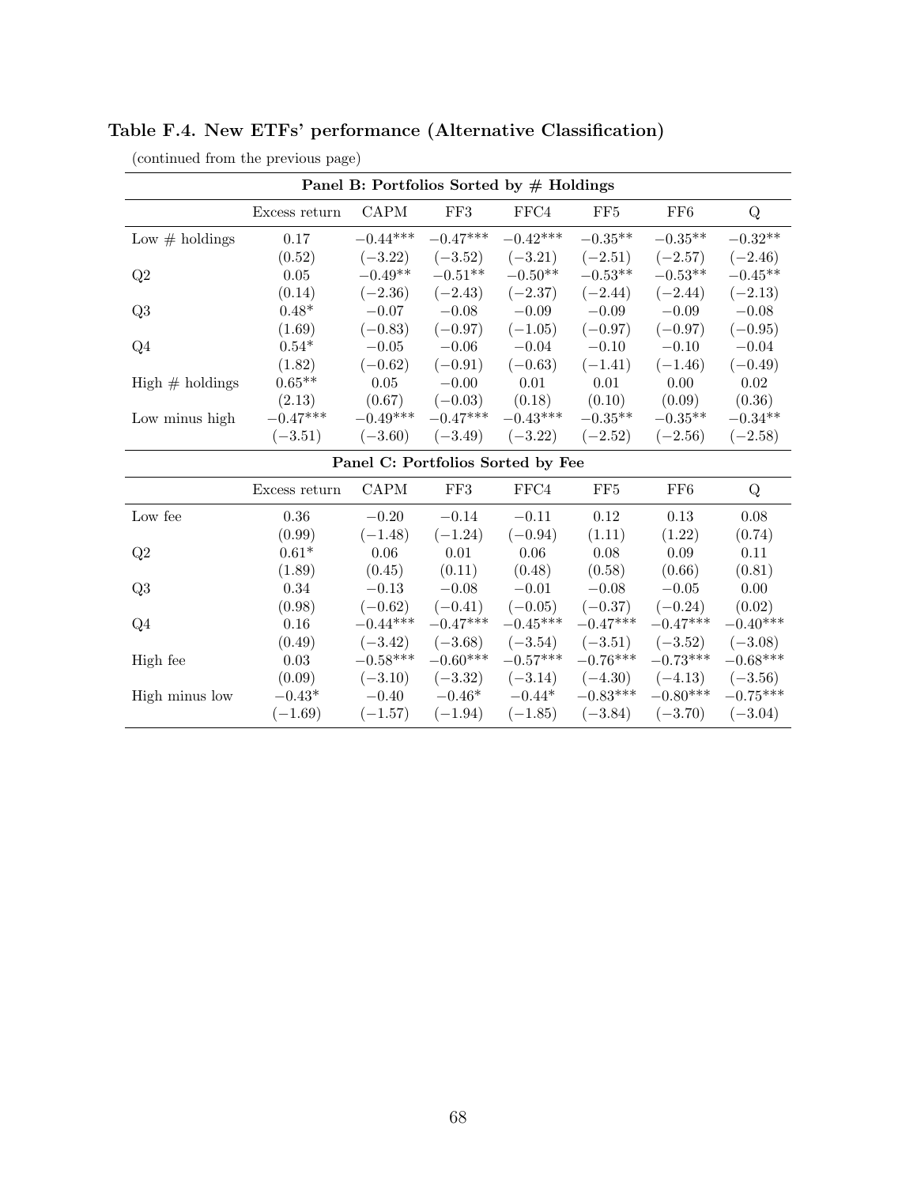**Table F.4. New ETFs' performance (Alternative Classification)**

(continued from the previous page)

| Panel B: Portfolios Sorted by # Holdings | | | | | | | |
|---|---|---|---|---|---|---|---|
| | Excess return | CAPM | FF3 | FFC4 | FF5 | FF6 | Q |
| Low # holdings | 0.17 | −0.44*** | −0.47*** | −0.42*** | −0.35** | −0.35** | −0.32** |
| | (0.52) | (−3.22) | (−3.52) | (−3.21) | (−2.51) | (−2.57) | (−2.46) |
| Q2 | 0.05 | −0.49** | −0.51** | −0.50** | −0.53** | −0.53** | −0.45** |
| | (0.14) | (−2.36) | (−2.43) | (−2.37) | (−2.44) | (−2.44) | (−2.13) |
| Q3 | 0.48* | −0.07 | −0.08 | −0.09 | −0.09 | −0.09 | −0.08 |
| | (1.69) | (−0.83) | (−0.97) | (−1.05) | (−0.97) | (−0.97) | (−0.95) |
| Q4 | 0.54* | −0.05 | −0.06 | −0.04 | −0.10 | −0.10 | −0.04 |
| | (1.82) | (−0.62) | (−0.91) | (−0.63) | (−1.41) | (−1.46) | (−0.49) |
| High # holdings | 0.65** | 0.05 | −0.00 | 0.01 | 0.01 | 0.00 | 0.02 |
| | (2.13) | (0.67) | (−0.03) | (0.18) | (0.10) | (0.09) | (0.36) |
| Low minus high | −0.47*** | −0.49*** | −0.47*** | −0.43*** | −0.35** | −0.35** | −0.34** |
| | (−3.51) | (−3.60) | (−3.49) | (−3.22) | (−2.52) | (−2.56) | (−2.58) |

| Panel C: Portfolios Sorted by Fee | | | | | | | |
|---|---|---|---|---|---|---|---|
| | Excess return | CAPM | FF3 | FFC4 | FF5 | FF6 | Q |
| Low fee | 0.36 | −0.20 | −0.14 | −0.11 | 0.12 | 0.13 | 0.08 |
| | (0.99) | (−1.48) | (−1.24) | (−0.94) | (1.11) | (1.22) | (0.74) |
| Q2 | 0.61* | 0.06 | 0.01 | 0.06 | 0.08 | 0.09 | 0.11 |
| | (1.89) | (0.45) | (0.11) | (0.48) | (0.58) | (0.66) | (0.81) |
| Q3 | 0.34 | −0.13 | −0.08 | −0.01 | −0.08 | −0.05 | 0.00 |
| | (0.98) | (−0.62) | (−0.41) | (−0.05) | (−0.37) | (−0.24) | (0.02) |
| Q4 | 0.16 | −0.44*** | −0.47*** | −0.45*** | −0.47*** | −0.47*** | −0.40*** |
| | (0.49) | (−3.42) | (−3.68) | (−3.54) | (−3.51) | (−3.52) | (−3.08) |
| High fee | 0.03 | −0.58*** | −0.60*** | −0.57*** | −0.76*** | −0.73*** | −0.68*** |
| | (0.09) | (−3.10) | (−3.32) | (−3.14) | (−4.30) | (−4.13) | (−3.56) |
| High minus low | −0.43* | −0.40 | −0.46* | −0.44* | −0.83*** | −0.80*** | −0.75*** |
| | (−1.69) | (−1.57) | (−1.94) | (−1.85) | (−3.84) | (−3.70) | (−3.04) |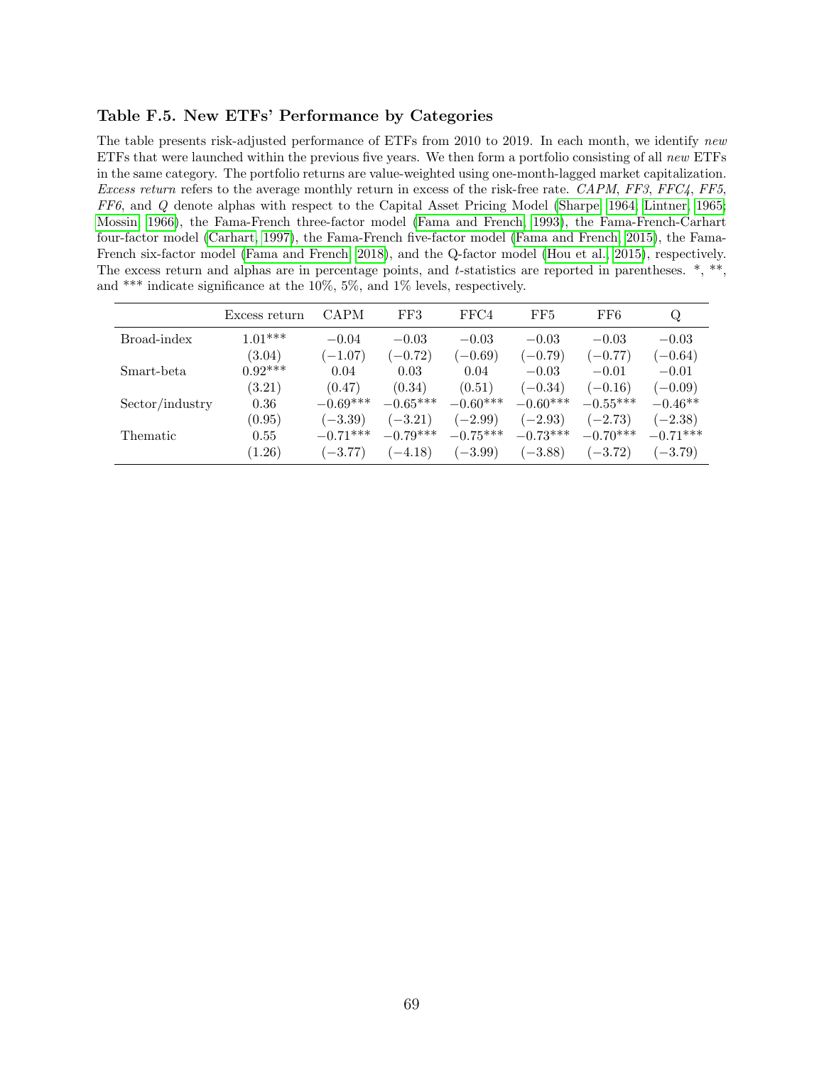### Table F.5. New ETFs' Performance by Categories

The table presents risk-adjusted performance of ETFs from 2010 to 2019. In each month, we identify *new* ETFs that were launched within the previous five years. We then form a portfolio consisting of all *new* ETFs in the same category. The portfolio returns are value-weighted using one-month-lagged market capitalization. *Excess return* refers to the average monthly return in excess of the risk-free rate. *CAPM*, *FF3*, *FFC4*, *FF5*, *FF6*, and *Q* denote alphas with respect to the Capital Asset Pricing Model (Sharpe, 1964; Lintner, 1965; Mossin, 1966), the Fama-French three-factor model (Fama and French, 1993), the Fama-French-Carhart four-factor model (Carhart, 1997), the Fama-French five-factor model (Fama and French, 2015), the Fama-French six-factor model (Fama and French, 2018), and the Q-factor model (Hou et al., 2015), respectively. The excess return and alphas are in percentage points, and $t$-statistics are reported in parentheses. *, **, and *** indicate significance at the 10%, 5%, and 1% levels, respectively.

| | Excess return | CAPM | FF3 | FFC4 | FF5 | FF6 | Q |
|---|---|---|---|---|---|---|---|
| Broad-index | 1.01*** | −0.04 | −0.03 | −0.03 | −0.03 | −0.03 | −0.03 |
| | (3.04) | (−1.07) | (−0.72) | (−0.69) | (−0.79) | (−0.77) | (−0.64) |
| Smart-beta | 0.92*** | 0.04 | 0.03 | 0.04 | −0.03 | −0.01 | −0.01 |
| | (3.21) | (0.47) | (0.34) | (0.51) | (−0.34) | (−0.16) | (−0.09) |
| Sector/industry | 0.36 | −0.69*** | −0.65*** | −0.60*** | −0.60*** | −0.55*** | −0.46** |
| | (0.95) | (−3.39) | (−3.21) | (−2.99) | (−2.93) | (−2.73) | (−2.38) |
| Thematic | 0.55 | −0.71*** | −0.79*** | −0.75*** | −0.73*** | −0.70*** | −0.71*** |
| | (1.26) | (−3.77) | (−4.18) | (−3.99) | (−3.88) | (−3.72) | (−3.79) |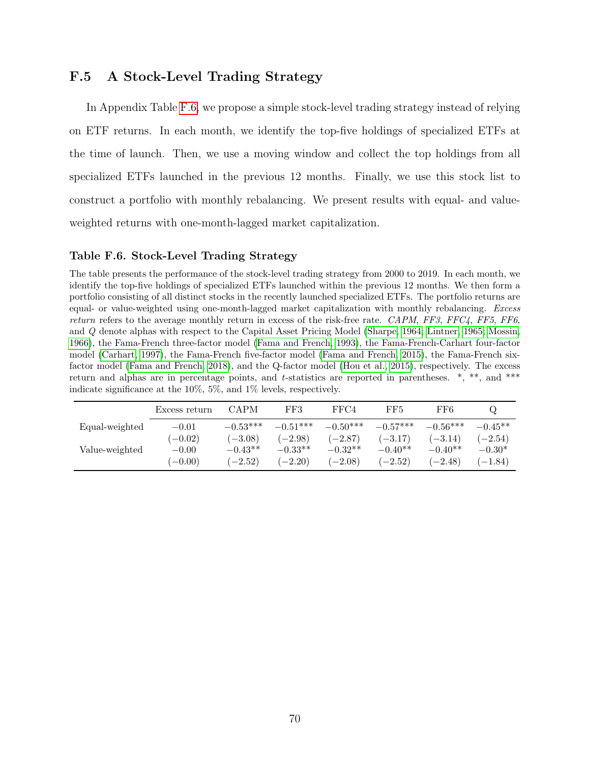## F.5 A Stock-Level Trading Strategy

In Appendix Table F.6, we propose a simple stock-level trading strategy instead of relying on ETF returns. In each month, we identify the top-five holdings of specialized ETFs at the time of launch. Then, we use a moving window and collect the top holdings from all specialized ETFs launched in the previous 12 months. Finally, we use this stock list to construct a portfolio with monthly rebalancing. We present results with equal- and value-weighted returns with one-month-lagged market capitalization.

### Table F.6. Stock-Level Trading Strategy

The table presents the performance of the stock-level trading strategy from 2000 to 2019. In each month, we identify the top-five holdings of specialized ETFs launched within the previous 12 months. We then form a portfolio consisting of all distinct stocks in the recently launched specialized ETFs. The portfolio returns are equal- or value-weighted using one-month-lagged market capitalization with monthly rebalancing. *Excess return* refers to the average monthly return in excess of the risk-free rate. *CAPM*, *FF3*, *FFC4*, *FF5*, *FF6*, and *Q* denote alphas with respect to the Capital Asset Pricing Model (Sharpe, 1964; Lintner, 1965; Mossin, 1966), the Fama-French three-factor model (Fama and French, 1993), the Fama-French-Carhart four-factor model (Carhart, 1997), the Fama-French five-factor model (Fama and French, 2015), the Fama-French six-factor model (Fama and French, 2018), and the Q-factor model (Hou et al., 2015), respectively. The excess return and alphas are in percentage points, and $t$-statistics are reported in parentheses. *, **, and *** indicate significance at the 10%, 5%, and 1% levels, respectively.

| | Excess return | CAPM | FF3 | FFC4 | FF5 | FF6 | Q |
|---|---|---|---|---|---|---|---|
| Equal-weighted | −0.01 | −0.53*** | −0.51*** | −0.50*** | −0.57*** | −0.56*** | −0.45** |
| | (−0.02) | (−3.08) | (−2.98) | (−2.87) | (−3.17) | (−3.14) | (−2.54) |
| Value-weighted | −0.00 | −0.43** | −0.33** | −0.32** | −0.40** | −0.40** | −0.30* |
| | (−0.00) | (−2.52) | (−2.20) | (−2.08) | (−2.52) | (−2.48) | (−1.84) |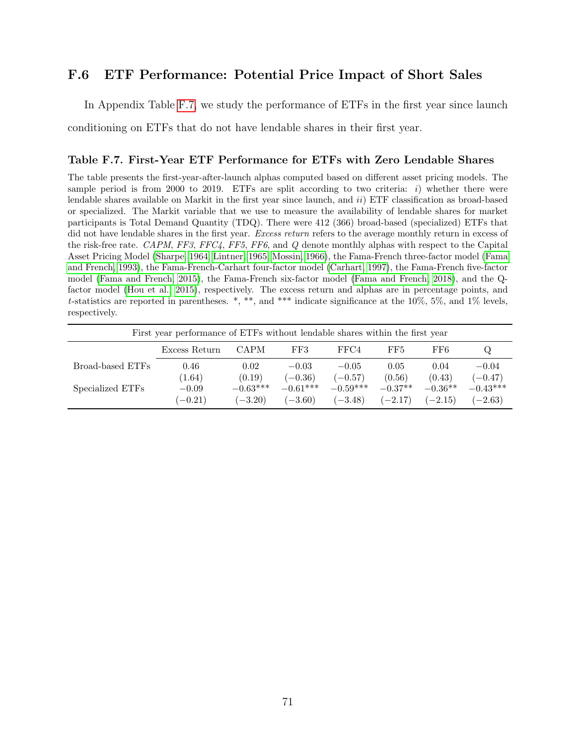## F.6 ETF Performance: Potential Price Impact of Short Sales

In Appendix Table F.7, we study the performance of ETFs in the first year since launch conditioning on ETFs that do not have lendable shares in their first year.

### Table F.7. First-Year ETF Performance for ETFs with Zero Lendable Shares

The table presents the first-year-after-launch alphas computed based on different asset pricing models. The sample period is from 2000 to 2019. ETFs are split according to two criteria: *i*) whether there were lendable shares available on Markit in the first year since launch, and *ii*) ETF classification as broad-based or specialized. The Markit variable that we use to measure the availability of lendable shares for market participants is Total Demand Quantity (TDQ). There were 412 (366) broad-based (specialized) ETFs that did not have lendable shares in the first year. *Excess return* refers to the average monthly return in excess of the risk-free rate. *CAPM*, *FF3*, *FFC4*, *FF5*, *FF6*, and *Q* denote monthly alphas with respect to the Capital Asset Pricing Model (Sharpe, 1964; Lintner, 1965; Mossin, 1966), the Fama-French three-factor model (Fama and French, 1993), the Fama-French-Carhart four-factor model (Carhart, 1997), the Fama-French five-factor model (Fama and French, 2015), the Fama-French six-factor model (Fama and French, 2018), and the Q-factor model (Hou et al., 2015), respectively. The excess return and alphas are in percentage points, and *t*-statistics are reported in parentheses. *, **, and *** indicate significance at the 10%, 5%, and 1% levels, respectively.

| First year performance of ETFs without lendable shares within the first year | | | | | | | |
|---|---|---|---|---|---|---|---|
| | Excess Return | CAPM | FF3 | FFC4 | FF5 | FF6 | Q |
| Broad-based ETFs | 0.46 | 0.02 | −0.03 | −0.05 | 0.05 | 0.04 | −0.04 |
| | (1.64) | (0.19) | (−0.36) | (−0.57) | (0.56) | (0.43) | (−0.47) |
| Specialized ETFs | −0.09 | −0.63*** | −0.61*** | −0.59*** | −0.37** | −0.36** | −0.43*** |
| | (−0.21) | (−3.20) | (−3.60) | (−3.48) | (−2.17) | (−2.15) | (−2.63) |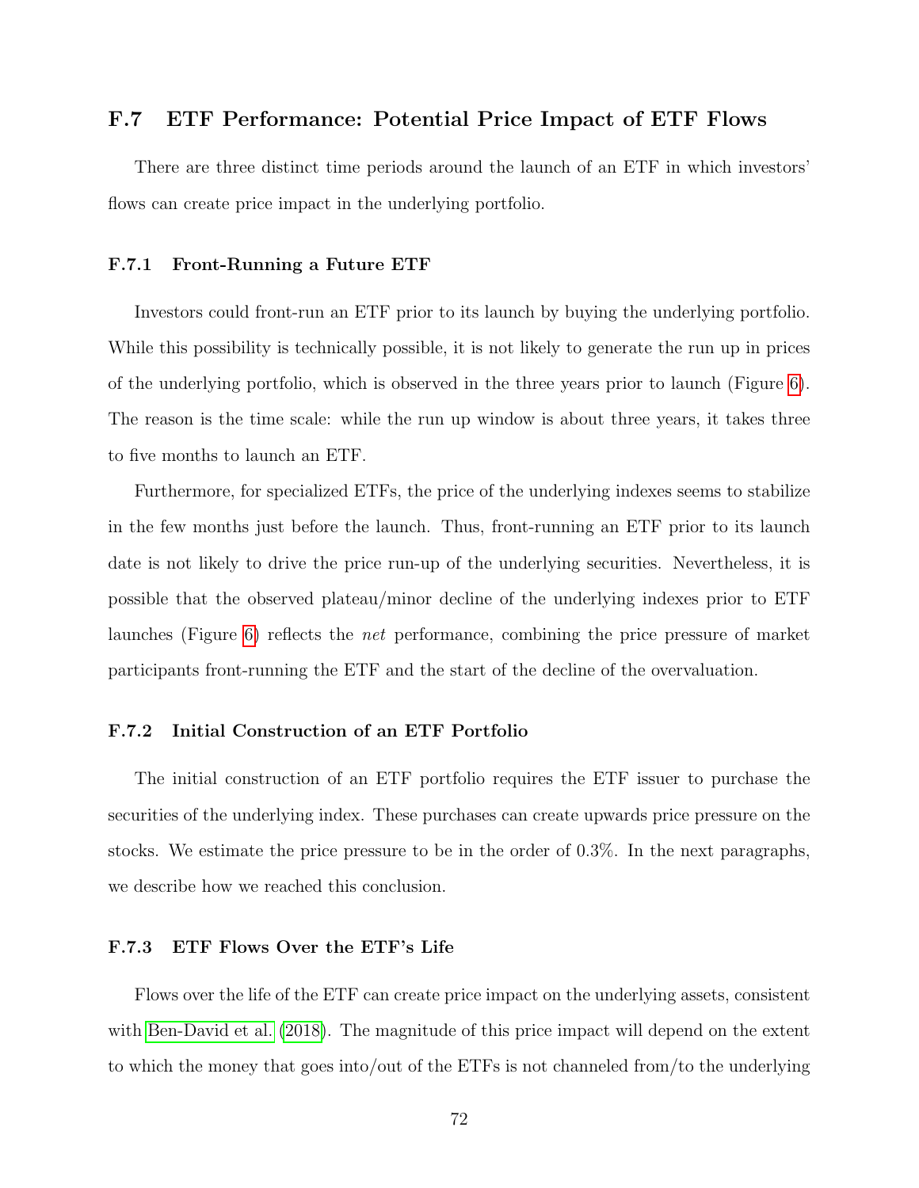## F.7 ETF Performance: Potential Price Impact of ETF Flows

There are three distinct time periods around the launch of an ETF in which investors' flows can create price impact in the underlying portfolio.

### F.7.1 Front-Running a Future ETF

Investors could front-run an ETF prior to its launch by buying the underlying portfolio. While this possibility is technically possible, it is not likely to generate the run up in prices of the underlying portfolio, which is observed in the three years prior to launch (Figure 6). The reason is the time scale: while the run up window is about three years, it takes three to five months to launch an ETF.

Furthermore, for specialized ETFs, the price of the underlying indexes seems to stabilize in the few months just before the launch. Thus, front-running an ETF prior to its launch date is not likely to drive the price run-up of the underlying securities. Nevertheless, it is possible that the observed plateau/minor decline of the underlying indexes prior to ETF launches (Figure 6) reflects the *net* performance, combining the price pressure of market participants front-running the ETF and the start of the decline of the overvaluation.

### F.7.2 Initial Construction of an ETF Portfolio

The initial construction of an ETF portfolio requires the ETF issuer to purchase the securities of the underlying index. These purchases can create upwards price pressure on the stocks. We estimate the price pressure to be in the order of 0.3%. In the next paragraphs, we describe how we reached this conclusion.

### F.7.3 ETF Flows Over the ETF's Life

Flows over the life of the ETF can create price impact on the underlying assets, consistent with Ben-David et al. (2018). The magnitude of this price impact will depend on the extent to which the money that goes into/out of the ETFs is not channeled from/to the underlying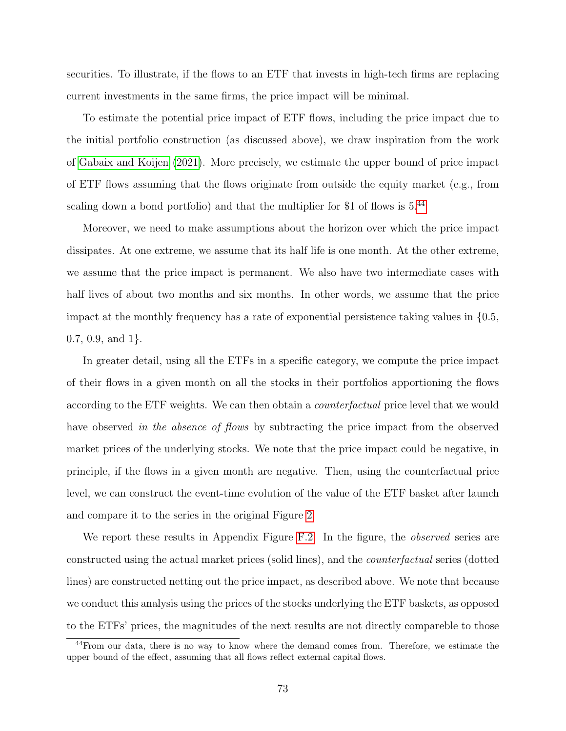securities. To illustrate, if the flows to an ETF that invests in high-tech firms are replacing current investments in the same firms, the price impact will be minimal.

To estimate the potential price impact of ETF flows, including the price impact due to the initial portfolio construction (as discussed above), we draw inspiration from the work of Gabaix and Koijen (2021). More precisely, we estimate the upper bound of price impact of ETF flows assuming that the flows originate from outside the equity market (e.g., from scaling down a bond portfolio) and that the multiplier for $1 of flows is 5.[44]

Moreover, we need to make assumptions about the horizon over which the price impact dissipates. At one extreme, we assume that its half life is one month. At the other extreme, we assume that the price impact is permanent. We also have two intermediate cases with half lives of about two months and six months. In other words, we assume that the price impact at the monthly frequency has a rate of exponential persistence taking values in {0.5, 0.7, 0.9, and 1}.

In greater detail, using all the ETFs in a specific category, we compute the price impact of their flows in a given month on all the stocks in their portfolios apportioning the flows according to the ETF weights. We can then obtain a *counterfactual* price level that we would have observed *in the absence of flows* by subtracting the price impact from the observed market prices of the underlying stocks. We note that the price impact could be negative, in principle, if the flows in a given month are negative. Then, using the counterfactual price level, we can construct the event-time evolution of the value of the ETF basket after launch and compare it to the series in the original Figure 2.

We report these results in Appendix Figure F.2. In the figure, the *observed* series are constructed using the actual market prices (solid lines), and the *counterfactual* series (dotted lines) are constructed netting out the price impact, as described above. We note that because we conduct this analysis using the prices of the stocks underlying the ETF baskets, as opposed to the ETFs' prices, the magnitudes of the next results are not directly compareble to those

[44] From our data, there is no way to know where the demand comes from. Therefore, we estimate the upper bound of the effect, assuming that all flows reflect external capital flows.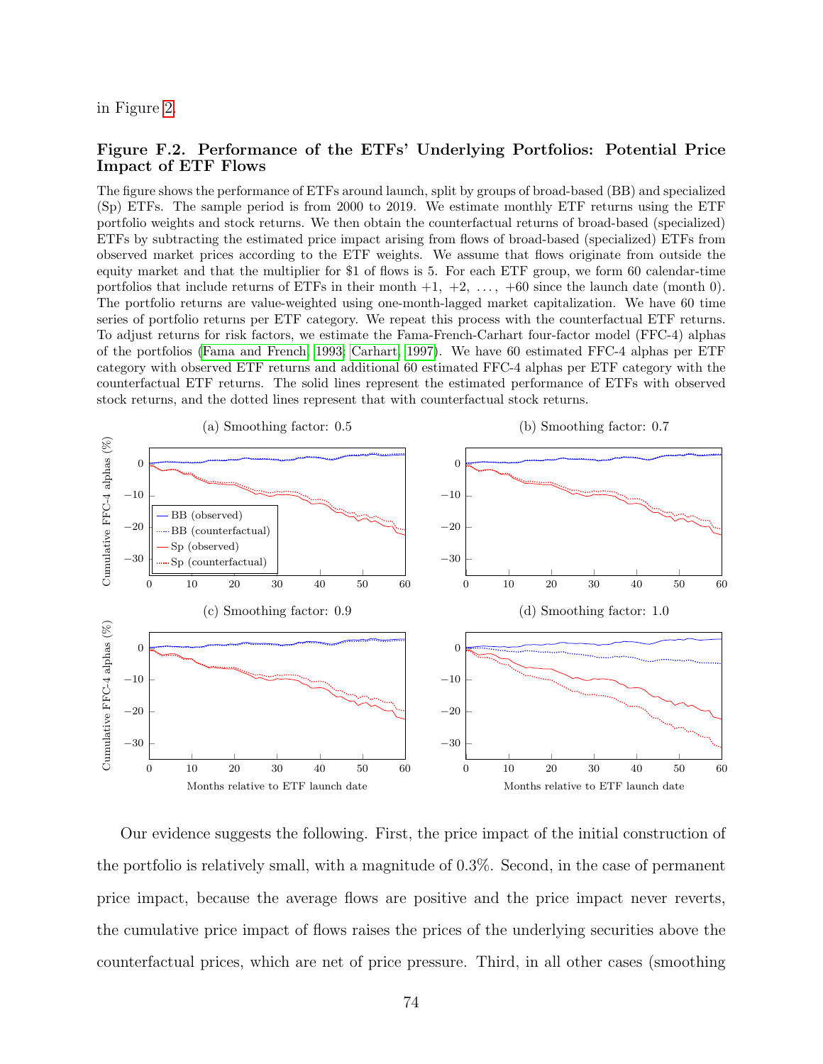in Figure 2.

### Figure F.2. Performance of the ETFs' Underlying Portfolios: Potential Price Impact of ETF Flows

The figure shows the performance of ETFs around launch, split by groups of broad-based (BB) and specialized (Sp) ETFs. The sample period is from 2000 to 2019. We estimate monthly ETF returns using the ETF portfolio weights and stock returns. We then obtain the counterfactual returns of broad-based (specialized) ETFs by subtracting the estimated price impact arising from flows of broad-based (specialized) ETFs from observed market prices according to the ETF weights. We assume that flows originate from outside the equity market and that the multiplier for $1 of flows is 5. For each ETF group, we form 60 calendar-time portfolios that include returns of ETFs in their month +1, +2, ..., +60 since the launch date (month 0). The portfolio returns are value-weighted using one-month-lagged market capitalization. We have 60 time series of portfolio returns per ETF category. We repeat this process with the counterfactual ETF returns. To adjust returns for risk factors, we estimate the Fama-French-Carhart four-factor model (FFC-4) alphas of the portfolios (Fama and French, 1993; Carhart, 1997). We have 60 estimated FFC-4 alphas per ETF category with observed ETF returns and additional 60 estimated FFC-4 alphas per ETF category with the counterfactual ETF returns. The solid lines represent the estimated performance of ETFs with observed stock returns, and the dotted lines represent that with counterfactual stock returns.

Our evidence suggests the following. First, the price impact of the initial construction of the portfolio is relatively small, with a magnitude of 0.3%. Second, in the case of permanent price impact, because the average flows are positive and the price impact never reverts, the cumulative price impact of flows raises the prices of the underlying securities above the counterfactual prices, which are net of price pressure. Third, in all other cases (smoothing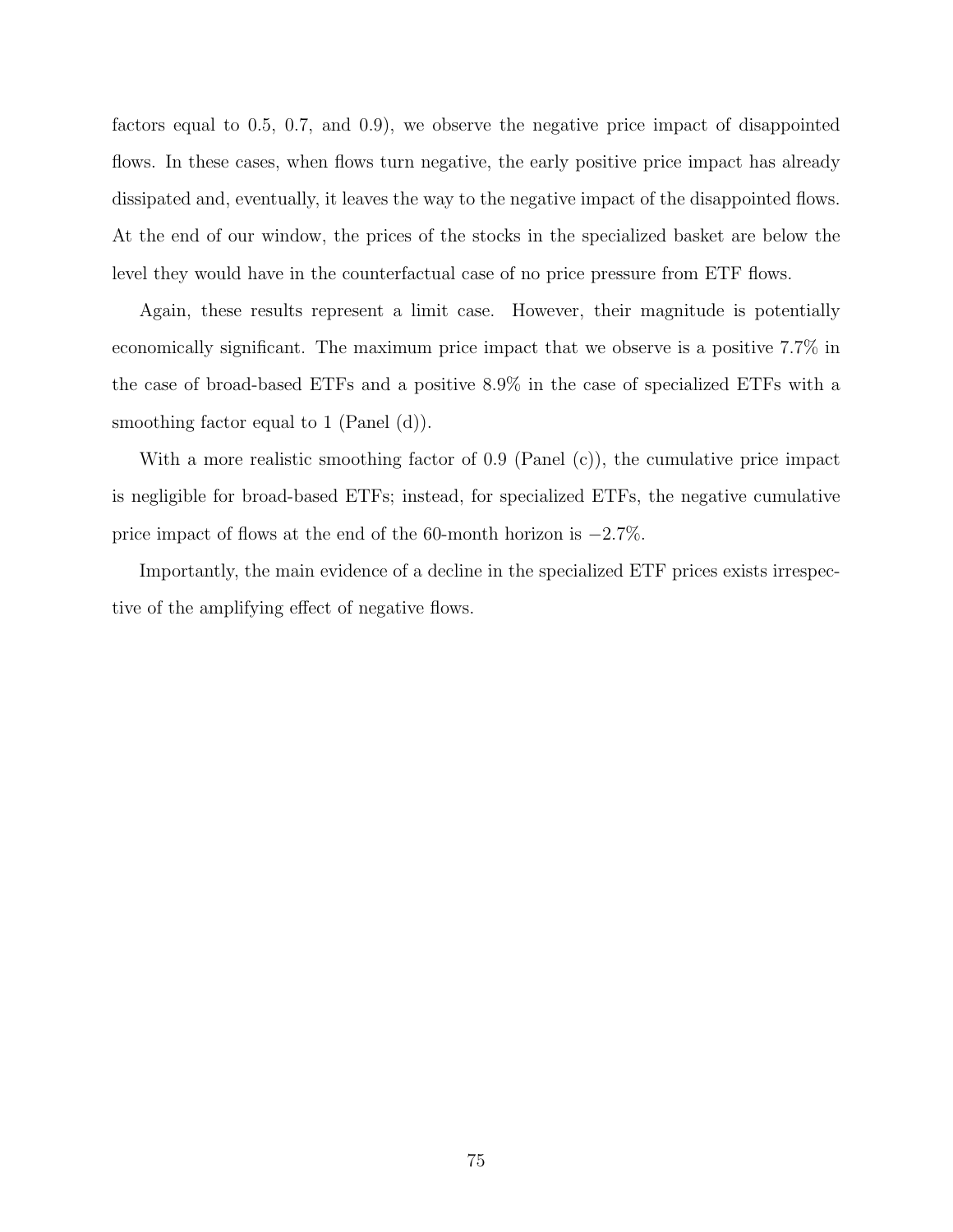factors equal to 0.5, 0.7, and 0.9), we observe the negative price impact of disappointed flows. In these cases, when flows turn negative, the early positive price impact has already dissipated and, eventually, it leaves the way to the negative impact of the disappointed flows. At the end of our window, the prices of the stocks in the specialized basket are below the level they would have in the counterfactual case of no price pressure from ETF flows.

Again, these results represent a limit case. However, their magnitude is potentially economically significant. The maximum price impact that we observe is a positive 7.7% in the case of broad-based ETFs and a positive 8.9% in the case of specialized ETFs with a smoothing factor equal to 1 (Panel (d)).

With a more realistic smoothing factor of 0.9 (Panel (c)), the cumulative price impact is negligible for broad-based ETFs; instead, for specialized ETFs, the negative cumulative price impact of flows at the end of the 60-month horizon is −2.7%.

Importantly, the main evidence of a decline in the specialized ETF prices exists irrespective of the amplifying effect of negative flows.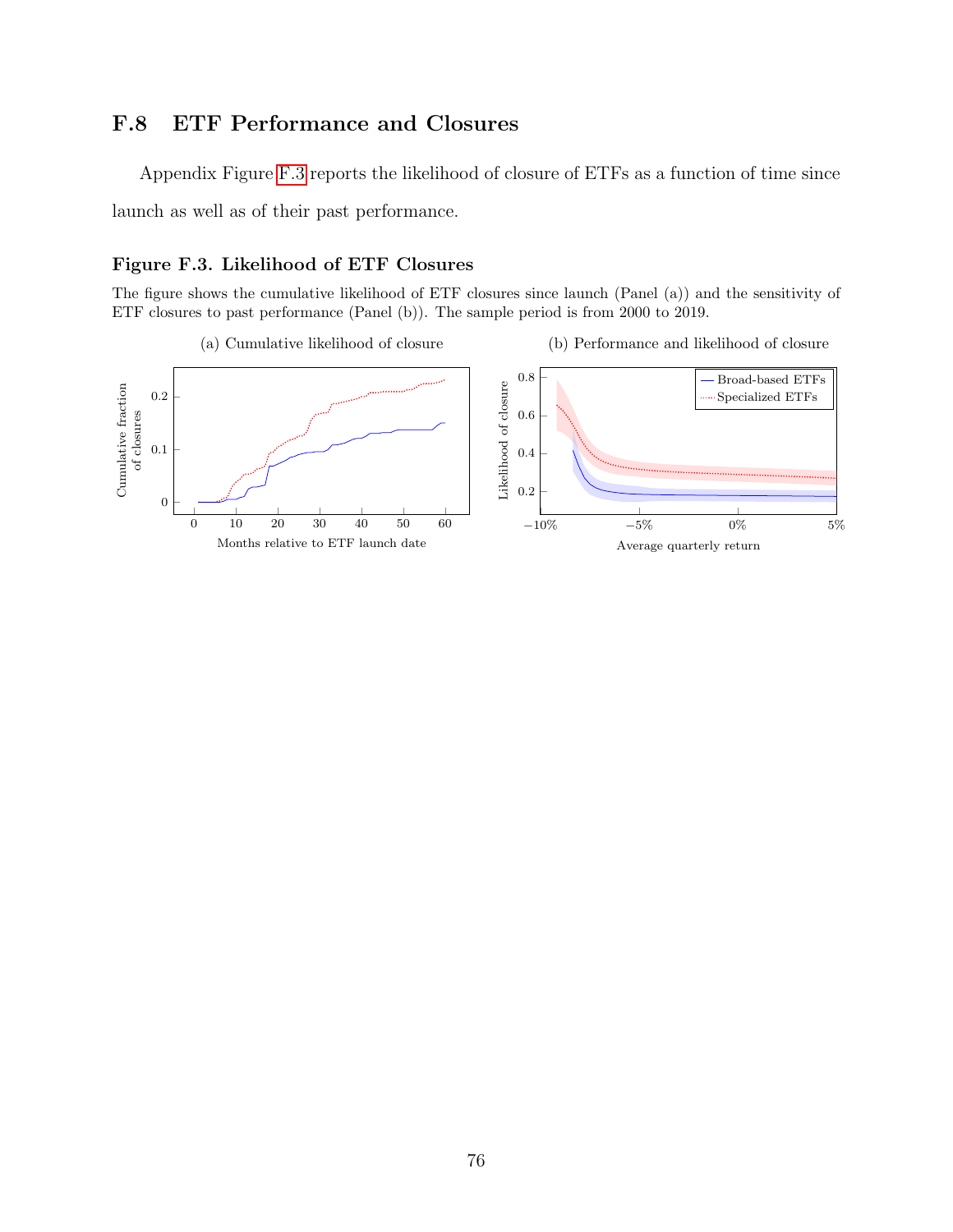## F.8 ETF Performance and Closures

Appendix Figure F.3 reports the likelihood of closure of ETFs as a function of time since launch as well as of their past performance.

### Figure F.3. Likelihood of ETF Closures

The figure shows the cumulative likelihood of ETF closures since launch (Panel (a)) and the sensitivity of ETF closures to past performance (Panel (b)). The sample period is from 2000 to 2019.

(a) Cumulative likelihood of closure

Cumulative fraction of closures

0.2
0.1
0

0 10 20 30 40 50 60

Months relative to ETF launch date

(b) Performance and likelihood of closure

Likelihood of closure

0.8
0.6
0.4
0.2

−10% −5% 0% 5%

Average quarterly return

Broad-based ETFs
Specialized ETFs